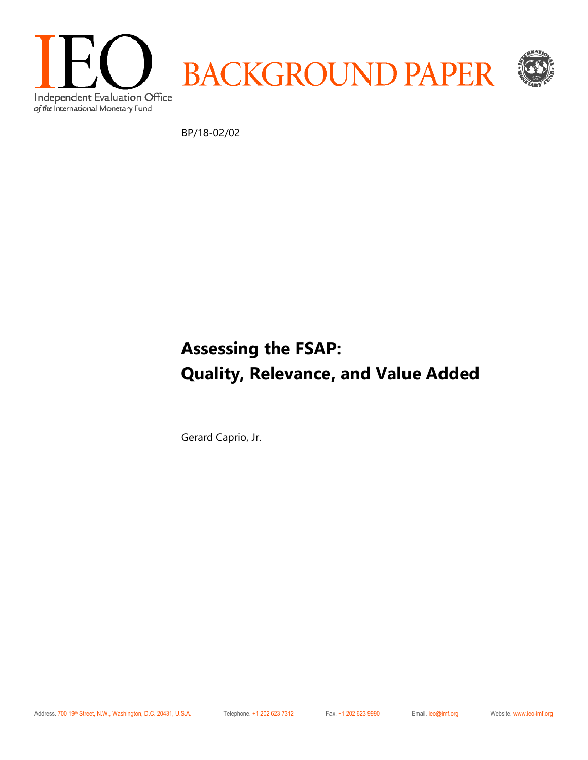IEO

Independent Evaluation Office
*of the* International Monetary Fund

BACKGROUND PAPER

BP/18-02/02

# Assessing the FSAP: Quality, Relevance, and Value Added

Gerard Caprio, Jr.

Address. 700 19th Street, N.W., Washington, D.C. 20431, U.S.A. Telephone. +1 202 623 7312 Fax. +1 202 623 9990 Email. ieo@imf.org Website. www.ieo-imf.org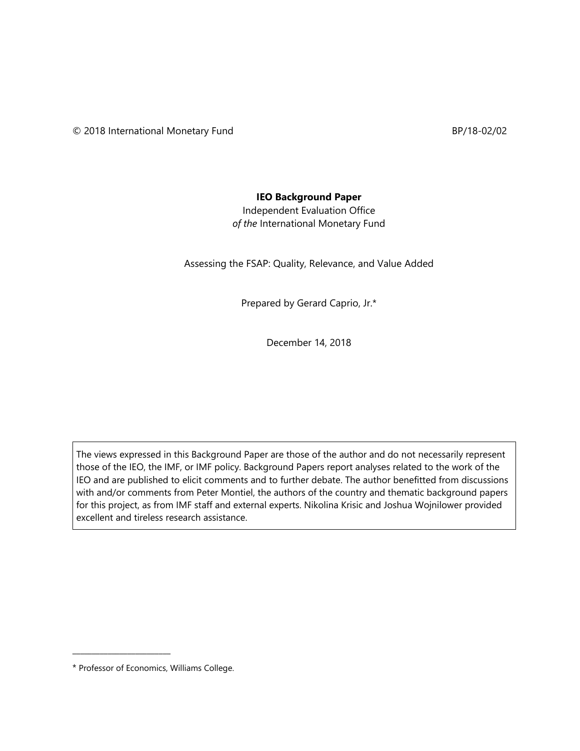© 2018 International Monetary Fund BP/18-02/02

**IEO Background Paper**

Independent Evaluation Office
*of the* International Monetary Fund

Assessing the FSAP: Quality, Relevance, and Value Added

Prepared by Gerard Caprio, Jr.*

December 14, 2018

The views expressed in this Background Paper are those of the author and do not necessarily represent those of the IEO, the IMF, or IMF policy. Background Papers report analyses related to the work of the IEO and are published to elicit comments and to further debate. The author benefitted from discussions with and/or comments from Peter Montiel, the authors of the country and thematic background papers for this project, as from IMF staff and external experts. Nikolina Krisic and Joshua Wojnilower provided excellent and tireless research assistance.

---

* Professor of Economics, Williams College.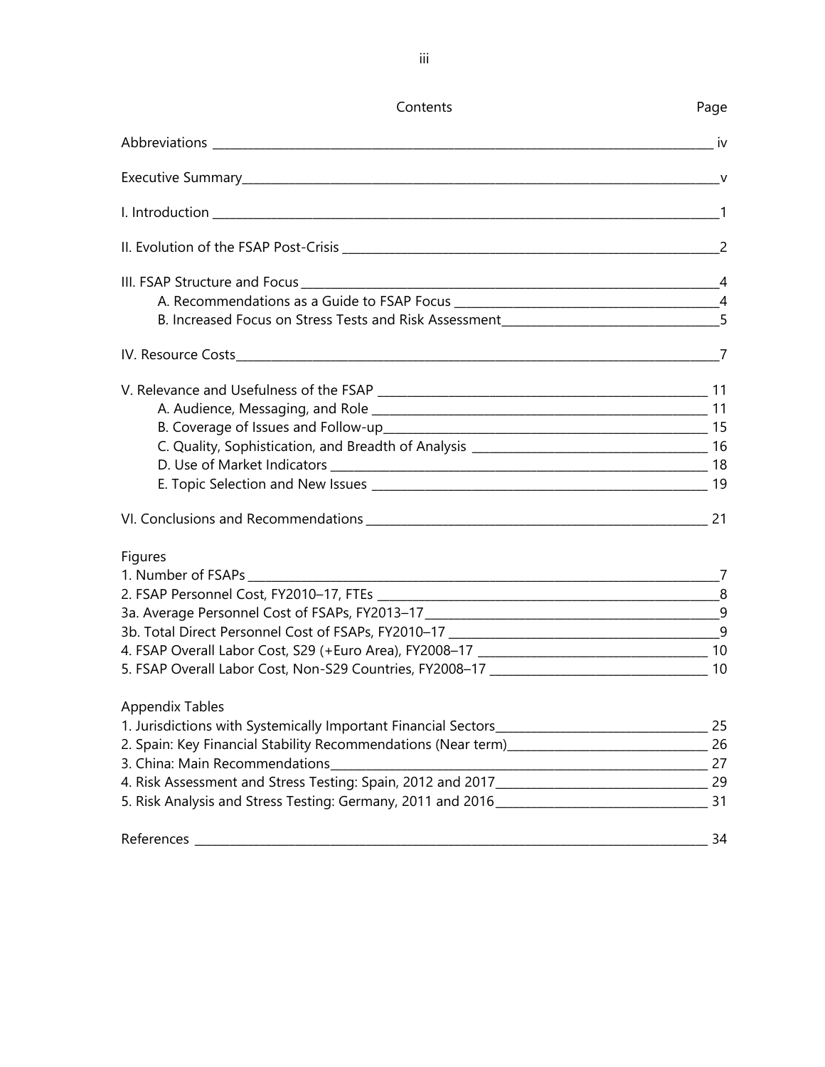# Contents

| | Page |
|---|---|
| Abbreviations | iv |
| Executive Summary | v |
| I. Introduction | 1 |
| II. Evolution of the FSAP Post-Crisis | 2 |
| III. FSAP Structure and Focus | 4 |
| A. Recommendations as a Guide to FSAP Focus | 4 |
| B. Increased Focus on Stress Tests and Risk Assessment | 5 |
| IV. Resource Costs | 7 |
| V. Relevance and Usefulness of the FSAP | 11 |
| A. Audience, Messaging, and Role | 11 |
| B. Coverage of Issues and Follow-up | 15 |
| C. Quality, Sophistication, and Breadth of Analysis | 16 |
| D. Use of Market Indicators | 18 |
| E. Topic Selection and New Issues | 19 |
| VI. Conclusions and Recommendations | 21 |
| **Figures** | |
| 1. Number of FSAPs | 7 |
| 2. FSAP Personnel Cost, FY2010–17, FTEs | 8 |
| 3a. Average Personnel Cost of FSAPs, FY2013–17 | 9 |
| 3b. Total Direct Personnel Cost of FSAPs, FY2010–17 | 9 |
| 4. FSAP Overall Labor Cost, S29 (+Euro Area), FY2008–17 | 10 |
| 5. FSAP Overall Labor Cost, Non-S29 Countries, FY2008–17 | 10 |
| **Appendix Tables** | |
| 1. Jurisdictions with Systemically Important Financial Sectors | 25 |
| 2. Spain: Key Financial Stability Recommendations (Near term) | 26 |
| 3. China: Main Recommendations | 27 |
| 4. Risk Assessment and Stress Testing: Spain, 2012 and 2017 | 29 |
| 5. Risk Analysis and Stress Testing: Germany, 2011 and 2016 | 31 |
| References | 34 |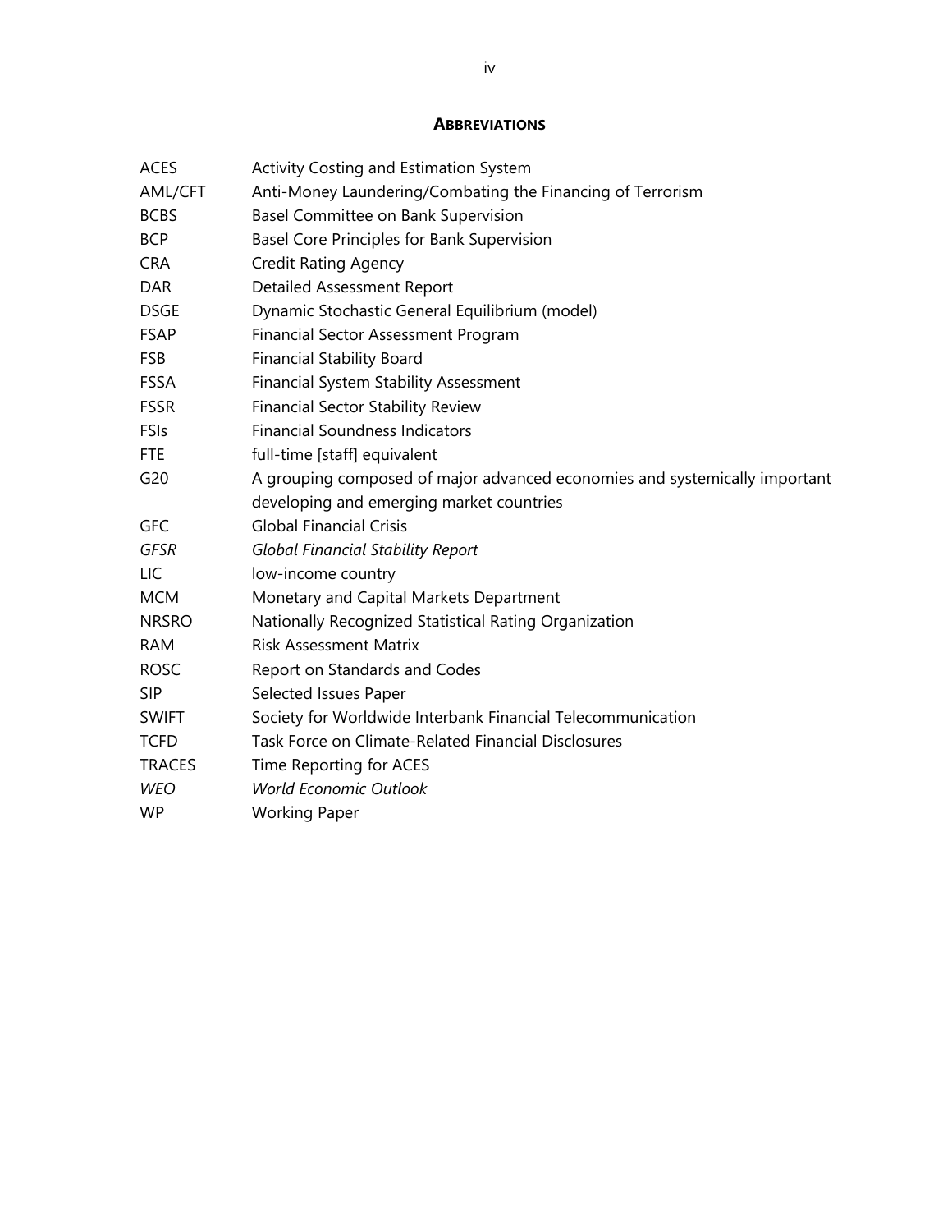## ABBREVIATIONS

| | |
|---|---|
| ACES | Activity Costing and Estimation System |
| AML/CFT | Anti-Money Laundering/Combating the Financing of Terrorism |
| BCBS | Basel Committee on Bank Supervision |
| BCP | Basel Core Principles for Bank Supervision |
| CRA | Credit Rating Agency |
| DAR | Detailed Assessment Report |
| DSGE | Dynamic Stochastic General Equilibrium (model) |
| FSAP | Financial Sector Assessment Program |
| FSB | Financial Stability Board |
| FSSA | Financial System Stability Assessment |
| FSSR | Financial Sector Stability Review |
| FSIs | Financial Soundness Indicators |
| FTE | full-time [staff] equivalent |
| G20 | A grouping composed of major advanced economies and systemically important developing and emerging market countries |
| GFC | Global Financial Crisis |
| *GFSR* | *Global Financial Stability Report* |
| LIC | low-income country |
| MCM | Monetary and Capital Markets Department |
| NRSRO | Nationally Recognized Statistical Rating Organization |
| RAM | Risk Assessment Matrix |
| ROSC | Report on Standards and Codes |
| SIP | Selected Issues Paper |
| SWIFT | Society for Worldwide Interbank Financial Telecommunication |
| TCFD | Task Force on Climate-Related Financial Disclosures |
| TRACES | Time Reporting for ACES |
| *WEO* | *World Economic Outlook* |
| WP | Working Paper |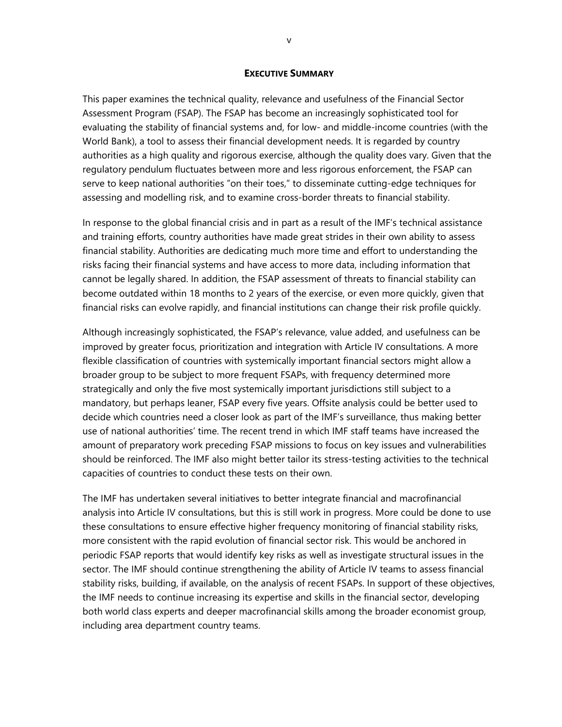## EXECUTIVE SUMMARY

This paper examines the technical quality, relevance and usefulness of the Financial Sector Assessment Program (FSAP). The FSAP has become an increasingly sophisticated tool for evaluating the stability of financial systems and, for low- and middle-income countries (with the World Bank), a tool to assess their financial development needs. It is regarded by country authorities as a high quality and rigorous exercise, although the quality does vary. Given that the regulatory pendulum fluctuates between more and less rigorous enforcement, the FSAP can serve to keep national authorities "on their toes," to disseminate cutting-edge techniques for assessing and modelling risk, and to examine cross-border threats to financial stability.

In response to the global financial crisis and in part as a result of the IMF's technical assistance and training efforts, country authorities have made great strides in their own ability to assess financial stability. Authorities are dedicating much more time and effort to understanding the risks facing their financial systems and have access to more data, including information that cannot be legally shared. In addition, the FSAP assessment of threats to financial stability can become outdated within 18 months to 2 years of the exercise, or even more quickly, given that financial risks can evolve rapidly, and financial institutions can change their risk profile quickly.

Although increasingly sophisticated, the FSAP's relevance, value added, and usefulness can be improved by greater focus, prioritization and integration with Article IV consultations. A more flexible classification of countries with systemically important financial sectors might allow a broader group to be subject to more frequent FSAPs, with frequency determined more strategically and only the five most systemically important jurisdictions still subject to a mandatory, but perhaps leaner, FSAP every five years. Offsite analysis could be better used to decide which countries need a closer look as part of the IMF's surveillance, thus making better use of national authorities' time. The recent trend in which IMF staff teams have increased the amount of preparatory work preceding FSAP missions to focus on key issues and vulnerabilities should be reinforced. The IMF also might better tailor its stress-testing activities to the technical capacities of countries to conduct these tests on their own.

The IMF has undertaken several initiatives to better integrate financial and macrofinancial analysis into Article IV consultations, but this is still work in progress. More could be done to use these consultations to ensure effective higher frequency monitoring of financial stability risks, more consistent with the rapid evolution of financial sector risk. This would be anchored in periodic FSAP reports that would identify key risks as well as investigate structural issues in the sector. The IMF should continue strengthening the ability of Article IV teams to assess financial stability risks, building, if available, on the analysis of recent FSAPs. In support of these objectives, the IMF needs to continue increasing its expertise and skills in the financial sector, developing both world class experts and deeper macrofinancial skills among the broader economist group, including area department country teams.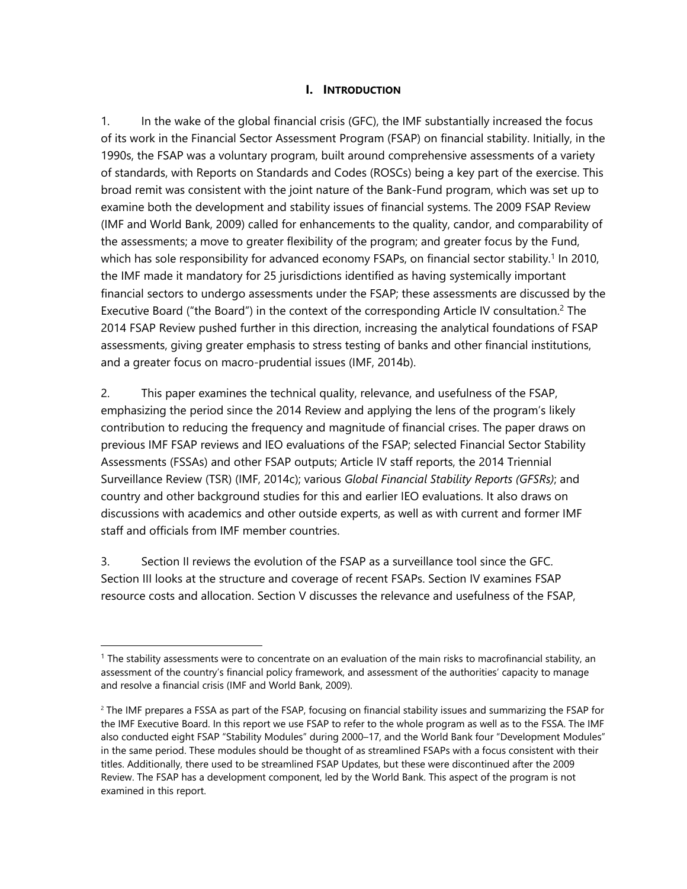# I. INTRODUCTION

1. In the wake of the global financial crisis (GFC), the IMF substantially increased the focus of its work in the Financial Sector Assessment Program (FSAP) on financial stability. Initially, in the 1990s, the FSAP was a voluntary program, built around comprehensive assessments of a variety of standards, with Reports on Standards and Codes (ROSCs) being a key part of the exercise. This broad remit was consistent with the joint nature of the Bank-Fund program, which was set up to examine both the development and stability issues of financial systems. The 2009 FSAP Review (IMF and World Bank, 2009) called for enhancements to the quality, candor, and comparability of the assessments; a move to greater flexibility of the program; and greater focus by the Fund, which has sole responsibility for advanced economy FSAPs, on financial sector stability.[1] In 2010, the IMF made it mandatory for 25 jurisdictions identified as having systemically important financial sectors to undergo assessments under the FSAP; these assessments are discussed by the Executive Board ("the Board") in the context of the corresponding Article IV consultation.[2] The 2014 FSAP Review pushed further in this direction, increasing the analytical foundations of FSAP assessments, giving greater emphasis to stress testing of banks and other financial institutions, and a greater focus on macro-prudential issues (IMF, 2014b).

2. This paper examines the technical quality, relevance, and usefulness of the FSAP, emphasizing the period since the 2014 Review and applying the lens of the program's likely contribution to reducing the frequency and magnitude of financial crises. The paper draws on previous IMF FSAP reviews and IEO evaluations of the FSAP; selected Financial Sector Stability Assessments (FSSAs) and other FSAP outputs; Article IV staff reports, the 2014 Triennial Surveillance Review (TSR) (IMF, 2014c); various *Global Financial Stability Reports (GFSRs)*; and country and other background studies for this and earlier IEO evaluations. It also draws on discussions with academics and other outside experts, as well as with current and former IMF staff and officials from IMF member countries.

3. Section II reviews the evolution of the FSAP as a surveillance tool since the GFC. Section III looks at the structure and coverage of recent FSAPs. Section IV examines FSAP resource costs and allocation. Section V discusses the relevance and usefulness of the FSAP,

---

[1] The stability assessments were to concentrate on an evaluation of the main risks to macrofinancial stability, an assessment of the country's financial policy framework, and assessment of the authorities' capacity to manage and resolve a financial crisis (IMF and World Bank, 2009).

[2] The IMF prepares a FSSA as part of the FSAP, focusing on financial stability issues and summarizing the FSAP for the IMF Executive Board. In this report we use FSAP to refer to the whole program as well as to the FSSA. The IMF also conducted eight FSAP "Stability Modules" during 2000–17, and the World Bank four "Development Modules" in the same period. These modules should be thought of as streamlined FSAPs with a focus consistent with their titles. Additionally, there used to be streamlined FSAP Updates, but these were discontinued after the 2009 Review. The FSAP has a development component, led by the World Bank. This aspect of the program is not examined in this report.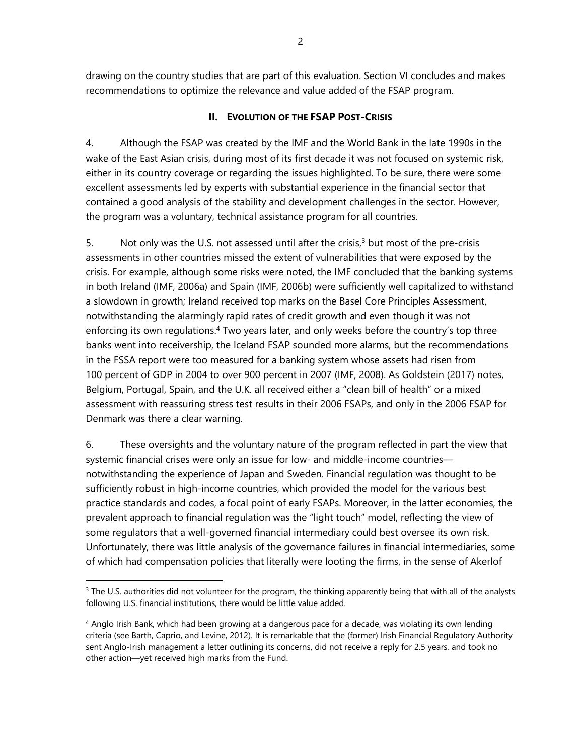drawing on the country studies that are part of this evaluation. Section VI concludes and makes recommendations to optimize the relevance and value added of the FSAP program.

## II. Evolution of the FSAP Post-Crisis

4. Although the FSAP was created by the IMF and the World Bank in the late 1990s in the wake of the East Asian crisis, during most of its first decade it was not focused on systemic risk, either in its country coverage or regarding the issues highlighted. To be sure, there were some excellent assessments led by experts with substantial experience in the financial sector that contained a good analysis of the stability and development challenges in the sector. However, the program was a voluntary, technical assistance program for all countries.

5. Not only was the U.S. not assessed until after the crisis,[3] but most of the pre-crisis assessments in other countries missed the extent of vulnerabilities that were exposed by the crisis. For example, although some risks were noted, the IMF concluded that the banking systems in both Ireland (IMF, 2006a) and Spain (IMF, 2006b) were sufficiently well capitalized to withstand a slowdown in growth; Ireland received top marks on the Basel Core Principles Assessment, notwithstanding the alarmingly rapid rates of credit growth and even though it was not enforcing its own regulations.[4] Two years later, and only weeks before the country's top three banks went into receivership, the Iceland FSAP sounded more alarms, but the recommendations in the FSSA report were too measured for a banking system whose assets had risen from 100 percent of GDP in 2004 to over 900 percent in 2007 (IMF, 2008). As Goldstein (2017) notes, Belgium, Portugal, Spain, and the U.K. all received either a "clean bill of health" or a mixed assessment with reassuring stress test results in their 2006 FSAPs, and only in the 2006 FSAP for Denmark was there a clear warning.

6. These oversights and the voluntary nature of the program reflected in part the view that systemic financial crises were only an issue for low- and middle-income countries—notwithstanding the experience of Japan and Sweden. Financial regulation was thought to be sufficiently robust in high-income countries, which provided the model for the various best practice standards and codes, a focal point of early FSAPs. Moreover, in the latter economies, the prevalent approach to financial regulation was the "light touch" model, reflecting the view of some regulators that a well-governed financial intermediary could best oversee its own risk. Unfortunately, there was little analysis of the governance failures in financial intermediaries, some of which had compensation policies that literally were looting the firms, in the sense of Akerlof

---

[3] The U.S. authorities did not volunteer for the program, the thinking apparently being that with all of the analysts following U.S. financial institutions, there would be little value added.

[4] Anglo Irish Bank, which had been growing at a dangerous pace for a decade, was violating its own lending criteria (see Barth, Caprio, and Levine, 2012). It is remarkable that the (former) Irish Financial Regulatory Authority sent Anglo-Irish management a letter outlining its concerns, did not receive a reply for 2.5 years, and took no other action—yet received high marks from the Fund.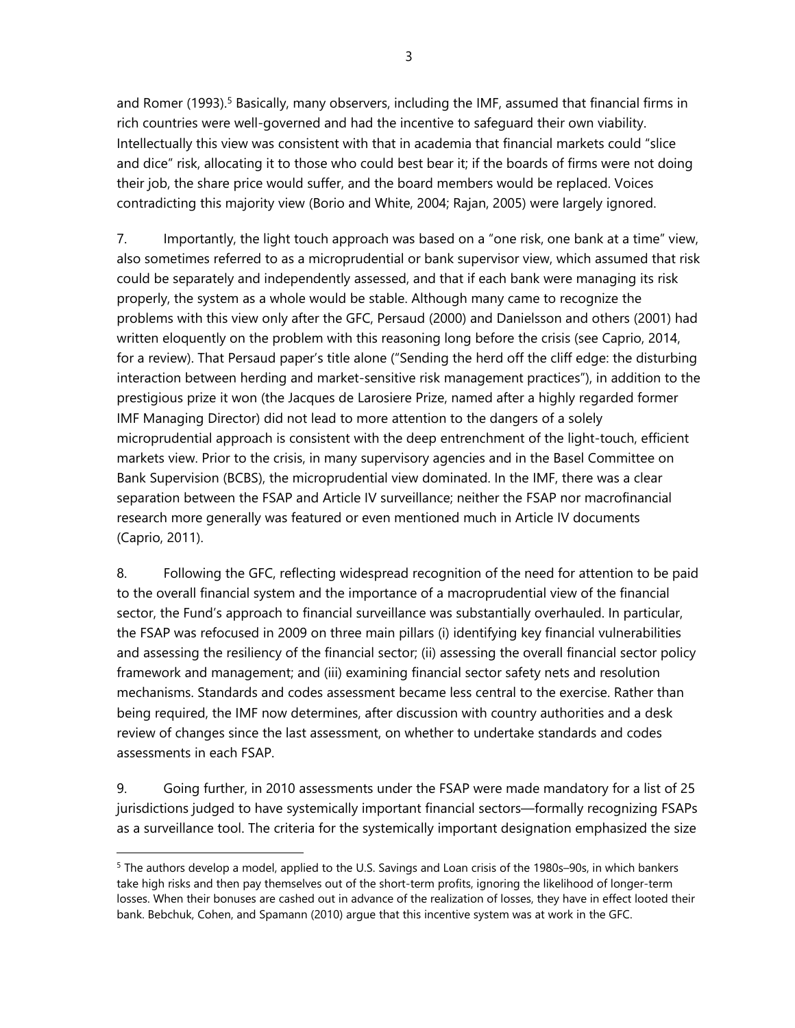and Romer (1993).[5] Basically, many observers, including the IMF, assumed that financial firms in rich countries were well-governed and had the incentive to safeguard their own viability. Intellectually this view was consistent with that in academia that financial markets could "slice and dice" risk, allocating it to those who could best bear it; if the boards of firms were not doing their job, the share price would suffer, and the board members would be replaced. Voices contradicting this majority view (Borio and White, 2004; Rajan, 2005) were largely ignored.

7. Importantly, the light touch approach was based on a "one risk, one bank at a time" view, also sometimes referred to as a microprudential or bank supervisor view, which assumed that risk could be separately and independently assessed, and that if each bank were managing its risk properly, the system as a whole would be stable. Although many came to recognize the problems with this view only after the GFC, Persaud (2000) and Danielsson and others (2001) had written eloquently on the problem with this reasoning long before the crisis (see Caprio, 2014, for a review). That Persaud paper's title alone ("Sending the herd off the cliff edge: the disturbing interaction between herding and market-sensitive risk management practices"), in addition to the prestigious prize it won (the Jacques de Larosiere Prize, named after a highly regarded former IMF Managing Director) did not lead to more attention to the dangers of a solely microprudential approach is consistent with the deep entrenchment of the light-touch, efficient markets view. Prior to the crisis, in many supervisory agencies and in the Basel Committee on Bank Supervision (BCBS), the microprudential view dominated. In the IMF, there was a clear separation between the FSAP and Article IV surveillance; neither the FSAP nor macrofinancial research more generally was featured or even mentioned much in Article IV documents (Caprio, 2011).

8. Following the GFC, reflecting widespread recognition of the need for attention to be paid to the overall financial system and the importance of a macroprudential view of the financial sector, the Fund's approach to financial surveillance was substantially overhauled. In particular, the FSAP was refocused in 2009 on three main pillars (i) identifying key financial vulnerabilities and assessing the resiliency of the financial sector; (ii) assessing the overall financial sector policy framework and management; and (iii) examining financial sector safety nets and resolution mechanisms. Standards and codes assessment became less central to the exercise. Rather than being required, the IMF now determines, after discussion with country authorities and a desk review of changes since the last assessment, on whether to undertake standards and codes assessments in each FSAP.

9. Going further, in 2010 assessments under the FSAP were made mandatory for a list of 25 jurisdictions judged to have systemically important financial sectors—formally recognizing FSAPs as a surveillance tool. The criteria for the systemically important designation emphasized the size

[5] The authors develop a model, applied to the U.S. Savings and Loan crisis of the 1980s–90s, in which bankers take high risks and then pay themselves out of the short-term profits, ignoring the likelihood of longer-term losses. When their bonuses are cashed out in advance of the realization of losses, they have in effect looted their bank. Bebchuk, Cohen, and Spamann (2010) argue that this incentive system was at work in the GFC.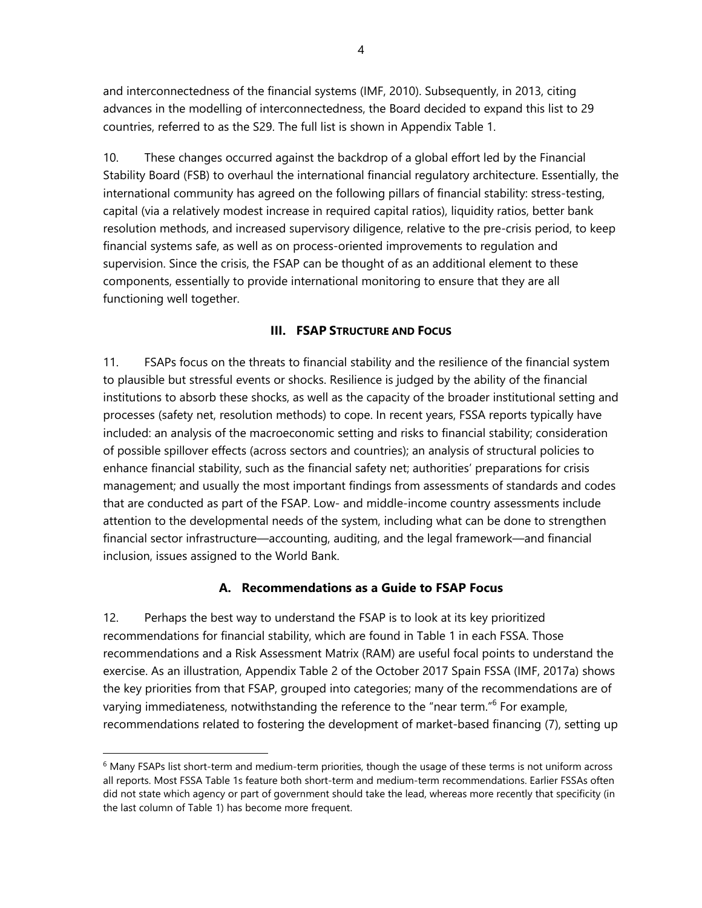and interconnectedness of the financial systems (IMF, 2010). Subsequently, in 2013, citing advances in the modelling of interconnectedness, the Board decided to expand this list to 29 countries, referred to as the S29. The full list is shown in Appendix Table 1.

10. These changes occurred against the backdrop of a global effort led by the Financial Stability Board (FSB) to overhaul the international financial regulatory architecture. Essentially, the international community has agreed on the following pillars of financial stability: stress-testing, capital (via a relatively modest increase in required capital ratios), liquidity ratios, better bank resolution methods, and increased supervisory diligence, relative to the pre-crisis period, to keep financial systems safe, as well as on process-oriented improvements to regulation and supervision. Since the crisis, the FSAP can be thought of as an additional element to these components, essentially to provide international monitoring to ensure that they are all functioning well together.

## III. FSAP STRUCTURE AND FOCUS

11. FSAPs focus on the threats to financial stability and the resilience of the financial system to plausible but stressful events or shocks. Resilience is judged by the ability of the financial institutions to absorb these shocks, as well as the capacity of the broader institutional setting and processes (safety net, resolution methods) to cope. In recent years, FSSA reports typically have included: an analysis of the macroeconomic setting and risks to financial stability; consideration of possible spillover effects (across sectors and countries); an analysis of structural policies to enhance financial stability, such as the financial safety net; authorities' preparations for crisis management; and usually the most important findings from assessments of standards and codes that are conducted as part of the FSAP. Low- and middle-income country assessments include attention to the developmental needs of the system, including what can be done to strengthen financial sector infrastructure—accounting, auditing, and the legal framework—and financial inclusion, issues assigned to the World Bank.

### A. Recommendations as a Guide to FSAP Focus

12. Perhaps the best way to understand the FSAP is to look at its key prioritized recommendations for financial stability, which are found in Table 1 in each FSSA. Those recommendations and a Risk Assessment Matrix (RAM) are useful focal points to understand the exercise. As an illustration, Appendix Table 2 of the October 2017 Spain FSSA (IMF, 2017a) shows the key priorities from that FSAP, grouped into categories; many of the recommendations are of varying immediateness, notwithstanding the reference to the "near term."[6] For example, recommendations related to fostering the development of market-based financing (7), setting up

[6] Many FSAPs list short-term and medium-term priorities, though the usage of these terms is not uniform across all reports. Most FSSA Table 1s feature both short-term and medium-term recommendations. Earlier FSSAs often did not state which agency or part of government should take the lead, whereas more recently that specificity (in the last column of Table 1) has become more frequent.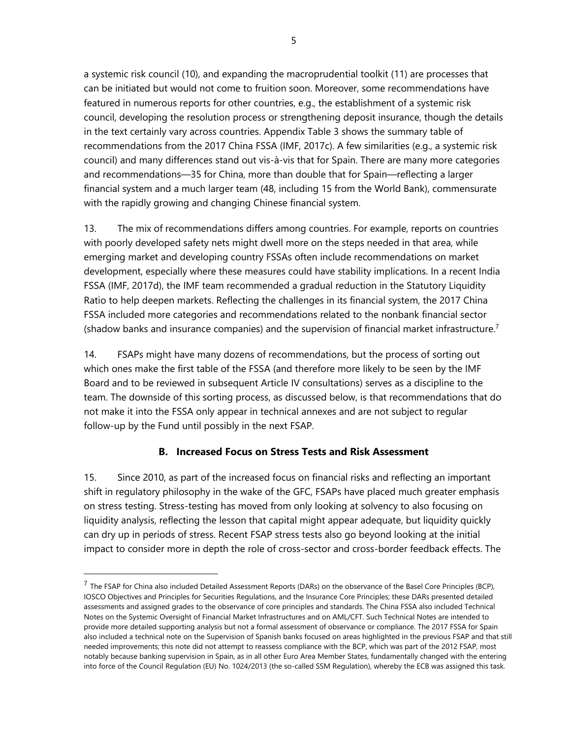a systemic risk council (10), and expanding the macroprudential toolkit (11) are processes that can be initiated but would not come to fruition soon. Moreover, some recommendations have featured in numerous reports for other countries, e.g., the establishment of a systemic risk council, developing the resolution process or strengthening deposit insurance, though the details in the text certainly vary across countries. Appendix Table 3 shows the summary table of recommendations from the 2017 China FSSA (IMF, 2017c). A few similarities (e.g., a systemic risk council) and many differences stand out vis-à-vis that for Spain. There are many more categories and recommendations—35 for China, more than double that for Spain—reflecting a larger financial system and a much larger team (48, including 15 from the World Bank), commensurate with the rapidly growing and changing Chinese financial system.

13. The mix of recommendations differs among countries. For example, reports on countries with poorly developed safety nets might dwell more on the steps needed in that area, while emerging market and developing country FSSAs often include recommendations on market development, especially where these measures could have stability implications. In a recent India FSSA (IMF, 2017d), the IMF team recommended a gradual reduction in the Statutory Liquidity Ratio to help deepen markets. Reflecting the challenges in its financial system, the 2017 China FSSA included more categories and recommendations related to the nonbank financial sector (shadow banks and insurance companies) and the supervision of financial market infrastructure.[7]

14. FSAPs might have many dozens of recommendations, but the process of sorting out which ones make the first table of the FSSA (and therefore more likely to be seen by the IMF Board and to be reviewed in subsequent Article IV consultations) serves as a discipline to the team. The downside of this sorting process, as discussed below, is that recommendations that do not make it into the FSSA only appear in technical annexes and are not subject to regular follow-up by the Fund until possibly in the next FSAP.

## B. Increased Focus on Stress Tests and Risk Assessment

15. Since 2010, as part of the increased focus on financial risks and reflecting an important shift in regulatory philosophy in the wake of the GFC, FSAPs have placed much greater emphasis on stress testing. Stress-testing has moved from only looking at solvency to also focusing on liquidity analysis, reflecting the lesson that capital might appear adequate, but liquidity quickly can dry up in periods of stress. Recent FSAP stress tests also go beyond looking at the initial impact to consider more in depth the role of cross-sector and cross-border feedback effects. The

[7] The FSAP for China also included Detailed Assessment Reports (DARs) on the observance of the Basel Core Principles (BCP), IOSCO Objectives and Principles for Securities Regulations, and the Insurance Core Principles; these DARs presented detailed assessments and assigned grades to the observance of core principles and standards. The China FSSA also included Technical Notes on the Systemic Oversight of Financial Market Infrastructures and on AML/CFT. Such Technical Notes are intended to provide more detailed supporting analysis but not a formal assessment of observance or compliance. The 2017 FSSA for Spain also included a technical note on the Supervision of Spanish banks focused on areas highlighted in the previous FSAP and that still needed improvements; this note did not attempt to reassess compliance with the BCP, which was part of the 2012 FSAP, most notably because banking supervision in Spain, as in all other Euro Area Member States, fundamentally changed with the entering into force of the Council Regulation (EU) No. 1024/2013 (the so-called SSM Regulation), whereby the ECB was assigned this task.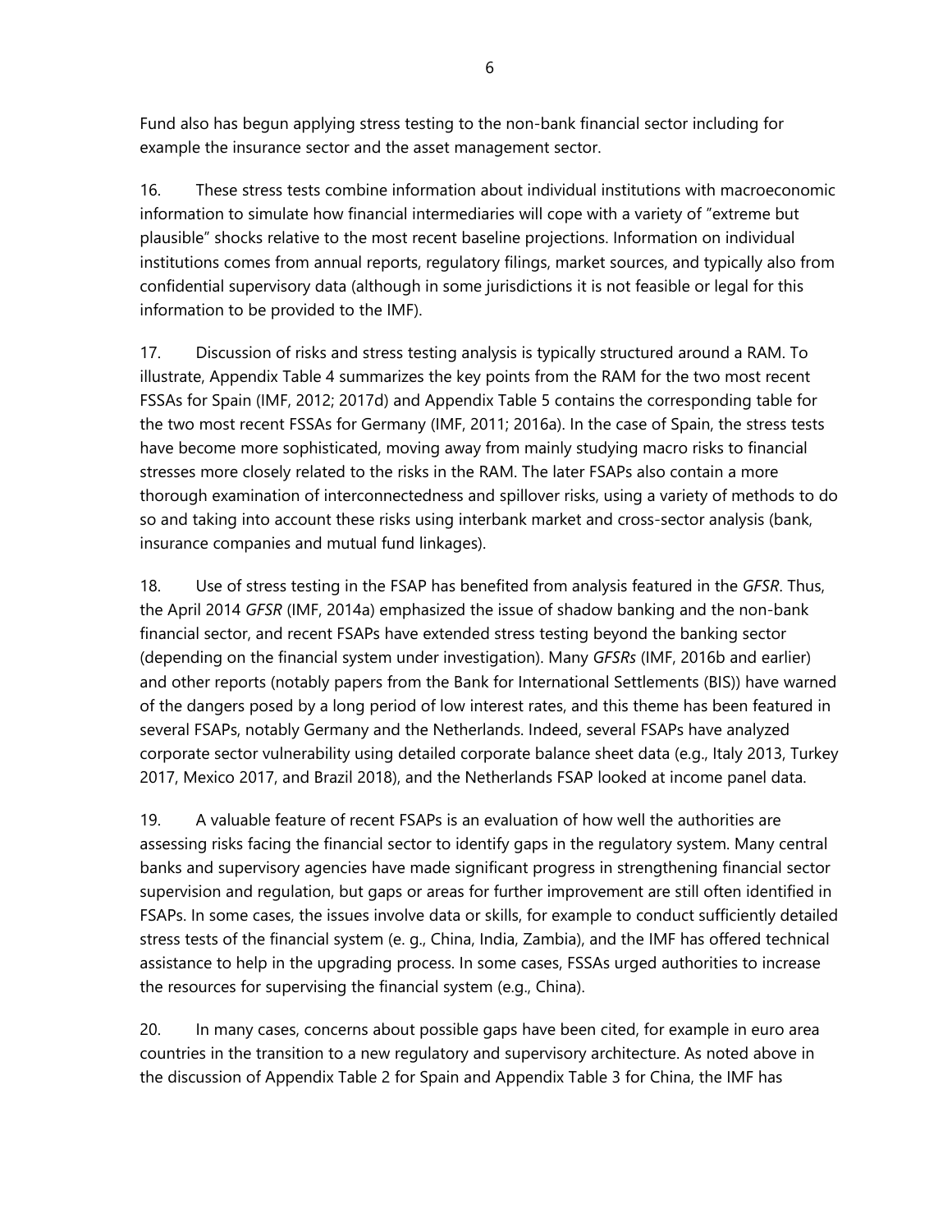Fund also has begun applying stress testing to the non-bank financial sector including for example the insurance sector and the asset management sector.

16. These stress tests combine information about individual institutions with macroeconomic information to simulate how financial intermediaries will cope with a variety of "extreme but plausible" shocks relative to the most recent baseline projections. Information on individual institutions comes from annual reports, regulatory filings, market sources, and typically also from confidential supervisory data (although in some jurisdictions it is not feasible or legal for this information to be provided to the IMF).

17. Discussion of risks and stress testing analysis is typically structured around a RAM. To illustrate, Appendix Table 4 summarizes the key points from the RAM for the two most recent FSSAs for Spain (IMF, 2012; 2017d) and Appendix Table 5 contains the corresponding table for the two most recent FSSAs for Germany (IMF, 2011; 2016a). In the case of Spain, the stress tests have become more sophisticated, moving away from mainly studying macro risks to financial stresses more closely related to the risks in the RAM. The later FSAPs also contain a more thorough examination of interconnectedness and spillover risks, using a variety of methods to do so and taking into account these risks using interbank market and cross-sector analysis (bank, insurance companies and mutual fund linkages).

18. Use of stress testing in the FSAP has benefited from analysis featured in the *GFSR*. Thus, the April 2014 *GFSR* (IMF, 2014a) emphasized the issue of shadow banking and the non-bank financial sector, and recent FSAPs have extended stress testing beyond the banking sector (depending on the financial system under investigation). Many *GFSRs* (IMF, 2016b and earlier) and other reports (notably papers from the Bank for International Settlements (BIS)) have warned of the dangers posed by a long period of low interest rates, and this theme has been featured in several FSAPs, notably Germany and the Netherlands. Indeed, several FSAPs have analyzed corporate sector vulnerability using detailed corporate balance sheet data (e.g., Italy 2013, Turkey 2017, Mexico 2017, and Brazil 2018), and the Netherlands FSAP looked at income panel data.

19. A valuable feature of recent FSAPs is an evaluation of how well the authorities are assessing risks facing the financial sector to identify gaps in the regulatory system. Many central banks and supervisory agencies have made significant progress in strengthening financial sector supervision and regulation, but gaps or areas for further improvement are still often identified in FSAPs. In some cases, the issues involve data or skills, for example to conduct sufficiently detailed stress tests of the financial system (e. g., China, India, Zambia), and the IMF has offered technical assistance to help in the upgrading process. In some cases, FSSAs urged authorities to increase the resources for supervising the financial system (e.g., China).

20. In many cases, concerns about possible gaps have been cited, for example in euro area countries in the transition to a new regulatory and supervisory architecture. As noted above in the discussion of Appendix Table 2 for Spain and Appendix Table 3 for China, the IMF has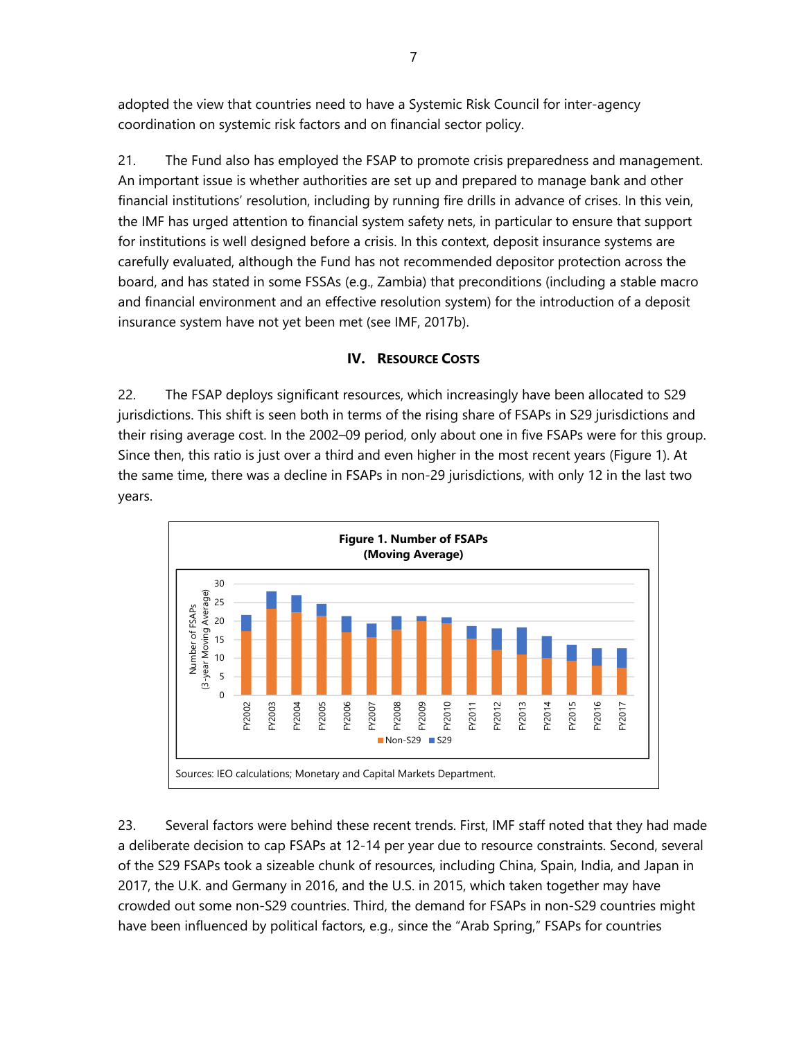adopted the view that countries need to have a Systemic Risk Council for inter-agency coordination on systemic risk factors and on financial sector policy.

21. The Fund also has employed the FSAP to promote crisis preparedness and management. An important issue is whether authorities are set up and prepared to manage bank and other financial institutions' resolution, including by running fire drills in advance of crises. In this vein, the IMF has urged attention to financial system safety nets, in particular to ensure that support for institutions is well designed before a crisis. In this context, deposit insurance systems are carefully evaluated, although the Fund has not recommended depositor protection across the board, and has stated in some FSSAs (e.g., Zambia) that preconditions (including a stable macro and financial environment and an effective resolution system) for the introduction of a deposit insurance system have not yet been met (see IMF, 2017b).

## IV. Resource Costs

22. The FSAP deploys significant resources, which increasingly have been allocated to S29 jurisdictions. This shift is seen both in terms of the rising share of FSAPs in S29 jurisdictions and their rising average cost. In the 2002–09 period, only about one in five FSAPs were for this group. Since then, this ratio is just over a third and even higher in the most recent years (Figure 1). At the same time, there was a decline in FSAPs in non-29 jurisdictions, with only 12 in the last two years.

**Figure 1. Number of FSAPs (Moving Average)**

Sources: IEO calculations; Monetary and Capital Markets Department.

23. Several factors were behind these recent trends. First, IMF staff noted that they had made a deliberate decision to cap FSAPs at 12-14 per year due to resource constraints. Second, several of the S29 FSAPs took a sizeable chunk of resources, including China, Spain, India, and Japan in 2017, the U.K. and Germany in 2016, and the U.S. in 2015, which taken together may have crowded out some non-S29 countries. Third, the demand for FSAPs in non-S29 countries might have been influenced by political factors, e.g., since the "Arab Spring," FSAPs for countries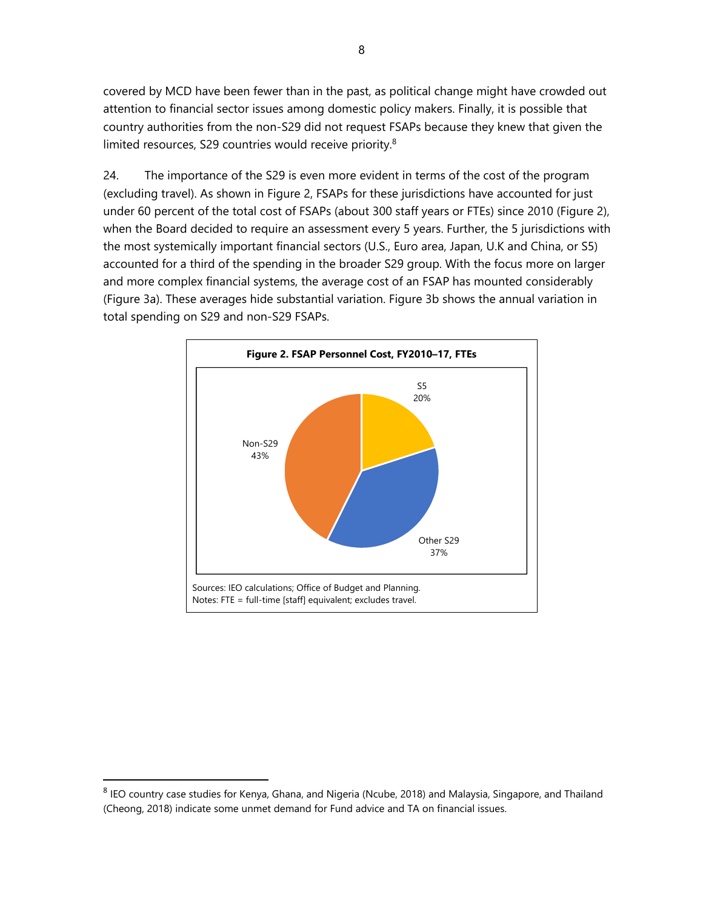covered by MCD have been fewer than in the past, as political change might have crowded out attention to financial sector issues among domestic policy makers. Finally, it is possible that country authorities from the non-S29 did not request FSAPs because they knew that given the limited resources, S29 countries would receive priority.[8]

24. The importance of the S29 is even more evident in terms of the cost of the program (excluding travel). As shown in Figure 2, FSAPs for these jurisdictions have accounted for just under 60 percent of the total cost of FSAPs (about 300 staff years or FTEs) since 2010 (Figure 2), when the Board decided to require an assessment every 5 years. Further, the 5 jurisdictions with the most systemically important financial sectors (U.S., Euro area, Japan, U.K and China, or S5) accounted for a third of the spending in the broader S29 group. With the focus more on larger and more complex financial systems, the average cost of an FSAP has mounted considerably (Figure 3a). These averages hide substantial variation. Figure 3b shows the annual variation in total spending on S29 and non-S29 FSAPs.

**Figure 2. FSAP Personnel Cost, FY2010–17, FTEs**

| Category | Share |
|---|---|
| S5 | 20% |
| Other S29 | 37% |
| Non-S29 | 43% |

Sources: IEO calculations; Office of Budget and Planning.
Notes: FTE = full-time [staff] equivalent; excludes travel.

---

[8] IEO country case studies for Kenya, Ghana, and Nigeria (Ncube, 2018) and Malaysia, Singapore, and Thailand (Cheong, 2018) indicate some unmet demand for Fund advice and TA on financial issues.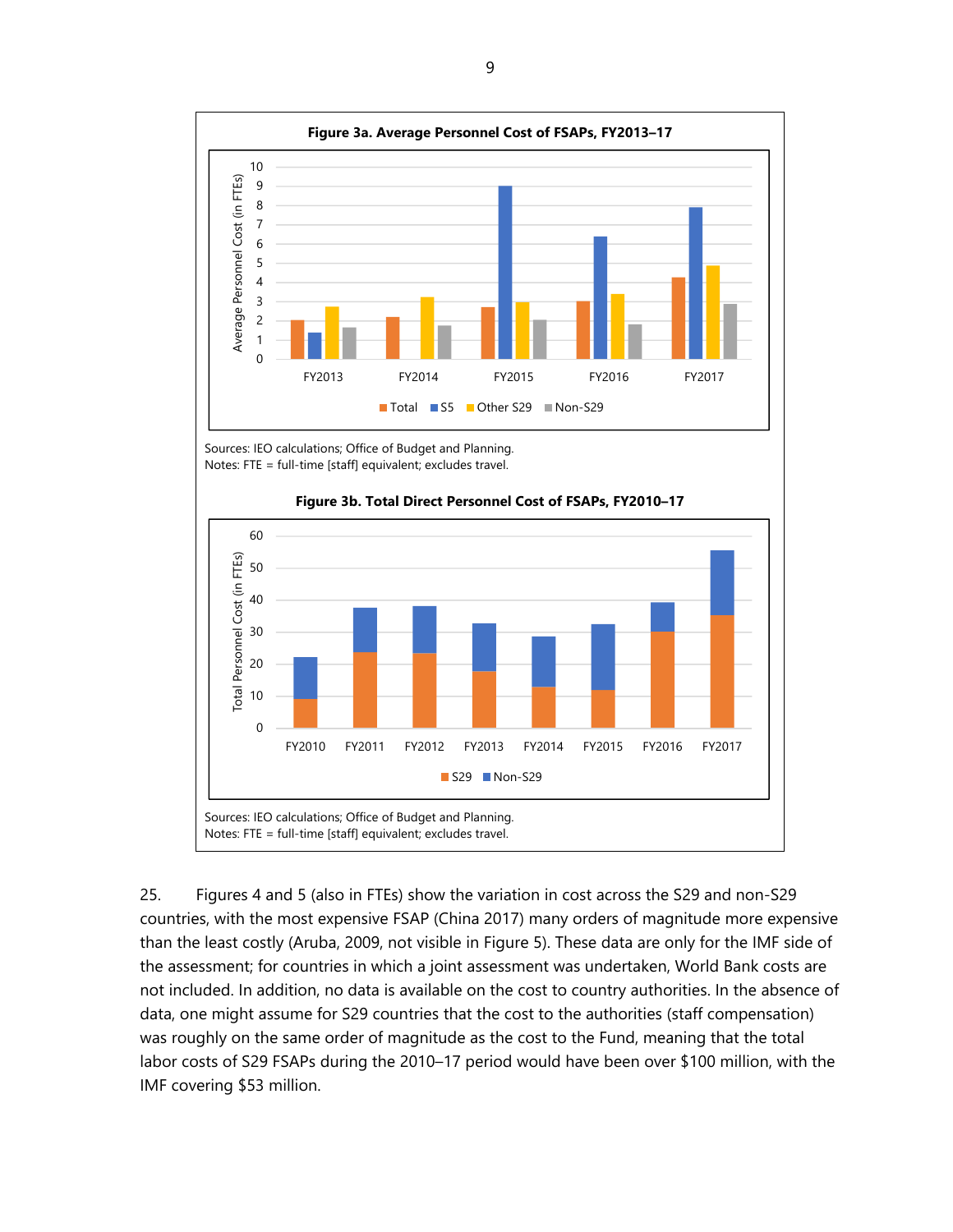**Figure 3a. Average Personnel Cost of FSAPs, FY2013–17**

Sources: IEO calculations; Office of Budget and Planning.
Notes: FTE = full-time [staff] equivalent; excludes travel.

**Figure 3b. Total Direct Personnel Cost of FSAPs, FY2010–17**

Sources: IEO calculations; Office of Budget and Planning.
Notes: FTE = full-time [staff] equivalent; excludes travel.

25. Figures 4 and 5 (also in FTEs) show the variation in cost across the S29 and non-S29 countries, with the most expensive FSAP (China 2017) many orders of magnitude more expensive than the least costly (Aruba, 2009, not visible in Figure 5). These data are only for the IMF side of the assessment; for countries in which a joint assessment was undertaken, World Bank costs are not included. In addition, no data is available on the cost to country authorities. In the absence of data, one might assume for S29 countries that the cost to the authorities (staff compensation) was roughly on the same order of magnitude as the cost to the Fund, meaning that the total labor costs of S29 FSAPs during the 2010–17 period would have been over $100 million, with the IMF covering $53 million.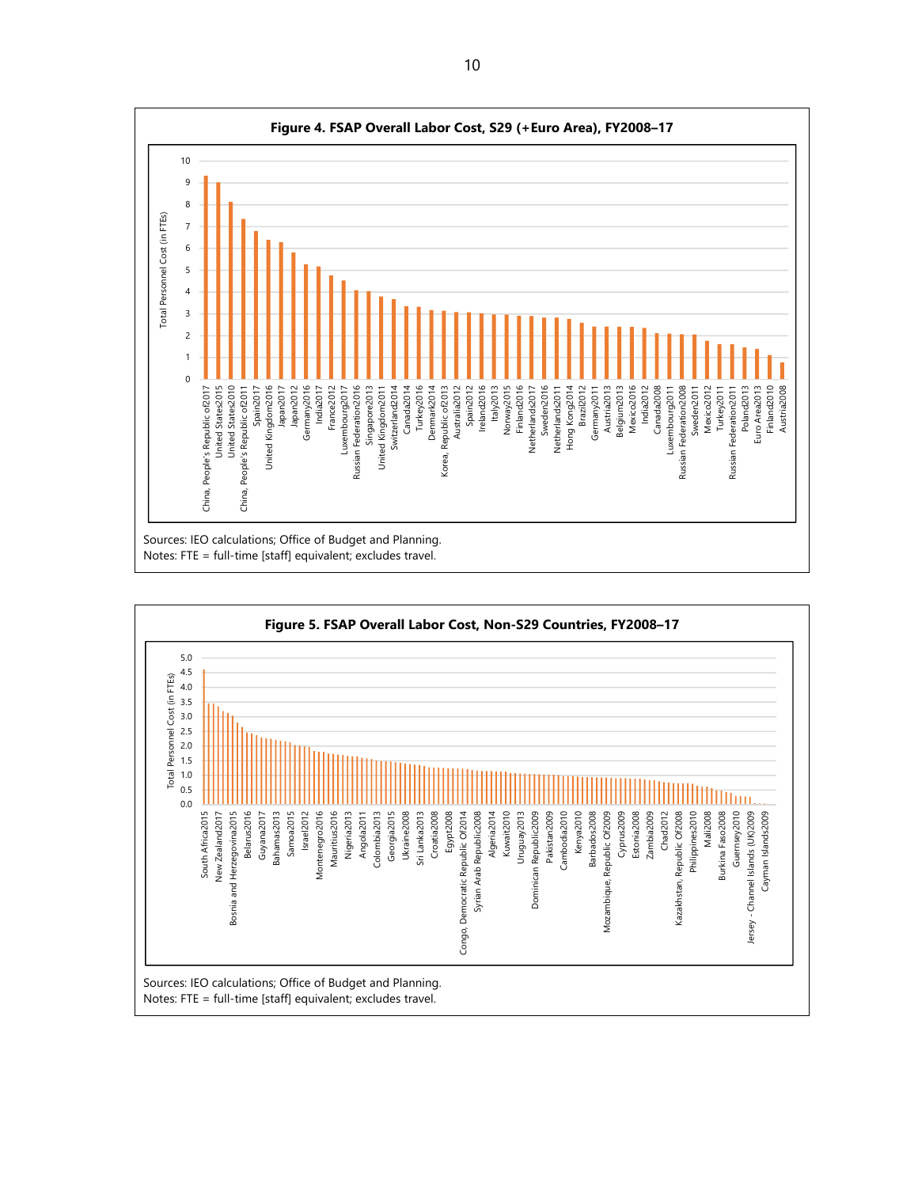**Figure 4. FSAP Overall Labor Cost, S29 (+Euro Area), FY2008–17**

Sources: IEO calculations; Office of Budget and Planning.
Notes: FTE = full-time [staff] equivalent; excludes travel.

**Figure 5. FSAP Overall Labor Cost, Non-S29 Countries, FY2008–17**

Sources: IEO calculations; Office of Budget and Planning.
Notes: FTE = full-time [staff] equivalent; excludes travel.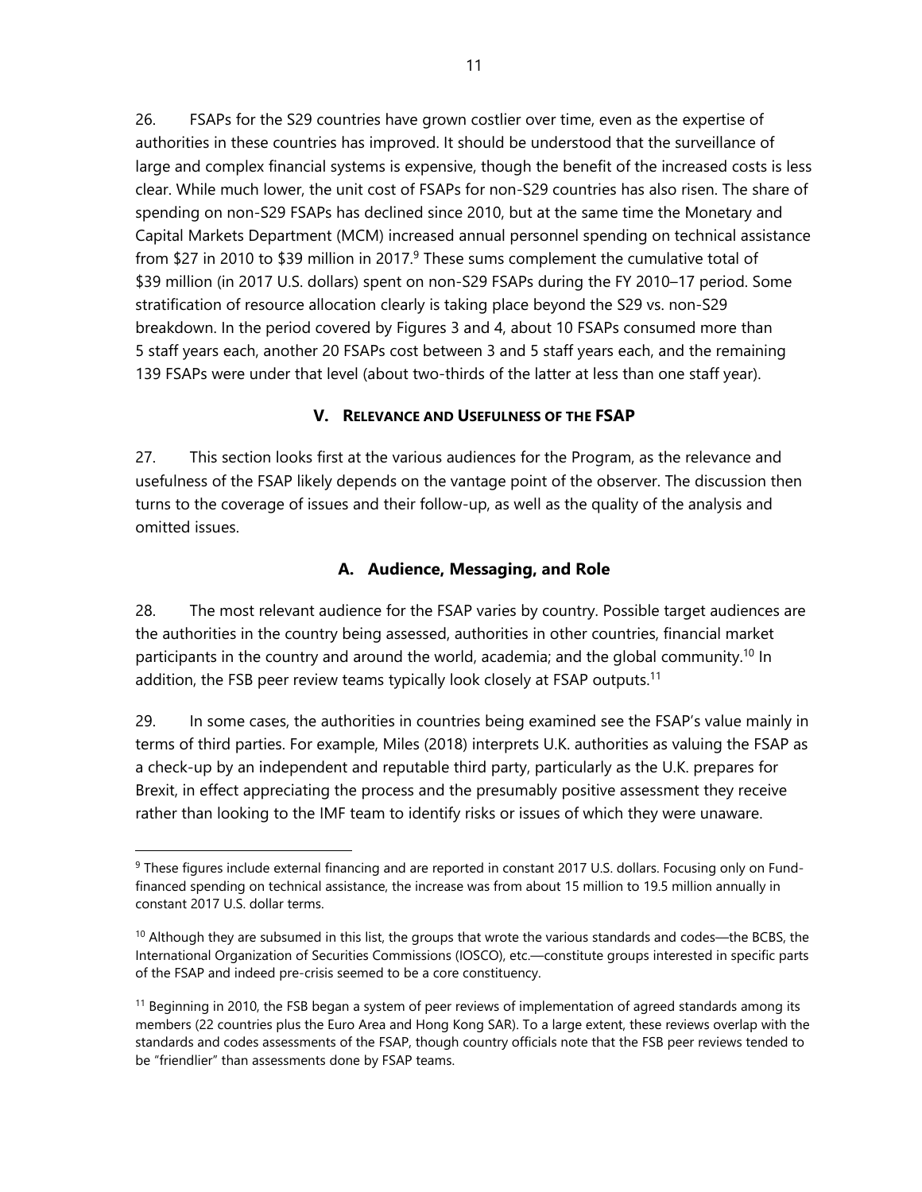26. FSAPs for the S29 countries have grown costlier over time, even as the expertise of authorities in these countries has improved. It should be understood that the surveillance of large and complex financial systems is expensive, though the benefit of the increased costs is less clear. While much lower, the unit cost of FSAPs for non-S29 countries has also risen. The share of spending on non-S29 FSAPs has declined since 2010, but at the same time the Monetary and Capital Markets Department (MCM) increased annual personnel spending on technical assistance from $27 in 2010 to $39 million in 2017.[9] These sums complement the cumulative total of $39 million (in 2017 U.S. dollars) spent on non-S29 FSAPs during the FY 2010–17 period. Some stratification of resource allocation clearly is taking place beyond the S29 vs. non-S29 breakdown. In the period covered by Figures 3 and 4, about 10 FSAPs consumed more than 5 staff years each, another 20 FSAPs cost between 3 and 5 staff years each, and the remaining 139 FSAPs were under that level (about two-thirds of the latter at less than one staff year).

## V. RELEVANCE AND USEFULNESS OF THE FSAP

27. This section looks first at the various audiences for the Program, as the relevance and usefulness of the FSAP likely depends on the vantage point of the observer. The discussion then turns to the coverage of issues and their follow-up, as well as the quality of the analysis and omitted issues.

### A. Audience, Messaging, and Role

28. The most relevant audience for the FSAP varies by country. Possible target audiences are the authorities in the country being assessed, authorities in other countries, financial market participants in the country and around the world, academia; and the global community.[10] In addition, the FSB peer review teams typically look closely at FSAP outputs.[11]

29. In some cases, the authorities in countries being examined see the FSAP's value mainly in terms of third parties. For example, Miles (2018) interprets U.K. authorities as valuing the FSAP as a check-up by an independent and reputable third party, particularly as the U.K. prepares for Brexit, in effect appreciating the process and the presumably positive assessment they receive rather than looking to the IMF team to identify risks or issues of which they were unaware.

---

[9] These figures include external financing and are reported in constant 2017 U.S. dollars. Focusing only on Fund-financed spending on technical assistance, the increase was from about 15 million to 19.5 million annually in constant 2017 U.S. dollar terms.

[10] Although they are subsumed in this list, the groups that wrote the various standards and codes—the BCBS, the International Organization of Securities Commissions (IOSCO), etc.—constitute groups interested in specific parts of the FSAP and indeed pre-crisis seemed to be a core constituency.

[11] Beginning in 2010, the FSB began a system of peer reviews of implementation of agreed standards among its members (22 countries plus the Euro Area and Hong Kong SAR). To a large extent, these reviews overlap with the standards and codes assessments of the FSAP, though country officials note that the FSB peer reviews tended to be "friendlier" than assessments done by FSAP teams.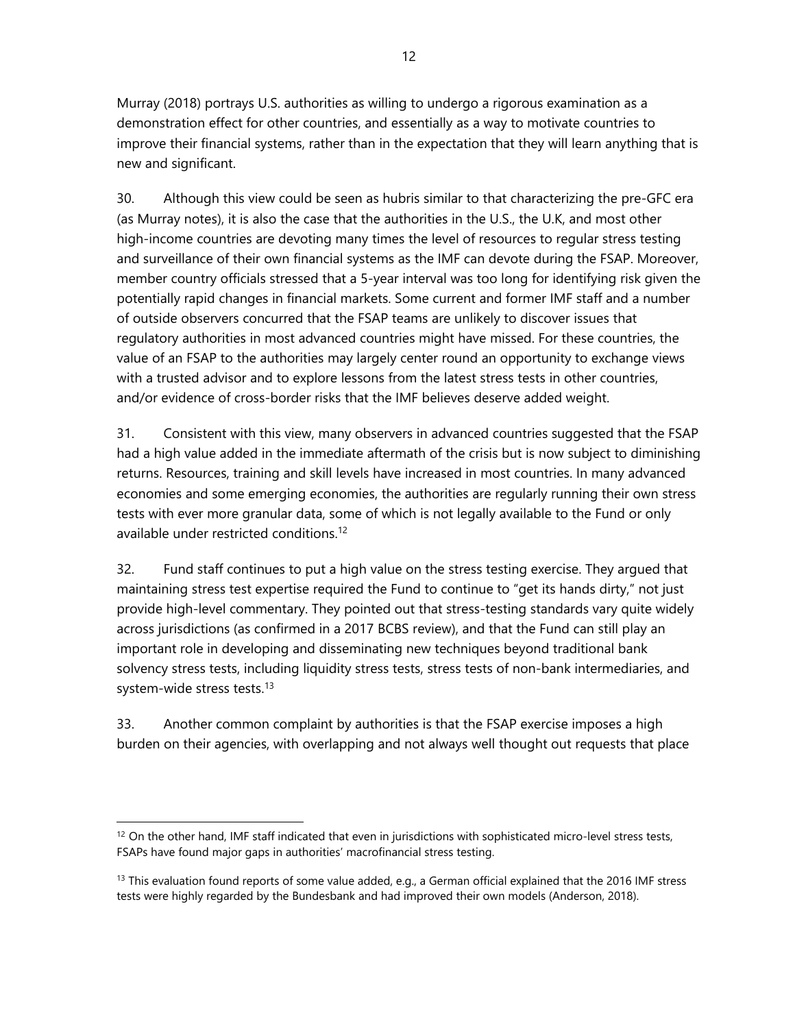Murray (2018) portrays U.S. authorities as willing to undergo a rigorous examination as a demonstration effect for other countries, and essentially as a way to motivate countries to improve their financial systems, rather than in the expectation that they will learn anything that is new and significant.

30. Although this view could be seen as hubris similar to that characterizing the pre-GFC era (as Murray notes), it is also the case that the authorities in the U.S., the U.K, and most other high-income countries are devoting many times the level of resources to regular stress testing and surveillance of their own financial systems as the IMF can devote during the FSAP. Moreover, member country officials stressed that a 5-year interval was too long for identifying risk given the potentially rapid changes in financial markets. Some current and former IMF staff and a number of outside observers concurred that the FSAP teams are unlikely to discover issues that regulatory authorities in most advanced countries might have missed. For these countries, the value of an FSAP to the authorities may largely center round an opportunity to exchange views with a trusted advisor and to explore lessons from the latest stress tests in other countries, and/or evidence of cross-border risks that the IMF believes deserve added weight.

31. Consistent with this view, many observers in advanced countries suggested that the FSAP had a high value added in the immediate aftermath of the crisis but is now subject to diminishing returns. Resources, training and skill levels have increased in most countries. In many advanced economies and some emerging economies, the authorities are regularly running their own stress tests with ever more granular data, some of which is not legally available to the Fund or only available under restricted conditions.[12]

32. Fund staff continues to put a high value on the stress testing exercise. They argued that maintaining stress test expertise required the Fund to continue to "get its hands dirty," not just provide high-level commentary. They pointed out that stress-testing standards vary quite widely across jurisdictions (as confirmed in a 2017 BCBS review), and that the Fund can still play an important role in developing and disseminating new techniques beyond traditional bank solvency stress tests, including liquidity stress tests, stress tests of non-bank intermediaries, and system-wide stress tests.[13]

33. Another common complaint by authorities is that the FSAP exercise imposes a high burden on their agencies, with overlapping and not always well thought out requests that place

---

[12] On the other hand, IMF staff indicated that even in jurisdictions with sophisticated micro-level stress tests, FSAPs have found major gaps in authorities' macrofinancial stress testing.

[13] This evaluation found reports of some value added, e.g., a German official explained that the 2016 IMF stress tests were highly regarded by the Bundesbank and had improved their own models (Anderson, 2018).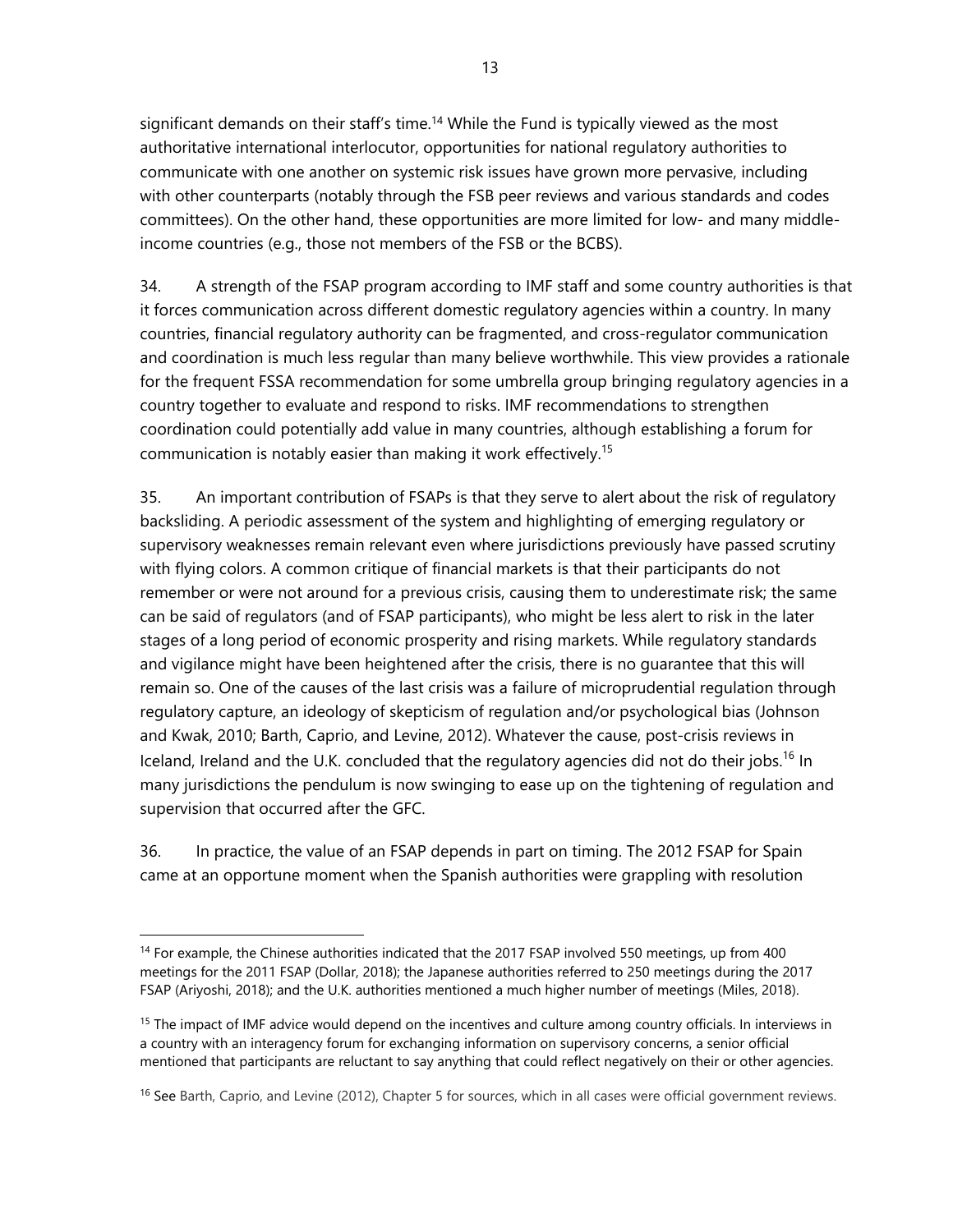significant demands on their staff's time.[14] While the Fund is typically viewed as the most authoritative international interlocutor, opportunities for national regulatory authorities to communicate with one another on systemic risk issues have grown more pervasive, including with other counterparts (notably through the FSB peer reviews and various standards and codes committees). On the other hand, these opportunities are more limited for low- and many middle-income countries (e.g., those not members of the FSB or the BCBS).

34. A strength of the FSAP program according to IMF staff and some country authorities is that it forces communication across different domestic regulatory agencies within a country. In many countries, financial regulatory authority can be fragmented, and cross-regulator communication and coordination is much less regular than many believe worthwhile. This view provides a rationale for the frequent FSSA recommendation for some umbrella group bringing regulatory agencies in a country together to evaluate and respond to risks. IMF recommendations to strengthen coordination could potentially add value in many countries, although establishing a forum for communication is notably easier than making it work effectively.[15]

35. An important contribution of FSAPs is that they serve to alert about the risk of regulatory backsliding. A periodic assessment of the system and highlighting of emerging regulatory or supervisory weaknesses remain relevant even where jurisdictions previously have passed scrutiny with flying colors. A common critique of financial markets is that their participants do not remember or were not around for a previous crisis, causing them to underestimate risk; the same can be said of regulators (and of FSAP participants), who might be less alert to risk in the later stages of a long period of economic prosperity and rising markets. While regulatory standards and vigilance might have been heightened after the crisis, there is no guarantee that this will remain so. One of the causes of the last crisis was a failure of microprudential regulation through regulatory capture, an ideology of skepticism of regulation and/or psychological bias (Johnson and Kwak, 2010; Barth, Caprio, and Levine, 2012). Whatever the cause, post-crisis reviews in Iceland, Ireland and the U.K. concluded that the regulatory agencies did not do their jobs.[16] In many jurisdictions the pendulum is now swinging to ease up on the tightening of regulation and supervision that occurred after the GFC.

36. In practice, the value of an FSAP depends in part on timing. The 2012 FSAP for Spain came at an opportune moment when the Spanish authorities were grappling with resolution

---

[14] For example, the Chinese authorities indicated that the 2017 FSAP involved 550 meetings, up from 400 meetings for the 2011 FSAP (Dollar, 2018); the Japanese authorities referred to 250 meetings during the 2017 FSAP (Ariyoshi, 2018); and the U.K. authorities mentioned a much higher number of meetings (Miles, 2018).

[15] The impact of IMF advice would depend on the incentives and culture among country officials. In interviews in a country with an interagency forum for exchanging information on supervisory concerns, a senior official mentioned that participants are reluctant to say anything that could reflect negatively on their or other agencies.

[16] See Barth, Caprio, and Levine (2012), Chapter 5 for sources, which in all cases were official government reviews.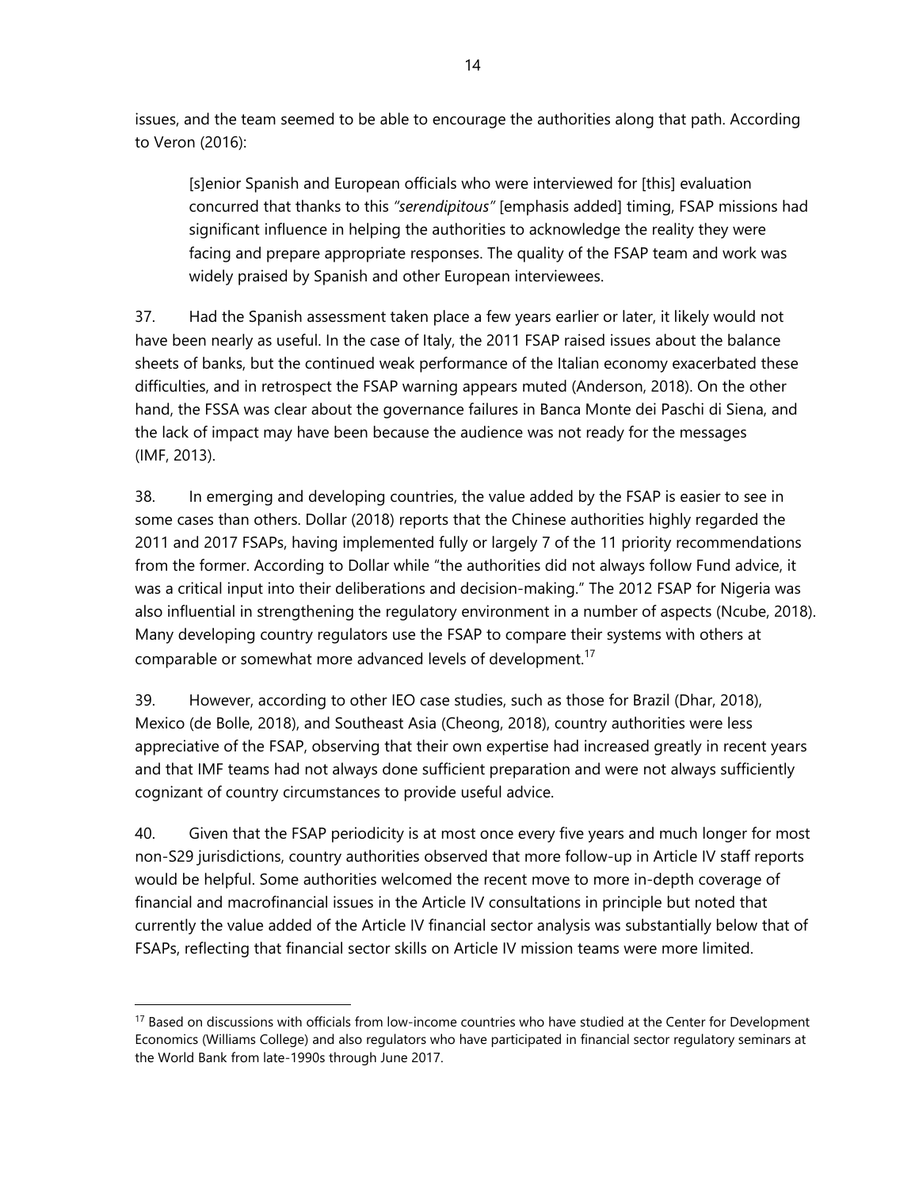issues, and the team seemed to be able to encourage the authorities along that path. According to Veron (2016):

> [s]enior Spanish and European officials who were interviewed for [this] evaluation concurred that thanks to this *"serendipitous"* [emphasis added] timing, FSAP missions had significant influence in helping the authorities to acknowledge the reality they were facing and prepare appropriate responses. The quality of the FSAP team and work was widely praised by Spanish and other European interviewees.

37. Had the Spanish assessment taken place a few years earlier or later, it likely would not have been nearly as useful. In the case of Italy, the 2011 FSAP raised issues about the balance sheets of banks, but the continued weak performance of the Italian economy exacerbated these difficulties, and in retrospect the FSAP warning appears muted (Anderson, 2018). On the other hand, the FSSA was clear about the governance failures in Banca Monte dei Paschi di Siena, and the lack of impact may have been because the audience was not ready for the messages (IMF, 2013).

38. In emerging and developing countries, the value added by the FSAP is easier to see in some cases than others. Dollar (2018) reports that the Chinese authorities highly regarded the 2011 and 2017 FSAPs, having implemented fully or largely 7 of the 11 priority recommendations from the former. According to Dollar while "the authorities did not always follow Fund advice, it was a critical input into their deliberations and decision-making." The 2012 FSAP for Nigeria was also influential in strengthening the regulatory environment in a number of aspects (Ncube, 2018). Many developing country regulators use the FSAP to compare their systems with others at comparable or somewhat more advanced levels of development.[17]

39. However, according to other IEO case studies, such as those for Brazil (Dhar, 2018), Mexico (de Bolle, 2018), and Southeast Asia (Cheong, 2018), country authorities were less appreciative of the FSAP, observing that their own expertise had increased greatly in recent years and that IMF teams had not always done sufficient preparation and were not always sufficiently cognizant of country circumstances to provide useful advice.

40. Given that the FSAP periodicity is at most once every five years and much longer for most non-S29 jurisdictions, country authorities observed that more follow-up in Article IV staff reports would be helpful. Some authorities welcomed the recent move to more in-depth coverage of financial and macrofinancial issues in the Article IV consultations in principle but noted that currently the value added of the Article IV financial sector analysis was substantially below that of FSAPs, reflecting that financial sector skills on Article IV mission teams were more limited.

---

[17] Based on discussions with officials from low-income countries who have studied at the Center for Development Economics (Williams College) and also regulators who have participated in financial sector regulatory seminars at the World Bank from late-1990s through June 2017.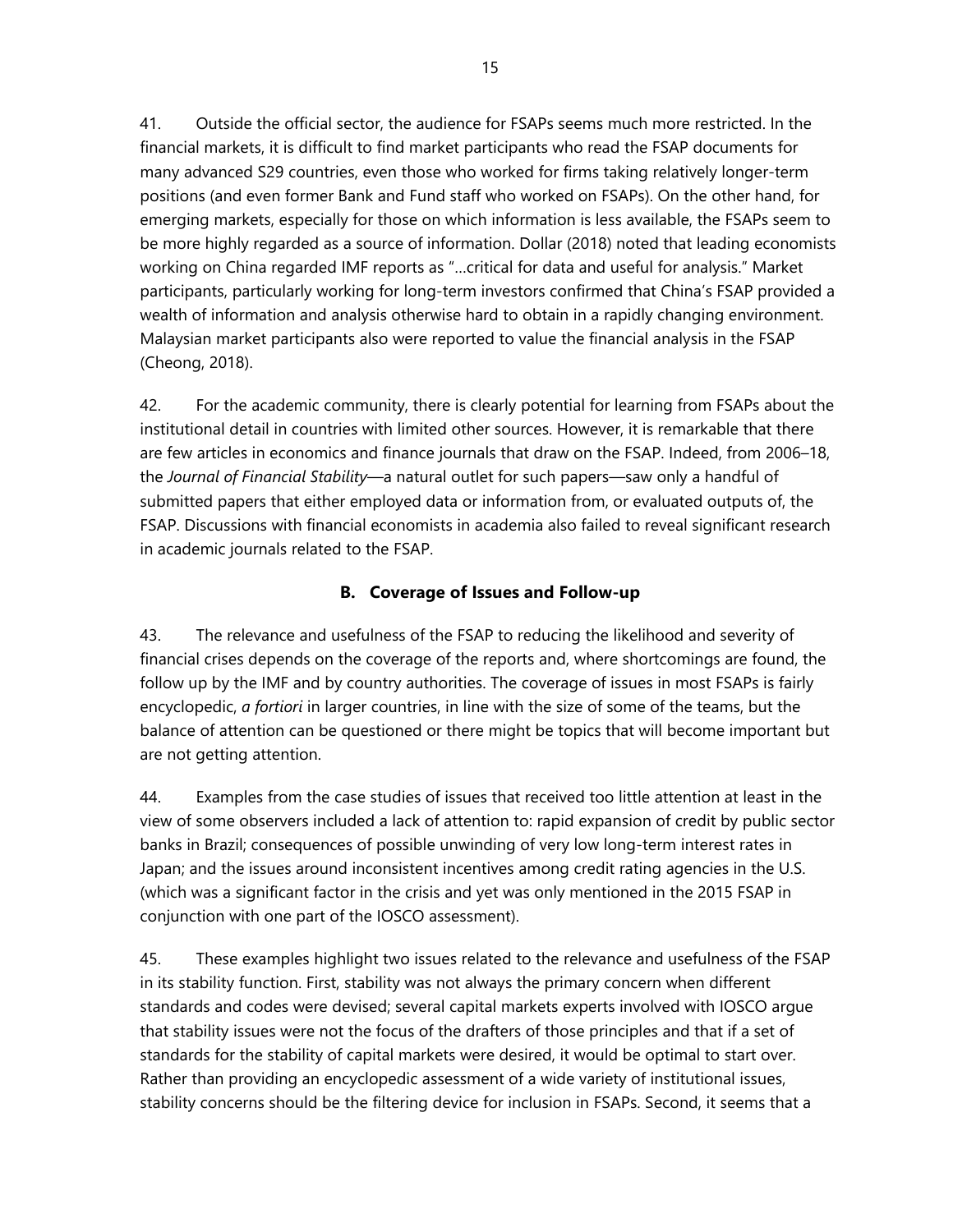41. Outside the official sector, the audience for FSAPs seems much more restricted. In the financial markets, it is difficult to find market participants who read the FSAP documents for many advanced S29 countries, even those who worked for firms taking relatively longer-term positions (and even former Bank and Fund staff who worked on FSAPs). On the other hand, for emerging markets, especially for those on which information is less available, the FSAPs seem to be more highly regarded as a source of information. Dollar (2018) noted that leading economists working on China regarded IMF reports as "…critical for data and useful for analysis." Market participants, particularly working for long-term investors confirmed that China's FSAP provided a wealth of information and analysis otherwise hard to obtain in a rapidly changing environment. Malaysian market participants also were reported to value the financial analysis in the FSAP (Cheong, 2018).

42. For the academic community, there is clearly potential for learning from FSAPs about the institutional detail in countries with limited other sources. However, it is remarkable that there are few articles in economics and finance journals that draw on the FSAP. Indeed, from 2006–18, the *Journal of Financial Stability*—a natural outlet for such papers—saw only a handful of submitted papers that either employed data or information from, or evaluated outputs of, the FSAP. Discussions with financial economists in academia also failed to reveal significant research in academic journals related to the FSAP.

### B. Coverage of Issues and Follow-up

43. The relevance and usefulness of the FSAP to reducing the likelihood and severity of financial crises depends on the coverage of the reports and, where shortcomings are found, the follow up by the IMF and by country authorities. The coverage of issues in most FSAPs is fairly encyclopedic, *a fortiori* in larger countries, in line with the size of some of the teams, but the balance of attention can be questioned or there might be topics that will become important but are not getting attention.

44. Examples from the case studies of issues that received too little attention at least in the view of some observers included a lack of attention to: rapid expansion of credit by public sector banks in Brazil; consequences of possible unwinding of very low long-term interest rates in Japan; and the issues around inconsistent incentives among credit rating agencies in the U.S. (which was a significant factor in the crisis and yet was only mentioned in the 2015 FSAP in conjunction with one part of the IOSCO assessment).

45. These examples highlight two issues related to the relevance and usefulness of the FSAP in its stability function. First, stability was not always the primary concern when different standards and codes were devised; several capital markets experts involved with IOSCO argue that stability issues were not the focus of the drafters of those principles and that if a set of standards for the stability of capital markets were desired, it would be optimal to start over. Rather than providing an encyclopedic assessment of a wide variety of institutional issues, stability concerns should be the filtering device for inclusion in FSAPs. Second, it seems that a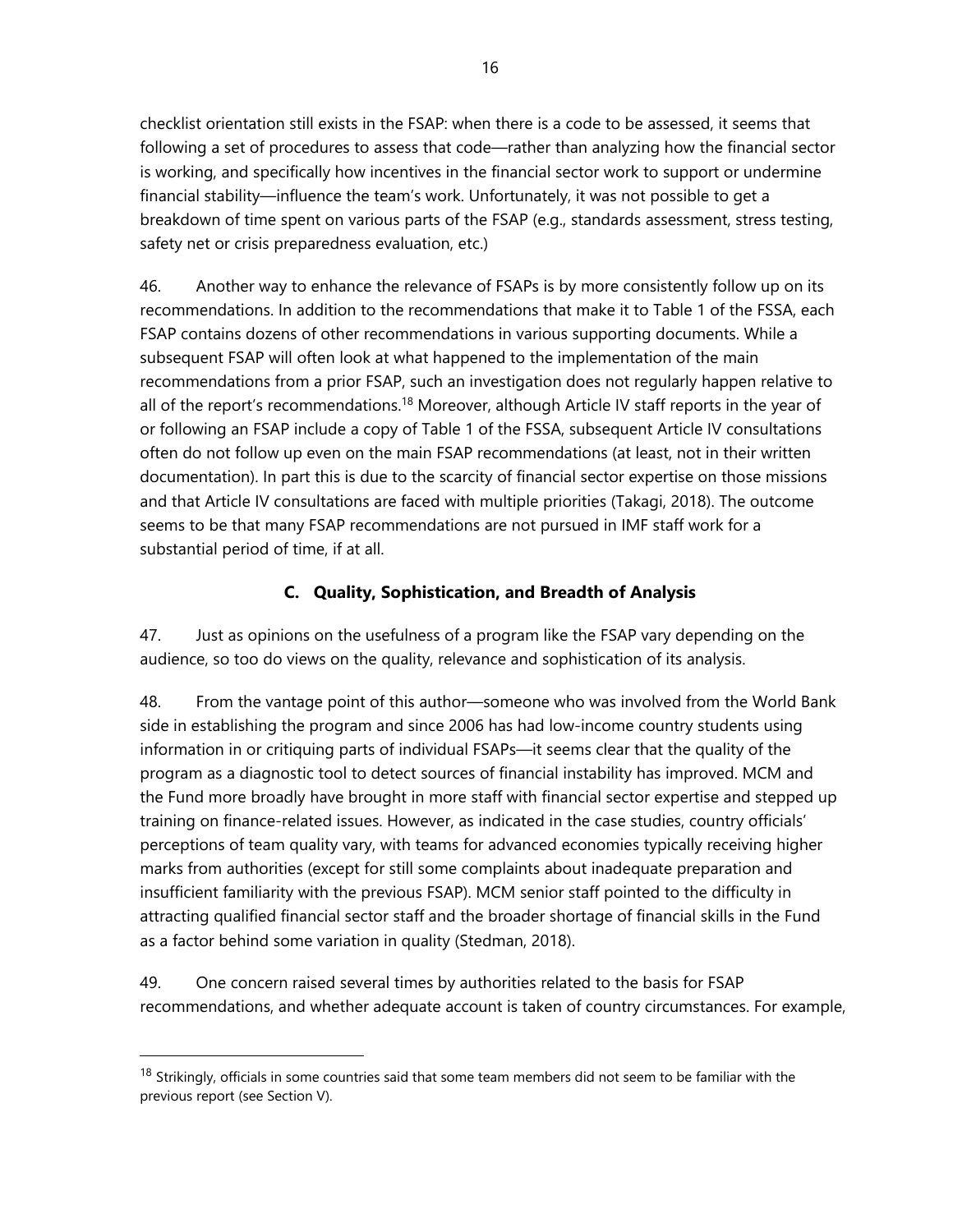checklist orientation still exists in the FSAP: when there is a code to be assessed, it seems that following a set of procedures to assess that code—rather than analyzing how the financial sector is working, and specifically how incentives in the financial sector work to support or undermine financial stability—influence the team's work. Unfortunately, it was not possible to get a breakdown of time spent on various parts of the FSAP (e.g., standards assessment, stress testing, safety net or crisis preparedness evaluation, etc.)

46. Another way to enhance the relevance of FSAPs is by more consistently follow up on its recommendations. In addition to the recommendations that make it to Table 1 of the FSSA, each FSAP contains dozens of other recommendations in various supporting documents. While a subsequent FSAP will often look at what happened to the implementation of the main recommendations from a prior FSAP, such an investigation does not regularly happen relative to all of the report's recommendations.[18] Moreover, although Article IV staff reports in the year of or following an FSAP include a copy of Table 1 of the FSSA, subsequent Article IV consultations often do not follow up even on the main FSAP recommendations (at least, not in their written documentation). In part this is due to the scarcity of financial sector expertise on those missions and that Article IV consultations are faced with multiple priorities (Takagi, 2018). The outcome seems to be that many FSAP recommendations are not pursued in IMF staff work for a substantial period of time, if at all.

## C. Quality, Sophistication, and Breadth of Analysis

47. Just as opinions on the usefulness of a program like the FSAP vary depending on the audience, so too do views on the quality, relevance and sophistication of its analysis.

48. From the vantage point of this author—someone who was involved from the World Bank side in establishing the program and since 2006 has had low-income country students using information in or critiquing parts of individual FSAPs—it seems clear that the quality of the program as a diagnostic tool to detect sources of financial instability has improved. MCM and the Fund more broadly have brought in more staff with financial sector expertise and stepped up training on finance-related issues. However, as indicated in the case studies, country officials' perceptions of team quality vary, with teams for advanced economies typically receiving higher marks from authorities (except for still some complaints about inadequate preparation and insufficient familiarity with the previous FSAP). MCM senior staff pointed to the difficulty in attracting qualified financial sector staff and the broader shortage of financial skills in the Fund as a factor behind some variation in quality (Stedman, 2018).

49. One concern raised several times by authorities related to the basis for FSAP recommendations, and whether adequate account is taken of country circumstances. For example,

---

[18] Strikingly, officials in some countries said that some team members did not seem to be familiar with the previous report (see Section V).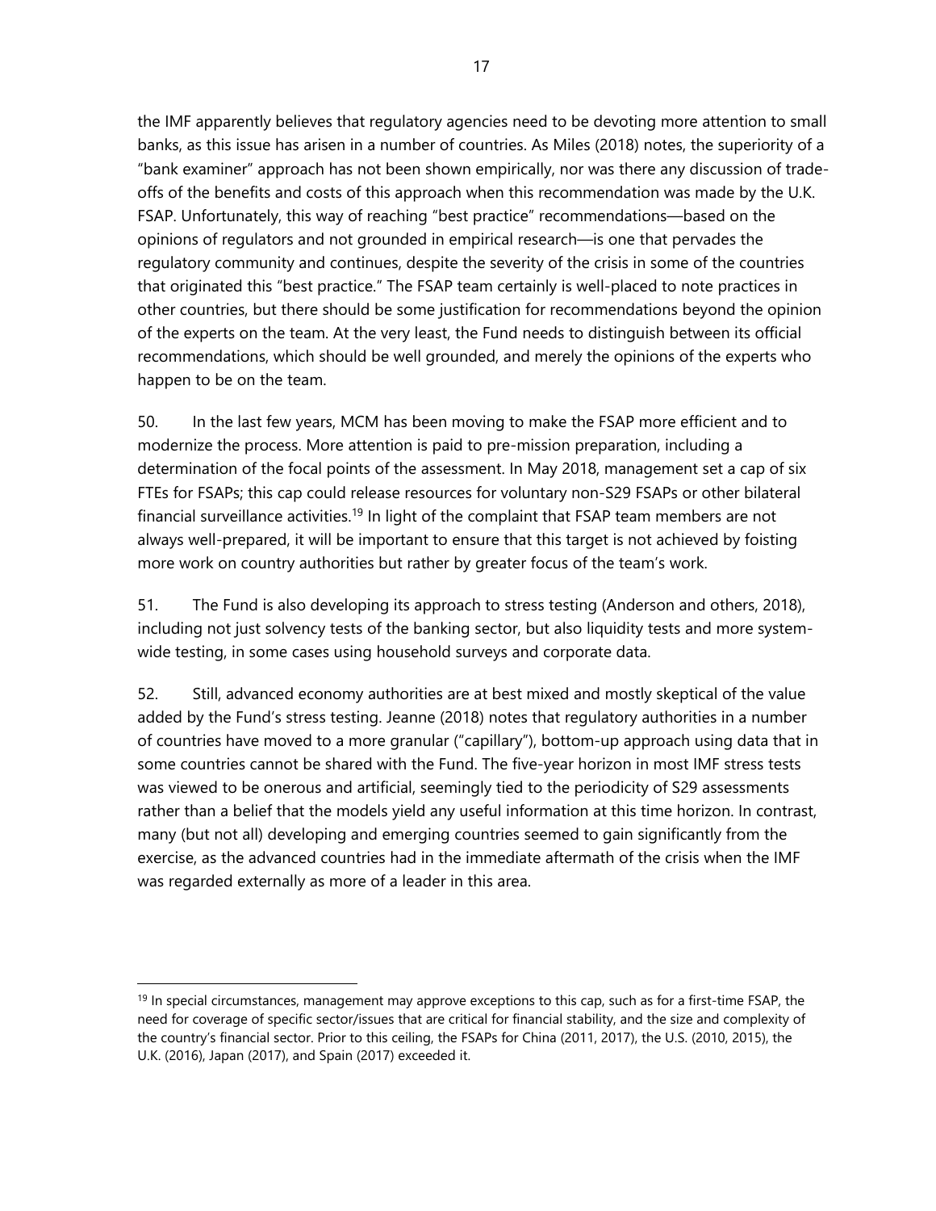the IMF apparently believes that regulatory agencies need to be devoting more attention to small banks, as this issue has arisen in a number of countries. As Miles (2018) notes, the superiority of a "bank examiner" approach has not been shown empirically, nor was there any discussion of trade-offs of the benefits and costs of this approach when this recommendation was made by the U.K. FSAP. Unfortunately, this way of reaching "best practice" recommendations—based on the opinions of regulators and not grounded in empirical research—is one that pervades the regulatory community and continues, despite the severity of the crisis in some of the countries that originated this "best practice." The FSAP team certainly is well-placed to note practices in other countries, but there should be some justification for recommendations beyond the opinion of the experts on the team. At the very least, the Fund needs to distinguish between its official recommendations, which should be well grounded, and merely the opinions of the experts who happen to be on the team.

50. In the last few years, MCM has been moving to make the FSAP more efficient and to modernize the process. More attention is paid to pre-mission preparation, including a determination of the focal points of the assessment. In May 2018, management set a cap of six FTEs for FSAPs; this cap could release resources for voluntary non-S29 FSAPs or other bilateral financial surveillance activities.[19] In light of the complaint that FSAP team members are not always well-prepared, it will be important to ensure that this target is not achieved by foisting more work on country authorities but rather by greater focus of the team's work.

51. The Fund is also developing its approach to stress testing (Anderson and others, 2018), including not just solvency tests of the banking sector, but also liquidity tests and more system-wide testing, in some cases using household surveys and corporate data.

52. Still, advanced economy authorities are at best mixed and mostly skeptical of the value added by the Fund's stress testing. Jeanne (2018) notes that regulatory authorities in a number of countries have moved to a more granular ("capillary"), bottom-up approach using data that in some countries cannot be shared with the Fund. The five-year horizon in most IMF stress tests was viewed to be onerous and artificial, seemingly tied to the periodicity of S29 assessments rather than a belief that the models yield any useful information at this time horizon. In contrast, many (but not all) developing and emerging countries seemed to gain significantly from the exercise, as the advanced countries had in the immediate aftermath of the crisis when the IMF was regarded externally as more of a leader in this area.

[19] In special circumstances, management may approve exceptions to this cap, such as for a first-time FSAP, the need for coverage of specific sector/issues that are critical for financial stability, and the size and complexity of the country's financial sector. Prior to this ceiling, the FSAPs for China (2011, 2017), the U.S. (2010, 2015), the U.K. (2016), Japan (2017), and Spain (2017) exceeded it.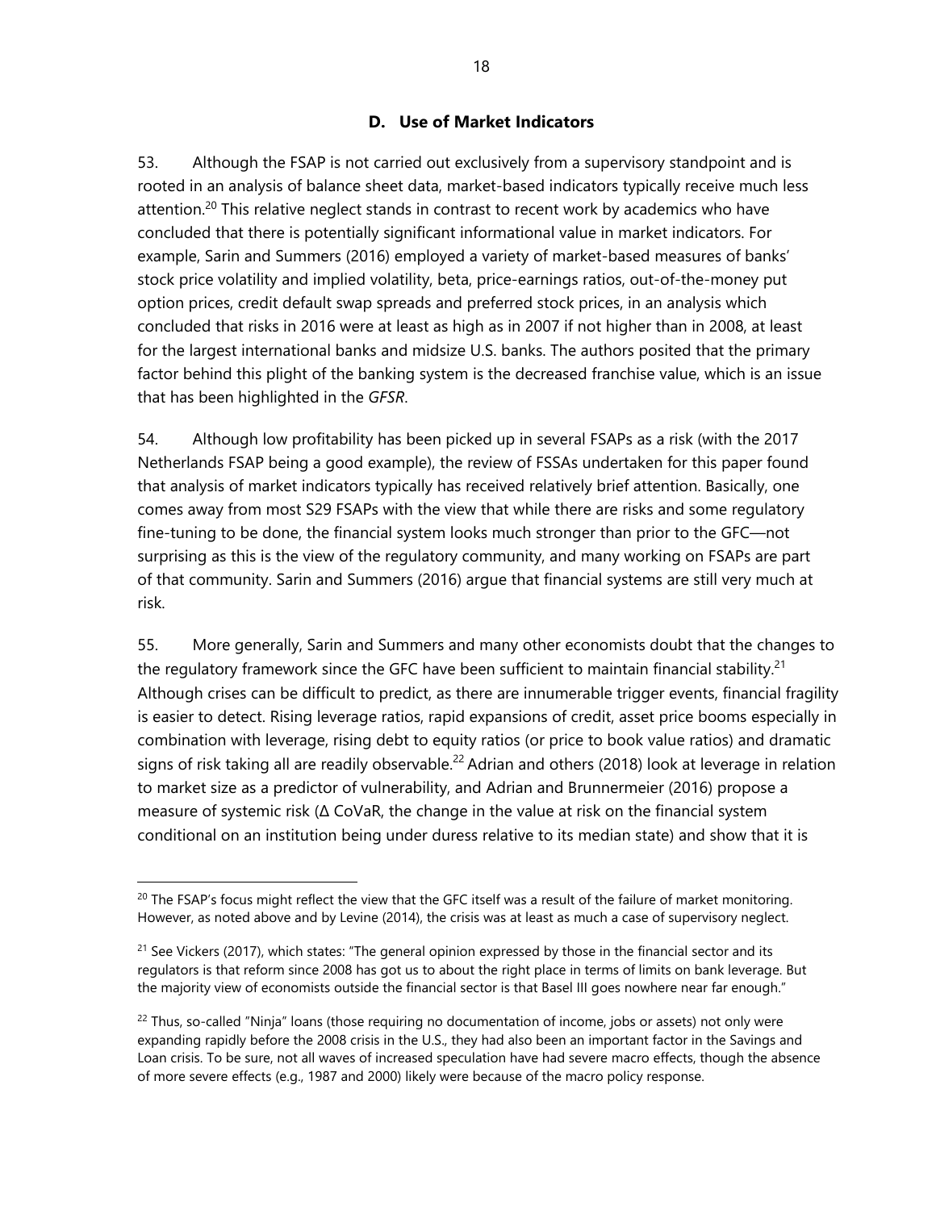### D. Use of Market Indicators

53. Although the FSAP is not carried out exclusively from a supervisory standpoint and is rooted in an analysis of balance sheet data, market-based indicators typically receive much less attention.[20] This relative neglect stands in contrast to recent work by academics who have concluded that there is potentially significant informational value in market indicators. For example, Sarin and Summers (2016) employed a variety of market-based measures of banks' stock price volatility and implied volatility, beta, price-earnings ratios, out-of-the-money put option prices, credit default swap spreads and preferred stock prices, in an analysis which concluded that risks in 2016 were at least as high as in 2007 if not higher than in 2008, at least for the largest international banks and midsize U.S. banks. The authors posited that the primary factor behind this plight of the banking system is the decreased franchise value, which is an issue that has been highlighted in the *GFSR*.

54. Although low profitability has been picked up in several FSAPs as a risk (with the 2017 Netherlands FSAP being a good example), the review of FSSAs undertaken for this paper found that analysis of market indicators typically has received relatively brief attention. Basically, one comes away from most S29 FSAPs with the view that while there are risks and some regulatory fine-tuning to be done, the financial system looks much stronger than prior to the GFC—not surprising as this is the view of the regulatory community, and many working on FSAPs are part of that community. Sarin and Summers (2016) argue that financial systems are still very much at risk.

55. More generally, Sarin and Summers and many other economists doubt that the changes to the regulatory framework since the GFC have been sufficient to maintain financial stability.[21] Although crises can be difficult to predict, as there are innumerable trigger events, financial fragility is easier to detect. Rising leverage ratios, rapid expansions of credit, asset price booms especially in combination with leverage, rising debt to equity ratios (or price to book value ratios) and dramatic signs of risk taking all are readily observable.[22] Adrian and others (2018) look at leverage in relation to market size as a predictor of vulnerability, and Adrian and Brunnermeier (2016) propose a measure of systemic risk (Δ CoVaR, the change in the value at risk on the financial system conditional on an institution being under duress relative to its median state) and show that it is

---

[20] The FSAP's focus might reflect the view that the GFC itself was a result of the failure of market monitoring. However, as noted above and by Levine (2014), the crisis was at least as much a case of supervisory neglect.

[21] See Vickers (2017), which states: "The general opinion expressed by those in the financial sector and its regulators is that reform since 2008 has got us to about the right place in terms of limits on bank leverage. But the majority view of economists outside the financial sector is that Basel III goes nowhere near far enough."

[22] Thus, so-called "Ninja" loans (those requiring no documentation of income, jobs or assets) not only were expanding rapidly before the 2008 crisis in the U.S., they had also been an important factor in the Savings and Loan crisis. To be sure, not all waves of increased speculation have had severe macro effects, though the absence of more severe effects (e.g., 1987 and 2000) likely were because of the macro policy response.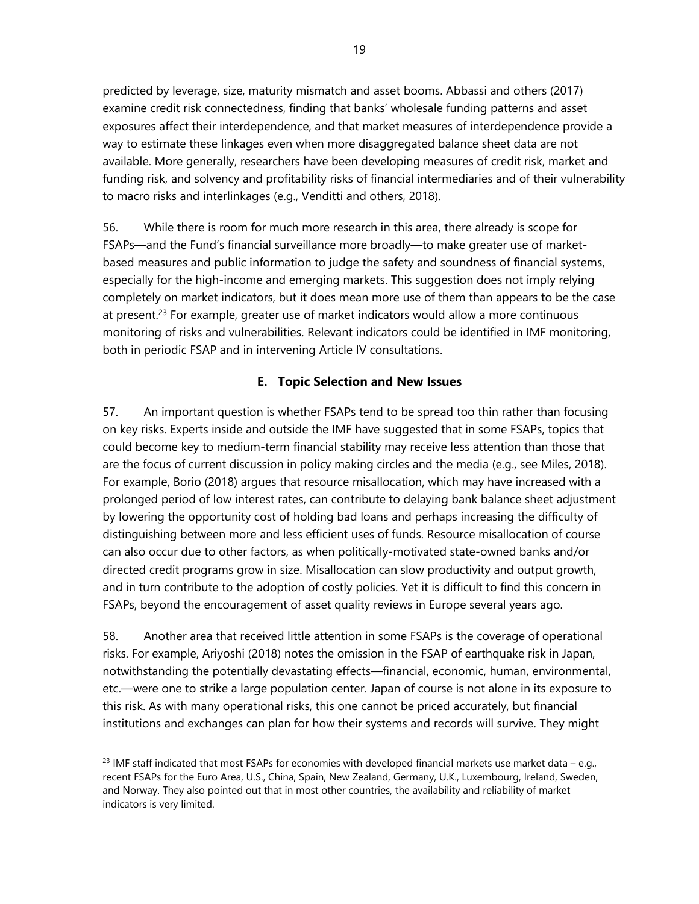predicted by leverage, size, maturity mismatch and asset booms. Abbassi and others (2017) examine credit risk connectedness, finding that banks' wholesale funding patterns and asset exposures affect their interdependence, and that market measures of interdependence provide a way to estimate these linkages even when more disaggregated balance sheet data are not available. More generally, researchers have been developing measures of credit risk, market and funding risk, and solvency and profitability risks of financial intermediaries and of their vulnerability to macro risks and interlinkages (e.g., Venditti and others, 2018).

56. While there is room for much more research in this area, there already is scope for FSAPs—and the Fund's financial surveillance more broadly—to make greater use of market-based measures and public information to judge the safety and soundness of financial systems, especially for the high-income and emerging markets. This suggestion does not imply relying completely on market indicators, but it does mean more use of them than appears to be the case at present.[23] For example, greater use of market indicators would allow a more continuous monitoring of risks and vulnerabilities. Relevant indicators could be identified in IMF monitoring, both in periodic FSAP and in intervening Article IV consultations.

## E. Topic Selection and New Issues

57. An important question is whether FSAPs tend to be spread too thin rather than focusing on key risks. Experts inside and outside the IMF have suggested that in some FSAPs, topics that could become key to medium-term financial stability may receive less attention than those that are the focus of current discussion in policy making circles and the media (e.g., see Miles, 2018). For example, Borio (2018) argues that resource misallocation, which may have increased with a prolonged period of low interest rates, can contribute to delaying bank balance sheet adjustment by lowering the opportunity cost of holding bad loans and perhaps increasing the difficulty of distinguishing between more and less efficient uses of funds. Resource misallocation of course can also occur due to other factors, as when politically-motivated state-owned banks and/or directed credit programs grow in size. Misallocation can slow productivity and output growth, and in turn contribute to the adoption of costly policies. Yet it is difficult to find this concern in FSAPs, beyond the encouragement of asset quality reviews in Europe several years ago.

58. Another area that received little attention in some FSAPs is the coverage of operational risks. For example, Ariyoshi (2018) notes the omission in the FSAP of earthquake risk in Japan, notwithstanding the potentially devastating effects—financial, economic, human, environmental, etc.—were one to strike a large population center. Japan of course is not alone in its exposure to this risk. As with many operational risks, this one cannot be priced accurately, but financial institutions and exchanges can plan for how their systems and records will survive. They might

[23] IMF staff indicated that most FSAPs for economies with developed financial markets use market data – e.g., recent FSAPs for the Euro Area, U.S., China, Spain, New Zealand, Germany, U.K., Luxembourg, Ireland, Sweden, and Norway. They also pointed out that in most other countries, the availability and reliability of market indicators is very limited.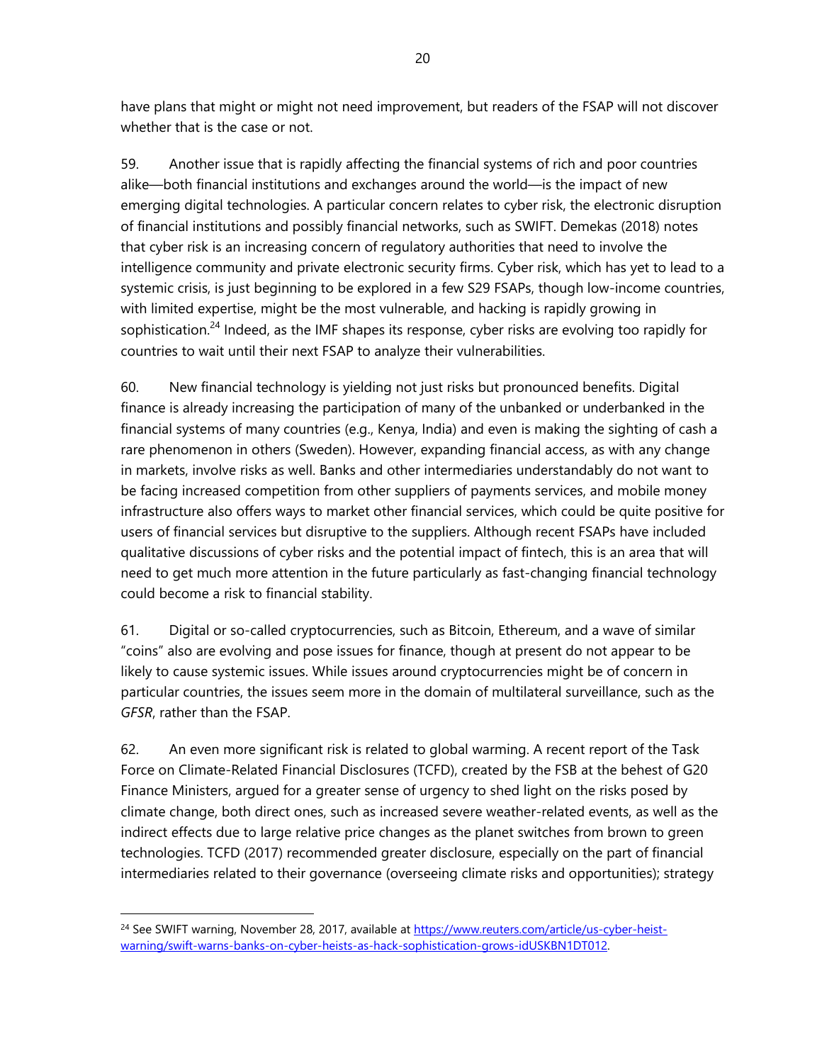have plans that might or might not need improvement, but readers of the FSAP will not discover whether that is the case or not.

59. Another issue that is rapidly affecting the financial systems of rich and poor countries alike—both financial institutions and exchanges around the world—is the impact of new emerging digital technologies. A particular concern relates to cyber risk, the electronic disruption of financial institutions and possibly financial networks, such as SWIFT. Demekas (2018) notes that cyber risk is an increasing concern of regulatory authorities that need to involve the intelligence community and private electronic security firms. Cyber risk, which has yet to lead to a systemic crisis, is just beginning to be explored in a few S29 FSAPs, though low-income countries, with limited expertise, might be the most vulnerable, and hacking is rapidly growing in sophistication.[24] Indeed, as the IMF shapes its response, cyber risks are evolving too rapidly for countries to wait until their next FSAP to analyze their vulnerabilities.

60. New financial technology is yielding not just risks but pronounced benefits. Digital finance is already increasing the participation of many of the unbanked or underbanked in the financial systems of many countries (e.g., Kenya, India) and even is making the sighting of cash a rare phenomenon in others (Sweden). However, expanding financial access, as with any change in markets, involve risks as well. Banks and other intermediaries understandably do not want to be facing increased competition from other suppliers of payments services, and mobile money infrastructure also offers ways to market other financial services, which could be quite positive for users of financial services but disruptive to the suppliers. Although recent FSAPs have included qualitative discussions of cyber risks and the potential impact of fintech, this is an area that will need to get much more attention in the future particularly as fast-changing financial technology could become a risk to financial stability.

61. Digital or so-called cryptocurrencies, such as Bitcoin, Ethereum, and a wave of similar "coins" also are evolving and pose issues for finance, though at present do not appear to be likely to cause systemic issues. While issues around cryptocurrencies might be of concern in particular countries, the issues seem more in the domain of multilateral surveillance, such as the *GFSR*, rather than the FSAP.

62. An even more significant risk is related to global warming. A recent report of the Task Force on Climate-Related Financial Disclosures (TCFD), created by the FSB at the behest of G20 Finance Ministers, argued for a greater sense of urgency to shed light on the risks posed by climate change, both direct ones, such as increased severe weather-related events, as well as the indirect effects due to large relative price changes as the planet switches from brown to green technologies. TCFD (2017) recommended greater disclosure, especially on the part of financial intermediaries related to their governance (overseeing climate risks and opportunities); strategy

---

[24] See SWIFT warning, November 28, 2017, available at https://www.reuters.com/article/us-cyber-heist-warning/swift-warns-banks-on-cyber-heists-as-hack-sophistication-grows-idUSKBN1DT012.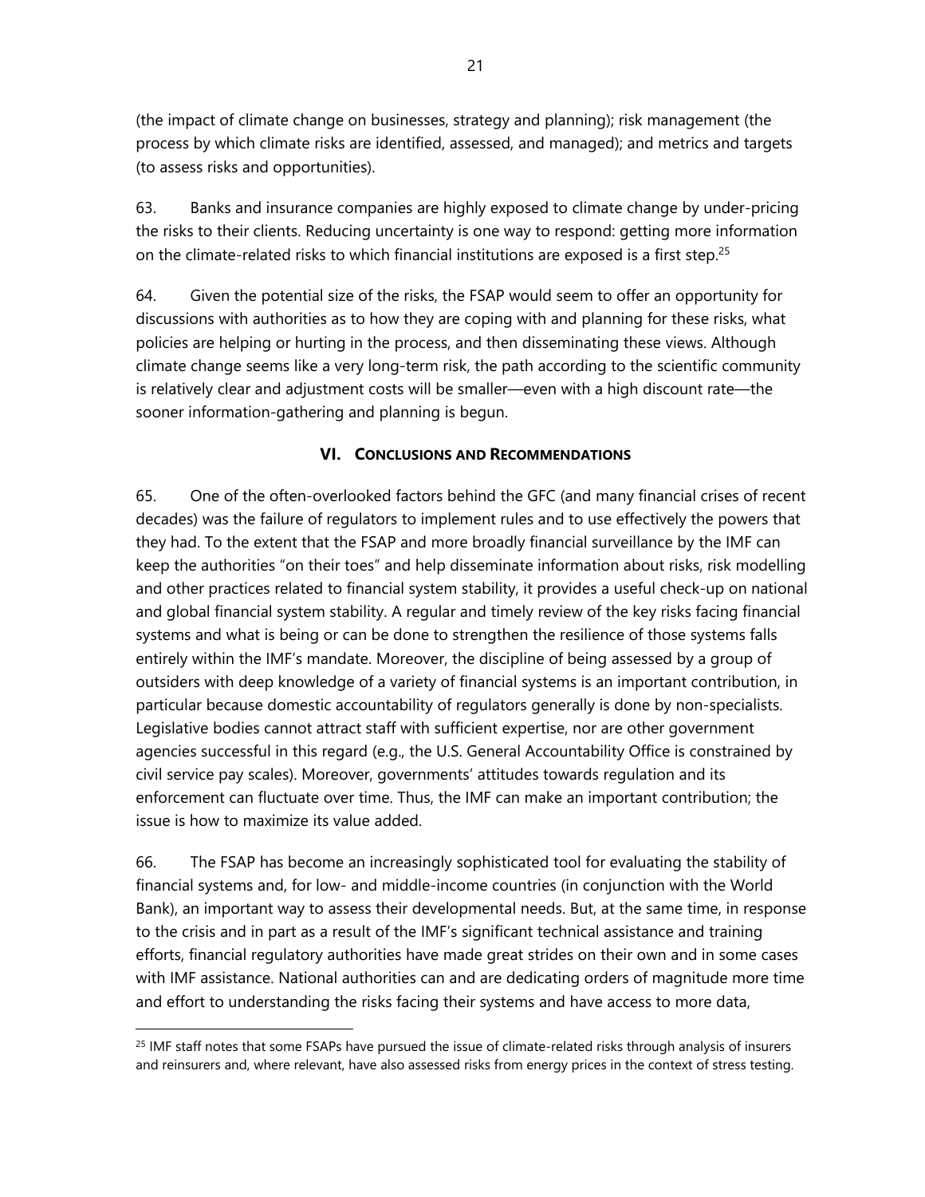(the impact of climate change on businesses, strategy and planning); risk management (the process by which climate risks are identified, assessed, and managed); and metrics and targets (to assess risks and opportunities).

63. Banks and insurance companies are highly exposed to climate change by under-pricing the risks to their clients. Reducing uncertainty is one way to respond: getting more information on the climate-related risks to which financial institutions are exposed is a first step.[25]

64. Given the potential size of the risks, the FSAP would seem to offer an opportunity for discussions with authorities as to how they are coping with and planning for these risks, what policies are helping or hurting in the process, and then disseminating these views. Although climate change seems like a very long-term risk, the path according to the scientific community is relatively clear and adjustment costs will be smaller—even with a high discount rate—the sooner information-gathering and planning is begun.

## VI. CONCLUSIONS AND RECOMMENDATIONS

65. One of the often-overlooked factors behind the GFC (and many financial crises of recent decades) was the failure of regulators to implement rules and to use effectively the powers that they had. To the extent that the FSAP and more broadly financial surveillance by the IMF can keep the authorities "on their toes" and help disseminate information about risks, risk modelling and other practices related to financial system stability, it provides a useful check-up on national and global financial system stability. A regular and timely review of the key risks facing financial systems and what is being or can be done to strengthen the resilience of those systems falls entirely within the IMF's mandate. Moreover, the discipline of being assessed by a group of outsiders with deep knowledge of a variety of financial systems is an important contribution, in particular because domestic accountability of regulators generally is done by non-specialists. Legislative bodies cannot attract staff with sufficient expertise, nor are other government agencies successful in this regard (e.g., the U.S. General Accountability Office is constrained by civil service pay scales). Moreover, governments' attitudes towards regulation and its enforcement can fluctuate over time. Thus, the IMF can make an important contribution; the issue is how to maximize its value added.

66. The FSAP has become an increasingly sophisticated tool for evaluating the stability of financial systems and, for low- and middle-income countries (in conjunction with the World Bank), an important way to assess their developmental needs. But, at the same time, in response to the crisis and in part as a result of the IMF's significant technical assistance and training efforts, financial regulatory authorities have made great strides on their own and in some cases with IMF assistance. National authorities can and are dedicating orders of magnitude more time and effort to understanding the risks facing their systems and have access to more data,

[25] IMF staff notes that some FSAPs have pursued the issue of climate-related risks through analysis of insurers and reinsurers and, where relevant, have also assessed risks from energy prices in the context of stress testing.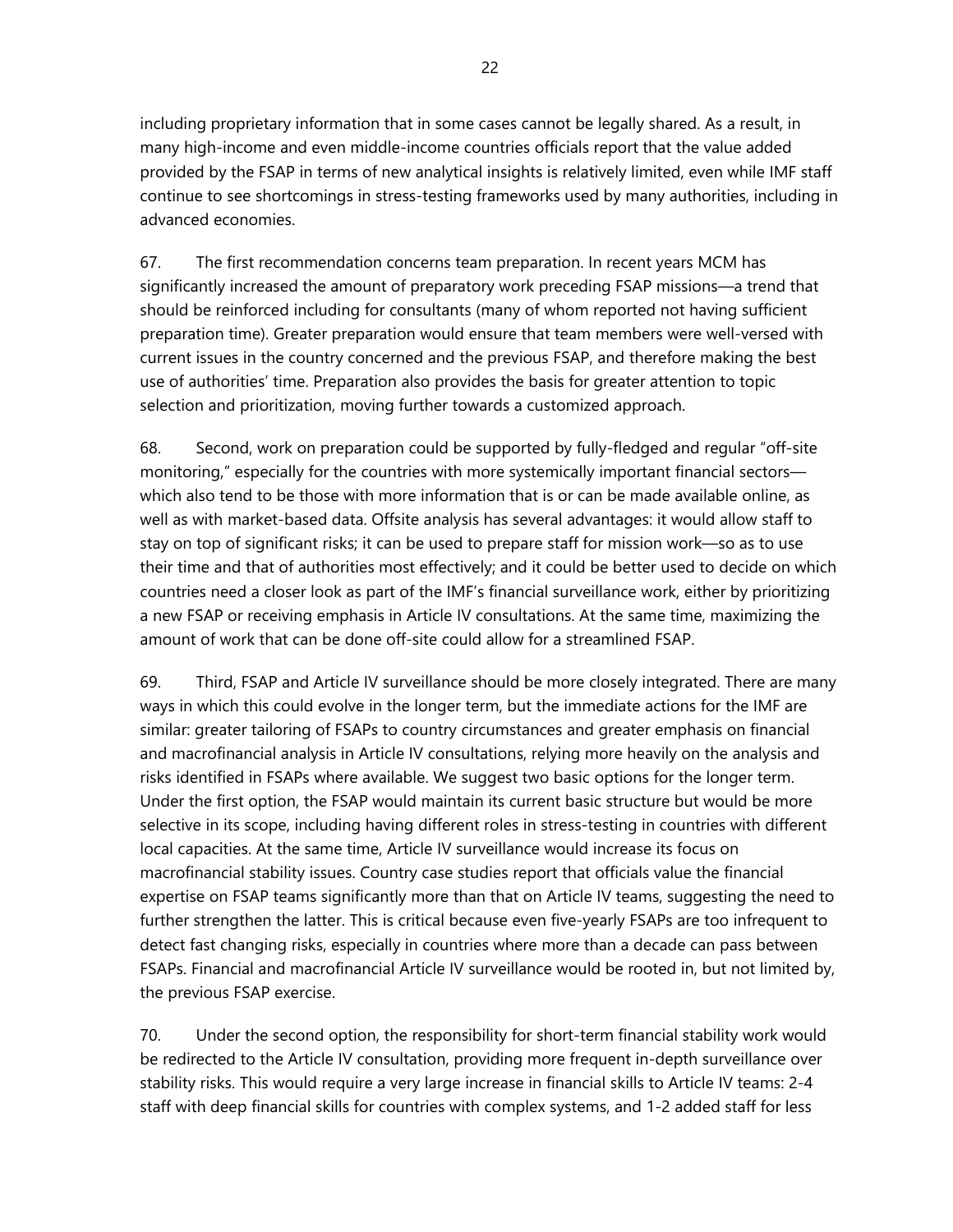including proprietary information that in some cases cannot be legally shared. As a result, in many high-income and even middle-income countries officials report that the value added provided by the FSAP in terms of new analytical insights is relatively limited, even while IMF staff continue to see shortcomings in stress-testing frameworks used by many authorities, including in advanced economies.

67. The first recommendation concerns team preparation. In recent years MCM has significantly increased the amount of preparatory work preceding FSAP missions—a trend that should be reinforced including for consultants (many of whom reported not having sufficient preparation time). Greater preparation would ensure that team members were well-versed with current issues in the country concerned and the previous FSAP, and therefore making the best use of authorities' time. Preparation also provides the basis for greater attention to topic selection and prioritization, moving further towards a customized approach.

68. Second, work on preparation could be supported by fully-fledged and regular "off-site monitoring," especially for the countries with more systemically important financial sectors—which also tend to be those with more information that is or can be made available online, as well as with market-based data. Offsite analysis has several advantages: it would allow staff to stay on top of significant risks; it can be used to prepare staff for mission work—so as to use their time and that of authorities most effectively; and it could be better used to decide on which countries need a closer look as part of the IMF's financial surveillance work, either by prioritizing a new FSAP or receiving emphasis in Article IV consultations. At the same time, maximizing the amount of work that can be done off-site could allow for a streamlined FSAP.

69. Third, FSAP and Article IV surveillance should be more closely integrated. There are many ways in which this could evolve in the longer term, but the immediate actions for the IMF are similar: greater tailoring of FSAPs to country circumstances and greater emphasis on financial and macrofinancial analysis in Article IV consultations, relying more heavily on the analysis and risks identified in FSAPs where available. We suggest two basic options for the longer term. Under the first option, the FSAP would maintain its current basic structure but would be more selective in its scope, including having different roles in stress-testing in countries with different local capacities. At the same time, Article IV surveillance would increase its focus on macrofinancial stability issues. Country case studies report that officials value the financial expertise on FSAP teams significantly more than that on Article IV teams, suggesting the need to further strengthen the latter. This is critical because even five-yearly FSAPs are too infrequent to detect fast changing risks, especially in countries where more than a decade can pass between FSAPs. Financial and macrofinancial Article IV surveillance would be rooted in, but not limited by, the previous FSAP exercise.

70. Under the second option, the responsibility for short-term financial stability work would be redirected to the Article IV consultation, providing more frequent in-depth surveillance over stability risks. This would require a very large increase in financial skills to Article IV teams: 2-4 staff with deep financial skills for countries with complex systems, and 1-2 added staff for less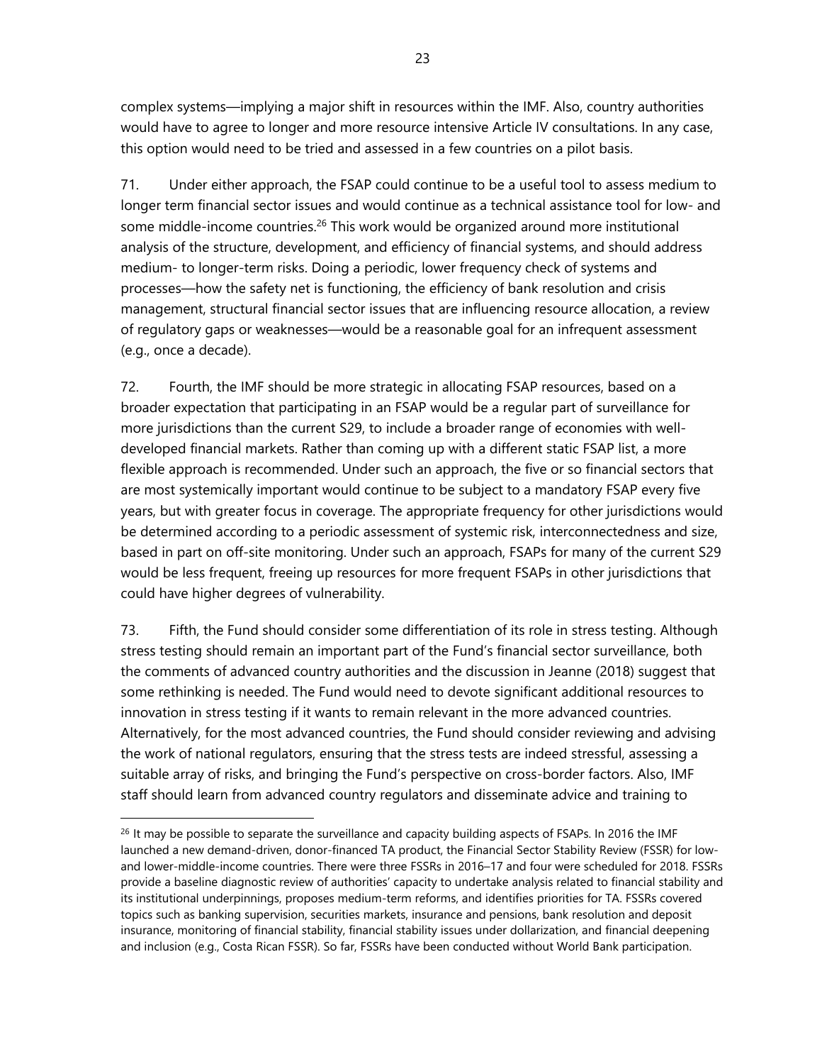complex systems—implying a major shift in resources within the IMF. Also, country authorities would have to agree to longer and more resource intensive Article IV consultations. In any case, this option would need to be tried and assessed in a few countries on a pilot basis.

71. Under either approach, the FSAP could continue to be a useful tool to assess medium to longer term financial sector issues and would continue as a technical assistance tool for low- and some middle-income countries.[26] This work would be organized around more institutional analysis of the structure, development, and efficiency of financial systems, and should address medium- to longer-term risks. Doing a periodic, lower frequency check of systems and processes—how the safety net is functioning, the efficiency of bank resolution and crisis management, structural financial sector issues that are influencing resource allocation, a review of regulatory gaps or weaknesses—would be a reasonable goal for an infrequent assessment (e.g., once a decade).

72. Fourth, the IMF should be more strategic in allocating FSAP resources, based on a broader expectation that participating in an FSAP would be a regular part of surveillance for more jurisdictions than the current S29, to include a broader range of economies with well-developed financial markets. Rather than coming up with a different static FSAP list, a more flexible approach is recommended. Under such an approach, the five or so financial sectors that are most systemically important would continue to be subject to a mandatory FSAP every five years, but with greater focus in coverage. The appropriate frequency for other jurisdictions would be determined according to a periodic assessment of systemic risk, interconnectedness and size, based in part on off-site monitoring. Under such an approach, FSAPs for many of the current S29 would be less frequent, freeing up resources for more frequent FSAPs in other jurisdictions that could have higher degrees of vulnerability.

73. Fifth, the Fund should consider some differentiation of its role in stress testing. Although stress testing should remain an important part of the Fund's financial sector surveillance, both the comments of advanced country authorities and the discussion in Jeanne (2018) suggest that some rethinking is needed. The Fund would need to devote significant additional resources to innovation in stress testing if it wants to remain relevant in the more advanced countries. Alternatively, for the most advanced countries, the Fund should consider reviewing and advising the work of national regulators, ensuring that the stress tests are indeed stressful, assessing a suitable array of risks, and bringing the Fund's perspective on cross-border factors. Also, IMF staff should learn from advanced country regulators and disseminate advice and training to

---

[26] It may be possible to separate the surveillance and capacity building aspects of FSAPs. In 2016 the IMF launched a new demand-driven, donor-financed TA product, the Financial Sector Stability Review (FSSR) for low- and lower-middle-income countries. There were three FSSRs in 2016–17 and four were scheduled for 2018. FSSRs provide a baseline diagnostic review of authorities' capacity to undertake analysis related to financial stability and its institutional underpinnings, proposes medium-term reforms, and identifies priorities for TA. FSSRs covered topics such as banking supervision, securities markets, insurance and pensions, bank resolution and deposit insurance, monitoring of financial stability, financial stability issues under dollarization, and financial deepening and inclusion (e.g., Costa Rican FSSR). So far, FSSRs have been conducted without World Bank participation.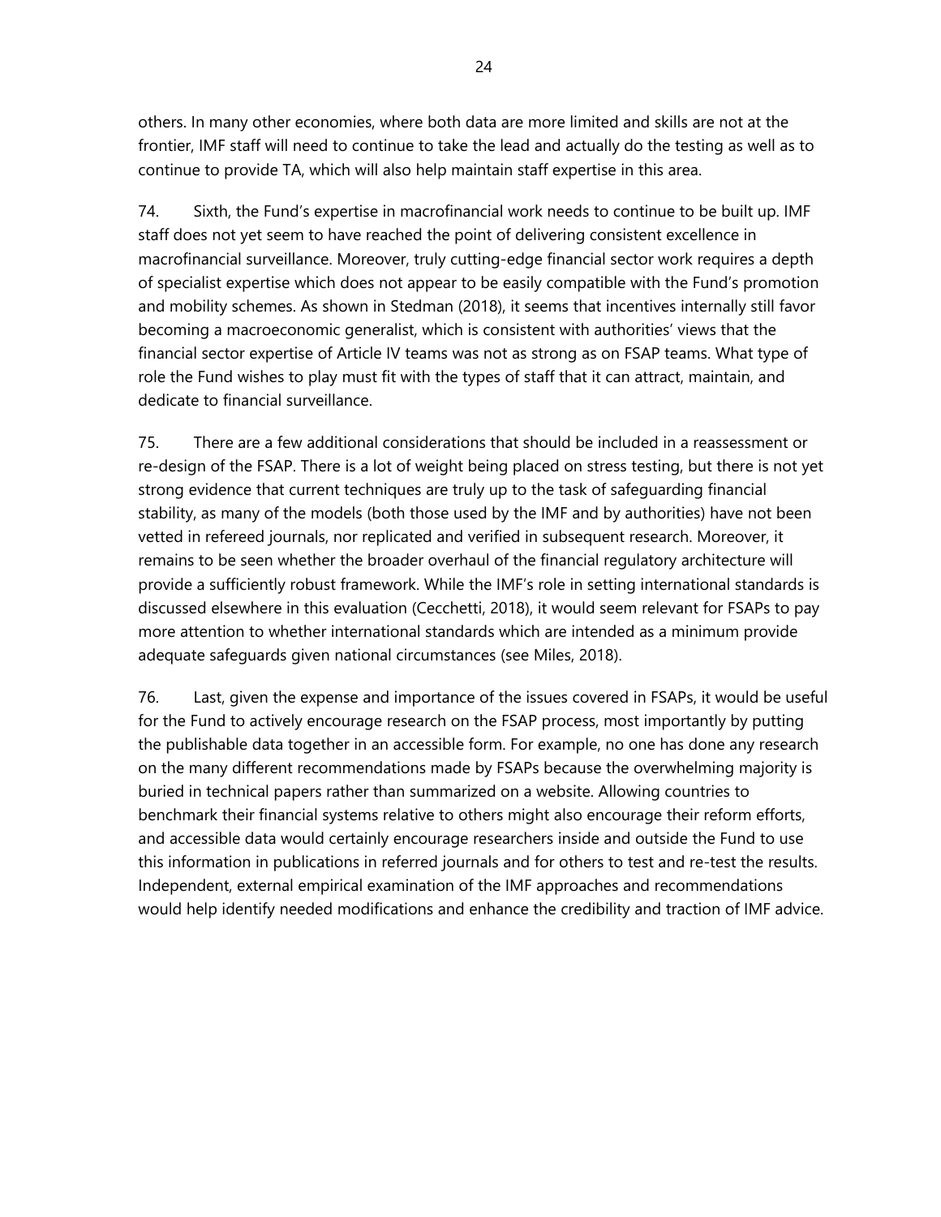others. In many other economies, where both data are more limited and skills are not at the frontier, IMF staff will need to continue to take the lead and actually do the testing as well as to continue to provide TA, which will also help maintain staff expertise in this area.

74. Sixth, the Fund's expertise in macrofinancial work needs to continue to be built up. IMF staff does not yet seem to have reached the point of delivering consistent excellence in macrofinancial surveillance. Moreover, truly cutting-edge financial sector work requires a depth of specialist expertise which does not appear to be easily compatible with the Fund's promotion and mobility schemes. As shown in Stedman (2018), it seems that incentives internally still favor becoming a macroeconomic generalist, which is consistent with authorities' views that the financial sector expertise of Article IV teams was not as strong as on FSAP teams. What type of role the Fund wishes to play must fit with the types of staff that it can attract, maintain, and dedicate to financial surveillance.

75. There are a few additional considerations that should be included in a reassessment or re-design of the FSAP. There is a lot of weight being placed on stress testing, but there is not yet strong evidence that current techniques are truly up to the task of safeguarding financial stability, as many of the models (both those used by the IMF and by authorities) have not been vetted in refereed journals, nor replicated and verified in subsequent research. Moreover, it remains to be seen whether the broader overhaul of the financial regulatory architecture will provide a sufficiently robust framework. While the IMF's role in setting international standards is discussed elsewhere in this evaluation (Cecchetti, 2018), it would seem relevant for FSAPs to pay more attention to whether international standards which are intended as a minimum provide adequate safeguards given national circumstances (see Miles, 2018).

76. Last, given the expense and importance of the issues covered in FSAPs, it would be useful for the Fund to actively encourage research on the FSAP process, most importantly by putting the publishable data together in an accessible form. For example, no one has done any research on the many different recommendations made by FSAPs because the overwhelming majority is buried in technical papers rather than summarized on a website. Allowing countries to benchmark their financial systems relative to others might also encourage their reform efforts, and accessible data would certainly encourage researchers inside and outside the Fund to use this information in publications in referred journals and for others to test and re-test the results. Independent, external empirical examination of the IMF approaches and recommendations would help identify needed modifications and enhance the credibility and traction of IMF advice.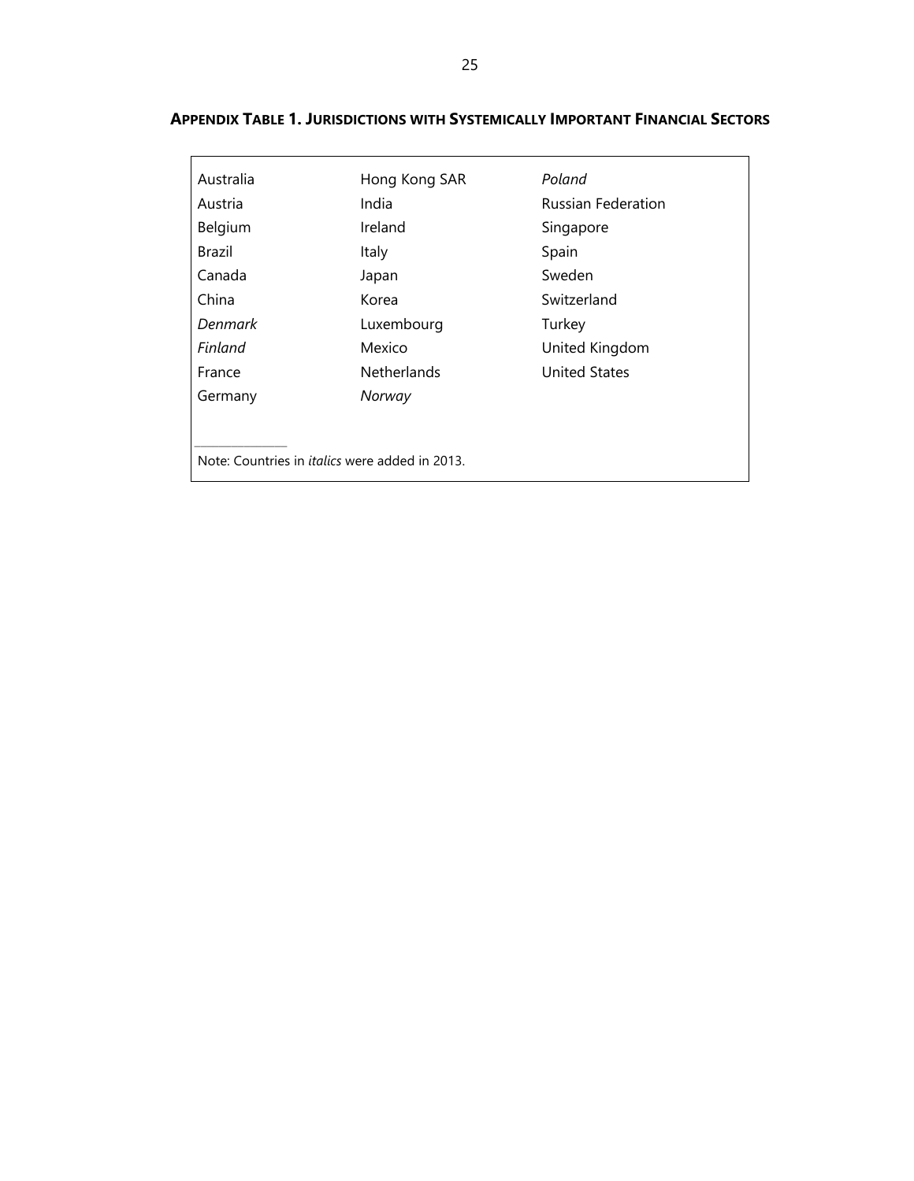**APPENDIX TABLE 1. JURISDICTIONS WITH SYSTEMICALLY IMPORTANT FINANCIAL SECTORS**

| | | |
|---|---|---|
| Australia | Hong Kong SAR | *Poland* |
| Austria | India | Russian Federation |
| Belgium | Ireland | Singapore |
| Brazil | Italy | Spain |
| Canada | Japan | Sweden |
| China | Korea | Switzerland |
| *Denmark* | Luxembourg | Turkey |
| *Finland* | Mexico | United Kingdom |
| France | Netherlands | United States |
| Germany | *Norway* | |

Note: Countries in *italics* were added in 2013.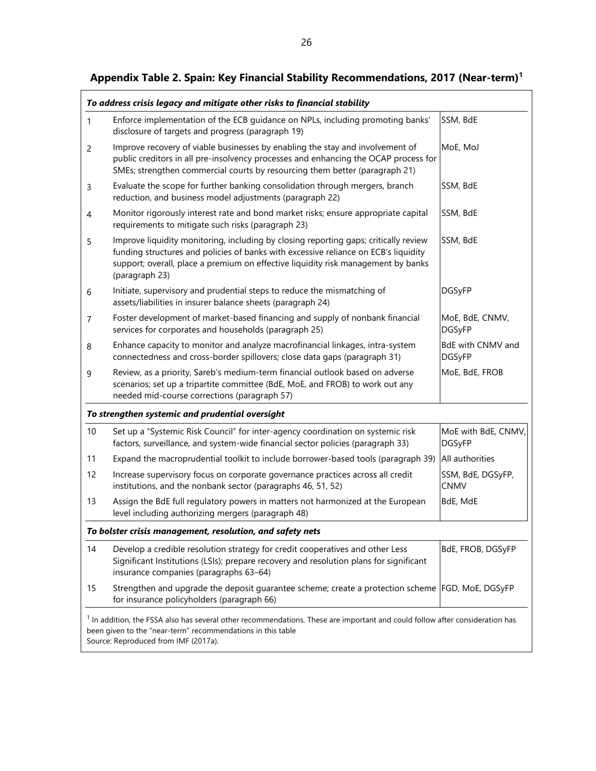**Appendix Table 2. Spain: Key Financial Stability Recommendations, 2017 (Near-term)[1]**

| | | |
|---|---|---|
| ***To address crisis legacy and mitigate other risks to financial stability*** | | |
| 1 | Enforce implementation of the ECB guidance on NPLs, including promoting banks' disclosure of targets and progress (paragraph 19) | SSM, BdE |
| 2 | Improve recovery of viable businesses by enabling the stay and involvement of public creditors in all pre-insolvency processes and enhancing the OCAP process for SMEs; strengthen commercial courts by resourcing them better (paragraph 21) | MoE, MoJ |
| 3 | Evaluate the scope for further banking consolidation through mergers, branch reduction, and business model adjustments (paragraph 22) | SSM, BdE |
| 4 | Monitor rigorously interest rate and bond market risks; ensure appropriate capital requirements to mitigate such risks (paragraph 23) | SSM, BdE |
| 5 | Improve liquidity monitoring, including by closing reporting gaps; critically review funding structures and policies of banks with excessive reliance on ECB's liquidity support; overall, place a premium on effective liquidity risk management by banks (paragraph 23) | SSM, BdE |
| 6 | Initiate, supervisory and prudential steps to reduce the mismatching of assets/liabilities in insurer balance sheets (paragraph 24) | DGSyFP |
| 7 | Foster development of market-based financing and supply of nonbank financial services for corporates and households (paragraph 25) | MoE, BdE, CNMV, DGSyFP |
| 8 | Enhance capacity to monitor and analyze macrofinancial linkages, intra-system connectedness and cross-border spillovers; close data gaps (paragraph 31) | BdE with CNMV and DGSyFP |
| 9 | Review, as a priority, Sareb's medium-term financial outlook based on adverse scenarios; set up a tripartite committee (BdE, MoE, and FROB) to work out any needed mid-course corrections (paragraph 57) | MoE, BdE, FROB |
| ***To strengthen systemic and prudential oversight*** | | |
| 10 | Set up a "Systemic Risk Council" for inter-agency coordination on systemic risk factors, surveillance, and system-wide financial sector policies (paragraph 33) | MoE with BdE, CNMV, DGSyFP |
| 11 | Expand the macroprudential toolkit to include borrower-based tools (paragraph 39) | All authorities |
| 12 | Increase supervisory focus on corporate governance practices across all credit institutions, and the nonbank sector (paragraphs 46, 51, 52) | SSM, BdE, DGSyFP, CNMV |
| 13 | Assign the BdE full regulatory powers in matters not harmonized at the European level including authorizing mergers (paragraph 48) | BdE, MdE |
| ***To bolster crisis management, resolution, and safety nets*** | | |
| 14 | Develop a credible resolution strategy for credit cooperatives and other Less Significant Institutions (LSIs); prepare recovery and resolution plans for significant insurance companies (paragraphs 63–64) | BdE, FROB, DGSyFP |
| 15 | Strengthen and upgrade the deposit guarantee scheme; create a protection scheme for insurance policyholders (paragraph 66) | FGD, MoE, DGSyFP |

[1] In addition, the FSSA also has several other recommendations. These are important and could follow after consideration has been given to the "near-term" recommendations in this table

Source: Reproduced from IMF (2017a).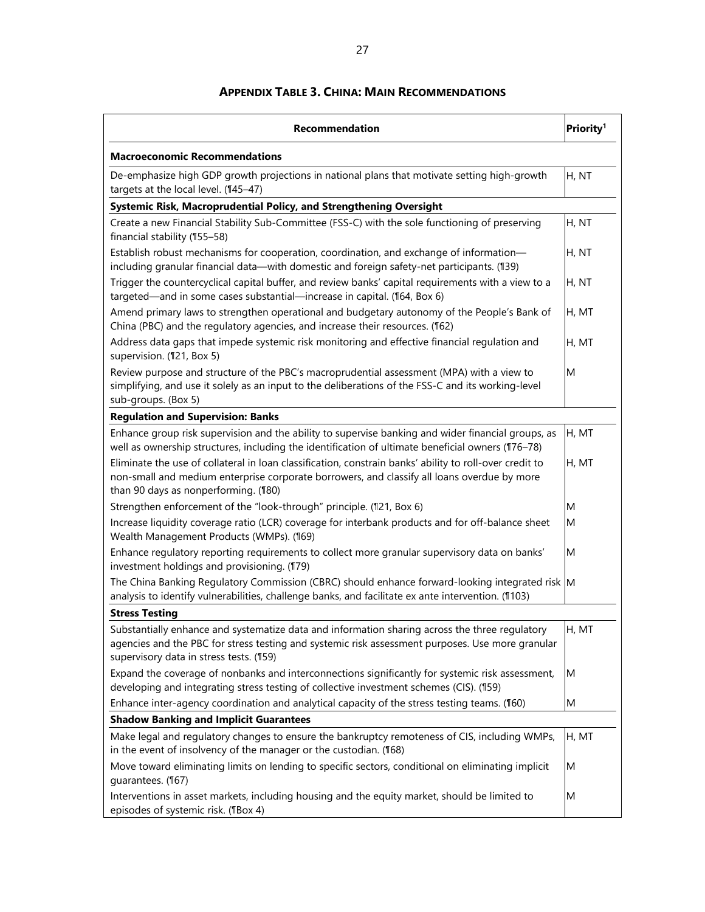## APPENDIX TABLE 3. CHINA: MAIN RECOMMENDATIONS

| Recommendation | Priority[1] |
|---|---|
| **Macroeconomic Recommendations** | |
| De-emphasize high GDP growth projections in national plans that motivate setting high-growth targets at the local level. (¶45–47) | H, NT |
| **Systemic Risk, Macroprudential Policy, and Strengthening Oversight** | |
| Create a new Financial Stability Sub-Committee (FSS-C) with the sole functioning of preserving financial stability (¶55–58) | H, NT |
| Establish robust mechanisms for cooperation, coordination, and exchange of information—including granular financial data—with domestic and foreign safety-net participants. (¶39) | H, NT |
| Trigger the countercyclical capital buffer, and review banks' capital requirements with a view to a targeted—and in some cases substantial—increase in capital. (¶64, Box 6) | H, NT |
| Amend primary laws to strengthen operational and budgetary autonomy of the People's Bank of China (PBC) and the regulatory agencies, and increase their resources. (¶62) | H, MT |
| Address data gaps that impede systemic risk monitoring and effective financial regulation and supervision. (¶21, Box 5) | H, MT |
| Review purpose and structure of the PBC's macroprudential assessment (MPA) with a view to simplifying, and use it solely as an input to the deliberations of the FSS-C and its working-level sub-groups. (Box 5) | M |
| **Regulation and Supervision: Banks** | |
| Enhance group risk supervision and the ability to supervise banking and wider financial groups, as well as ownership structures, including the identification of ultimate beneficial owners (¶76–78) | H, MT |
| Eliminate the use of collateral in loan classification, constrain banks' ability to roll-over credit to non-small and medium enterprise corporate borrowers, and classify all loans overdue by more than 90 days as nonperforming. (¶80) | H, MT |
| Strengthen enforcement of the "look-through" principle. (¶21, Box 6) | M |
| Increase liquidity coverage ratio (LCR) coverage for interbank products and for off-balance sheet Wealth Management Products (WMPs). (¶69) | M |
| Enhance regulatory reporting requirements to collect more granular supervisory data on banks' investment holdings and provisioning. (¶79) | M |
| The China Banking Regulatory Commission (CBRC) should enhance forward-looking integrated risk analysis to identify vulnerabilities, challenge banks, and facilitate ex ante intervention. (¶103) | M |
| **Stress Testing** | |
| Substantially enhance and systematize data and information sharing across the three regulatory agencies and the PBC for stress testing and systemic risk assessment purposes. Use more granular supervisory data in stress tests. (¶59) | H, MT |
| Expand the coverage of nonbanks and interconnections significantly for systemic risk assessment, developing and integrating stress testing of collective investment schemes (CIS). (¶59) | M |
| Enhance inter-agency coordination and analytical capacity of the stress testing teams. (¶60) | M |
| **Shadow Banking and Implicit Guarantees** | |
| Make legal and regulatory changes to ensure the bankruptcy remoteness of CIS, including WMPs, in the event of insolvency of the manager or the custodian. (¶68) | H, MT |
| Move toward eliminating limits on lending to specific sectors, conditional on eliminating implicit guarantees. (¶67) | M |
| Interventions in asset markets, including housing and the equity market, should be limited to episodes of systemic risk. (¶Box 4) | M |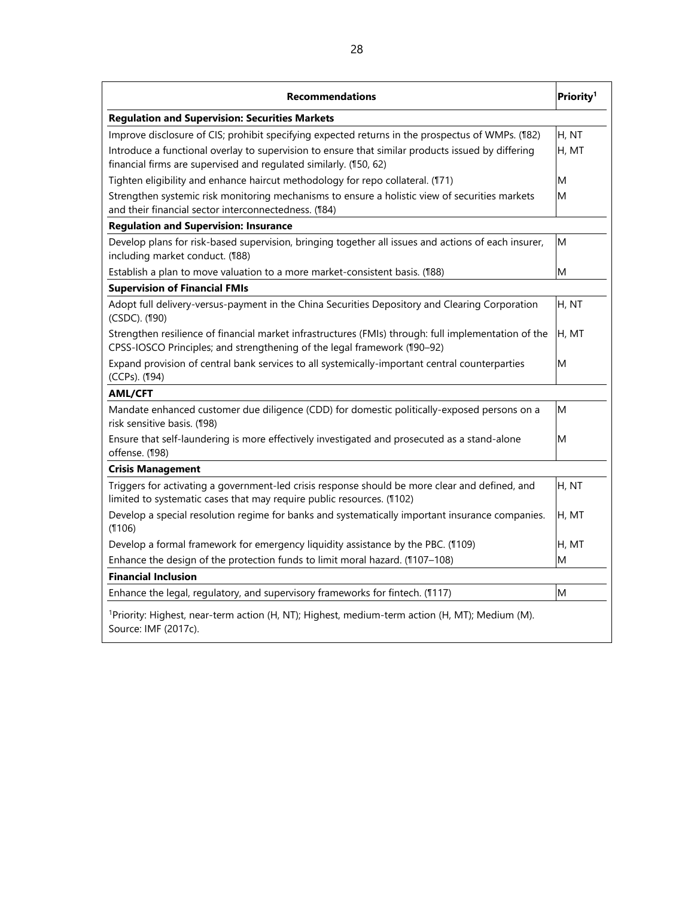| Recommendations | Priority[1] |
|---|---|
| **Regulation and Supervision: Securities Markets** | |
| Improve disclosure of CIS; prohibit specifying expected returns in the prospectus of WMPs. (¶82) | H, NT |
| Introduce a functional overlay to supervision to ensure that similar products issued by differing financial firms are supervised and regulated similarly. (¶50, 62) | H, MT |
| Tighten eligibility and enhance haircut methodology for repo collateral. (¶71) | M |
| Strengthen systemic risk monitoring mechanisms to ensure a holistic view of securities markets and their financial sector interconnectedness. (¶84) | M |
| **Regulation and Supervision: Insurance** | |
| Develop plans for risk-based supervision, bringing together all issues and actions of each insurer, including market conduct. (¶88) | M |
| Establish a plan to move valuation to a more market-consistent basis. (¶88) | M |
| **Supervision of Financial FMIs** | |
| Adopt full delivery-versus-payment in the China Securities Depository and Clearing Corporation (CSDC). (¶90) | H, NT |
| Strengthen resilience of financial market infrastructures (FMIs) through: full implementation of the CPSS-IOSCO Principles; and strengthening of the legal framework (¶90–92) | H, MT |
| Expand provision of central bank services to all systemically-important central counterparties (CCPs). (¶94) | M |
| **AML/CFT** | |
| Mandate enhanced customer due diligence (CDD) for domestic politically-exposed persons on a risk sensitive basis. (¶98) | M |
| Ensure that self-laundering is more effectively investigated and prosecuted as a stand-alone offense. (¶98) | M |
| **Crisis Management** | |
| Triggers for activating a government-led crisis response should be more clear and defined, and limited to systematic cases that may require public resources. (¶102) | H, NT |
| Develop a special resolution regime for banks and systematically important insurance companies. (¶106) | H, MT |
| Develop a formal framework for emergency liquidity assistance by the PBC. (¶109) | H, MT |
| Enhance the design of the protection funds to limit moral hazard. (¶107–108) | M |
| **Financial Inclusion** | |
| Enhance the legal, regulatory, and supervisory frameworks for fintech. (¶117) | M |

[1]Priority: Highest, near-term action (H, NT); Highest, medium-term action (H, MT); Medium (M).
Source: IMF (2017c).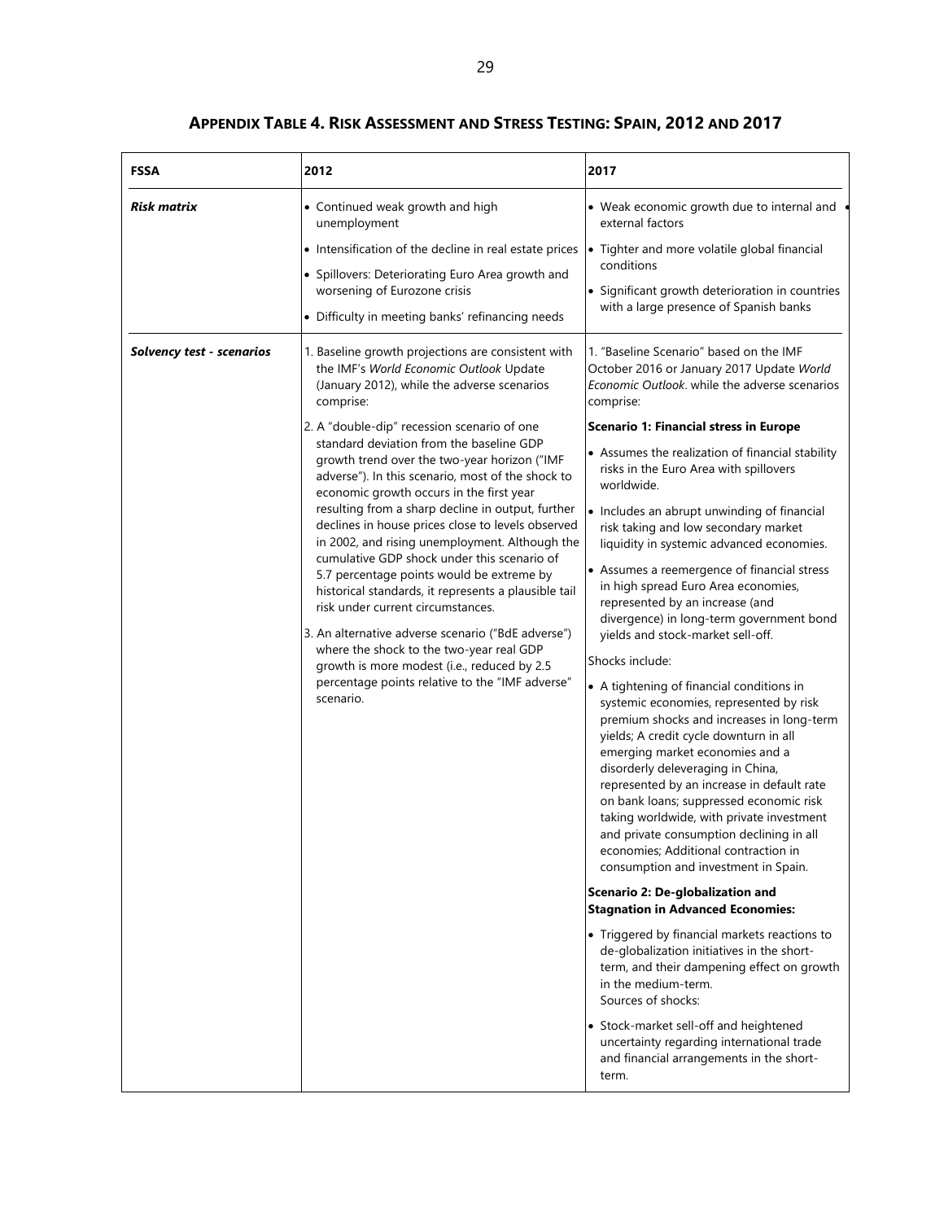# Appendix Table 4. Risk Assessment and Stress Testing: Spain, 2012 and 2017

| FSSA | 2012 | 2017 |
|---|---|---|
| ***Risk matrix*** | • Continued weak growth and high unemployment<br>• Intensification of the decline in real estate prices<br>• Spillovers: Deteriorating Euro Area growth and worsening of Eurozone crisis<br>• Difficulty in meeting banks' refinancing needs | • Weak economic growth due to internal and external factors<br>• Tighter and more volatile global financial conditions<br>• Significant growth deterioration in countries with a large presence of Spanish banks |
| ***Solvency test - scenarios*** | 1. Baseline growth projections are consistent with the IMF's *World Economic Outlook* Update (January 2012), while the adverse scenarios comprise:<br>2. A "double-dip" recession scenario of one standard deviation from the baseline GDP growth trend over the two-year horizon ("IMF adverse"). In this scenario, most of the shock to economic growth occurs in the first year resulting from a sharp decline in output, further declines in house prices close to levels observed in 2002, and rising unemployment. Although the cumulative GDP shock under this scenario of 5.7 percentage points would be extreme by historical standards, it represents a plausible tail risk under current circumstances.<br>3. An alternative adverse scenario ("BdE adverse") where the shock to the two-year real GDP growth is more modest (i.e., reduced by 2.5 percentage points relative to the "IMF adverse" scenario. | 1. "Baseline Scenario" based on the IMF October 2016 or January 2017 Update *World Economic Outlook*. while the adverse scenarios comprise:<br>**Scenario 1: Financial stress in Europe**<br>• Assumes the realization of financial stability risks in the Euro Area with spillovers worldwide.<br>• Includes an abrupt unwinding of financial risk taking and low secondary market liquidity in systemic advanced economies.<br>• Assumes a reemergence of financial stress in high spread Euro Area economies, represented by an increase (and divergence) in long-term government bond yields and stock-market sell-off.<br>Shocks include:<br>• A tightening of financial conditions in systemic economies, represented by risk premium shocks and increases in long-term yields; A credit cycle downturn in all emerging market economies and a disorderly deleveraging in China, represented by an increase in default rate on bank loans; suppressed economic risk taking worldwide, with private investment and private consumption declining in all economies; Additional contraction in consumption and investment in Spain.<br>**Scenario 2: De-globalization and Stagnation in Advanced Economies:**<br>• Triggered by financial markets reactions to de-globalization initiatives in the short-term, and their dampening effect on growth in the medium-term.<br>Sources of shocks:<br>• Stock-market sell-off and heightened uncertainty regarding international trade and financial arrangements in the short-term. |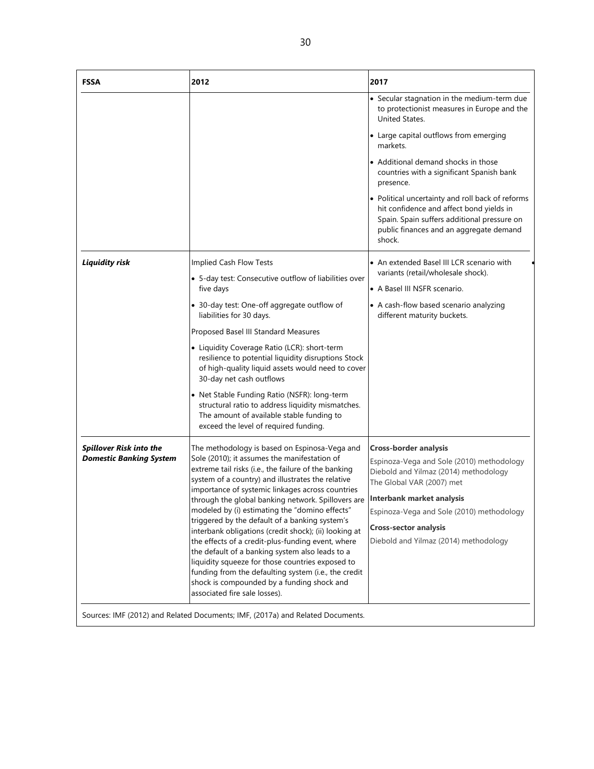| FSSA | 2012 | 2017 |
|---|---|---|
| | | • Secular stagnation in the medium-term due to protectionist measures in Europe and the United States.<br>• Large capital outflows from emerging markets.<br>• Additional demand shocks in those countries with a significant Spanish bank presence.<br>• Political uncertainty and roll back of reforms hit confidence and affect bond yields in Spain. Spain suffers additional pressure on public finances and an aggregate demand shock. |
| ***Liquidity risk*** | Implied Cash Flow Tests<br>• 5-day test: Consecutive outflow of liabilities over five days<br>• 30-day test: One-off aggregate outflow of liabilities for 30 days.<br>Proposed Basel III Standard Measures<br>• Liquidity Coverage Ratio (LCR): short-term resilience to potential liquidity disruptions Stock of high-quality liquid assets would need to cover 30-day net cash outflows<br>• Net Stable Funding Ratio (NSFR): long-term structural ratio to address liquidity mismatches. The amount of available stable funding to exceed the level of required funding. | • An extended Basel III LCR scenario with variants (retail/wholesale shock).<br>• A Basel III NSFR scenario.<br>• A cash-flow based scenario analyzing different maturity buckets. |
| ***Spillover Risk into the Domestic Banking System*** | The methodology is based on Espinosa-Vega and Sole (2010); it assumes the manifestation of extreme tail risks (i.e., the failure of the banking system of a country) and illustrates the relative importance of systemic linkages across countries through the global banking network. Spillovers are modeled by (i) estimating the "domino effects" triggered by the default of a banking system's interbank obligations (credit shock); (ii) looking at the effects of a credit-plus-funding event, where the default of a banking system also leads to a liquidity squeeze for those countries exposed to funding from the defaulting system (i.e., the credit shock is compounded by a funding shock and associated fire sale losses). | **Cross-border analysis**<br>Espinoza-Vega and Sole (2010) methodology<br>Diebold and Yilmaz (2014) methodology<br>The Global VAR (2007) met<br>**Interbank market analysis**<br>Espinoza-Vega and Sole (2010) methodology<br>**Cross-sector analysis**<br>Diebold and Yilmaz (2014) methodology |

Sources: IMF (2012) and Related Documents; IMF, (2017a) and Related Documents.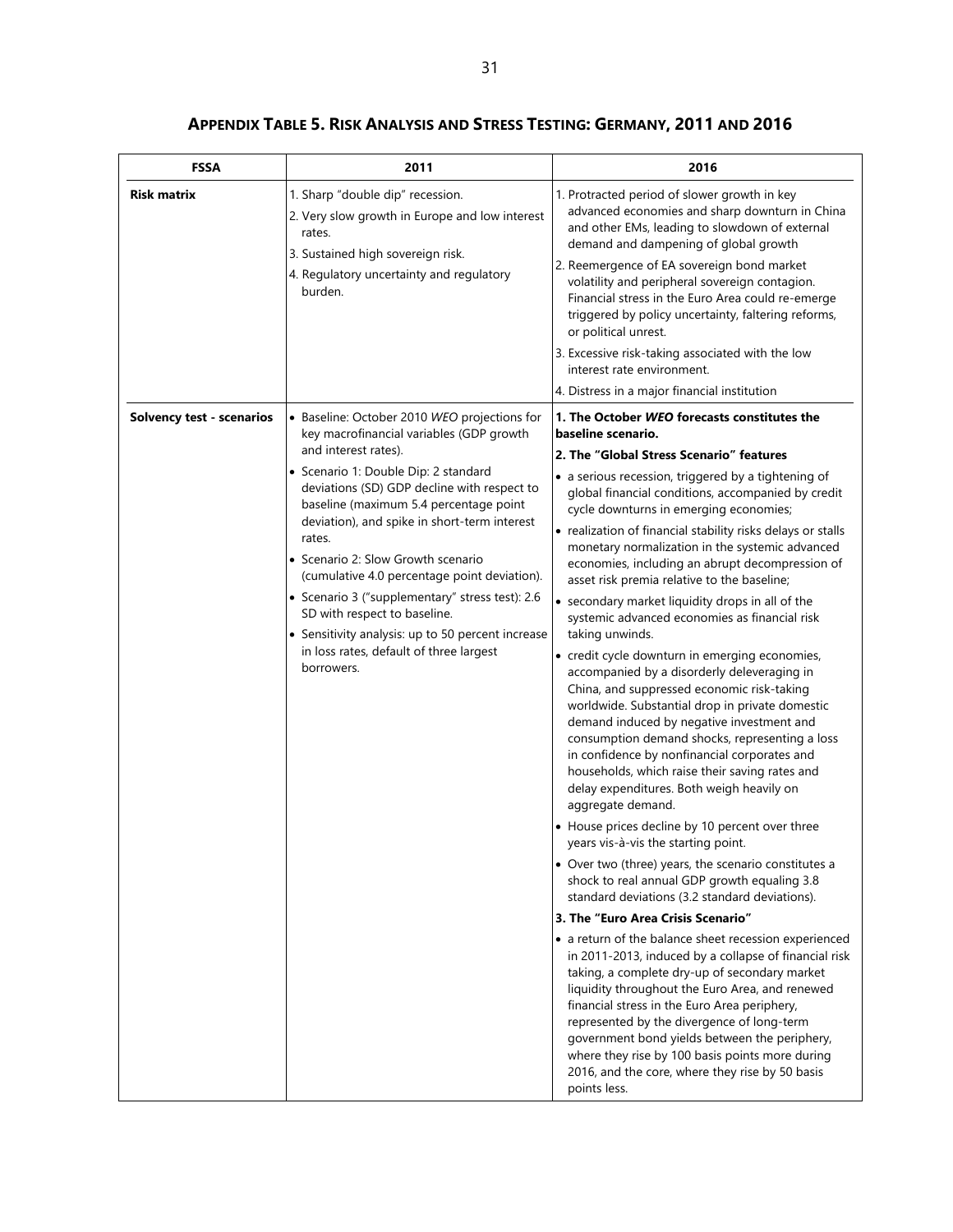## Appendix Table 5. Risk Analysis and Stress Testing: Germany, 2011 and 2016

| FSSA | 2011 | 2016 |
|---|---|---|
| **Risk matrix** | 1. Sharp "double dip" recession.<br>2. Very slow growth in Europe and low interest rates.<br>3. Sustained high sovereign risk.<br>4. Regulatory uncertainty and regulatory burden. | 1. Protracted period of slower growth in key advanced economies and sharp downturn in China and other EMs, leading to slowdown of external demand and dampening of global growth<br>2. Reemergence of EA sovereign bond market volatility and peripheral sovereign contagion. Financial stress in the Euro Area could re-emerge triggered by policy uncertainty, faltering reforms, or political unrest.<br>3. Excessive risk-taking associated with the low interest rate environment.<br>4. Distress in a major financial institution |
| **Solvency test - scenarios** | • Baseline: October 2010 *WEO* projections for key macrofinancial variables (GDP growth and interest rates).<br>• Scenario 1: Double Dip: 2 standard deviations (SD) GDP decline with respect to baseline (maximum 5.4 percentage point deviation), and spike in short-term interest rates.<br>• Scenario 2: Slow Growth scenario (cumulative 4.0 percentage point deviation).<br>• Scenario 3 ("supplementary" stress test): 2.6 SD with respect to baseline.<br>• Sensitivity analysis: up to 50 percent increase in loss rates, default of three largest borrowers. | **1. The October *WEO* forecasts constitutes the baseline scenario.**<br>**2. The "Global Stress Scenario" features**<br>• a serious recession, triggered by a tightening of global financial conditions, accompanied by credit cycle downturns in emerging economies;<br>• realization of financial stability risks delays or stalls monetary normalization in the systemic advanced economies, including an abrupt decompression of asset risk premia relative to the baseline;<br>• secondary market liquidity drops in all of the systemic advanced economies as financial risk taking unwinds.<br>• credit cycle downturn in emerging economies, accompanied by a disorderly deleveraging in China, and suppressed economic risk-taking worldwide. Substantial drop in private domestic demand induced by negative investment and consumption demand shocks, representing a loss in confidence by nonfinancial corporates and households, which raise their saving rates and delay expenditures. Both weigh heavily on aggregate demand.<br>• House prices decline by 10 percent over three years vis-à-vis the starting point.<br>• Over two (three) years, the scenario constitutes a shock to real annual GDP growth equaling 3.8 standard deviations (3.2 standard deviations).<br>**3. The "Euro Area Crisis Scenario"**<br>• a return of the balance sheet recession experienced in 2011-2013, induced by a collapse of financial risk taking, a complete dry-up of secondary market liquidity throughout the Euro Area, and renewed financial stress in the Euro Area periphery, represented by the divergence of long-term government bond yields between the periphery, where they rise by 100 basis points more during 2016, and the core, where they rise by 50 basis points less. |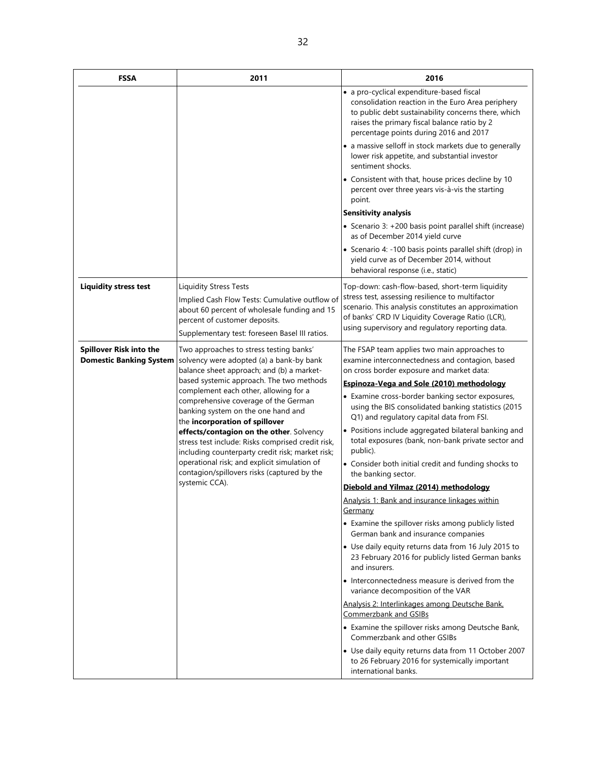| FSSA | 2011 | 2016 |
|---|---|---|
| | | • a pro-cyclical expenditure-based fiscal consolidation reaction in the Euro Area periphery to public debt sustainability concerns there, which raises the primary fiscal balance ratio by 2 percentage points during 2016 and 2017<br>• a massive selloff in stock markets due to generally lower risk appetite, and substantial investor sentiment shocks.<br>• Consistent with that, house prices decline by 10 percent over three years vis-à-vis the starting point.<br>**Sensitivity analysis**<br>• Scenario 3: +200 basis point parallel shift (increase) as of December 2014 yield curve<br>• Scenario 4: -100 basis points parallel shift (drop) in yield curve as of December 2014, without behavioral response (i.e., static) |
| **Liquidity stress test** | Liquidity Stress Tests<br>Implied Cash Flow Tests: Cumulative outflow of about 60 percent of wholesale funding and 15 percent of customer deposits.<br>Supplementary test: foreseen Basel III ratios. | Top-down: cash-flow-based, short-term liquidity stress test, assessing resilience to multifactor scenario. This analysis constitutes an approximation of banks' CRD IV Liquidity Coverage Ratio (LCR), using supervisory and regulatory reporting data. |
| **Spillover Risk into the Domestic Banking System** | Two approaches to stress testing banks' solvency were adopted (a) a bank-by bank balance sheet approach; and (b) a market-based systemic approach. The two methods complement each other, allowing for a comprehensive coverage of the German banking system on the one hand and the **incorporation of spillover effects/contagion on the other**. Solvency stress test include: Risks comprised credit risk, including counterparty credit risk; market risk; operational risk; and explicit simulation of contagion/spillovers risks (captured by the systemic CCA). | The FSAP team applies two main approaches to examine interconnectedness and contagion, based on cross border exposure and market data:<br>**Espinoza-Vega and Sole (2010) methodology**<br>• Examine cross-border banking sector exposures, using the BIS consolidated banking statistics (2015 Q1) and regulatory capital data from FSI.<br>• Positions include aggregated bilateral banking and total exposures (bank, non-bank private sector and public).<br>• Consider both initial credit and funding shocks to the banking sector.<br>**Diebold and Yilmaz (2014) methodology**<br>Analysis 1: Bank and insurance linkages within Germany<br>• Examine the spillover risks among publicly listed German bank and insurance companies<br>• Use daily equity returns data from 16 July 2015 to 23 February 2016 for publicly listed German banks and insurers.<br>• Interconnectedness measure is derived from the variance decomposition of the VAR<br>Analysis 2: Interlinkages among Deutsche Bank, Commerzbank and GSIBs<br>• Examine the spillover risks among Deutsche Bank, Commerzbank and other GSIBs<br>• Use daily equity returns data from 11 October 2007 to 26 February 2016 for systemically important international banks. |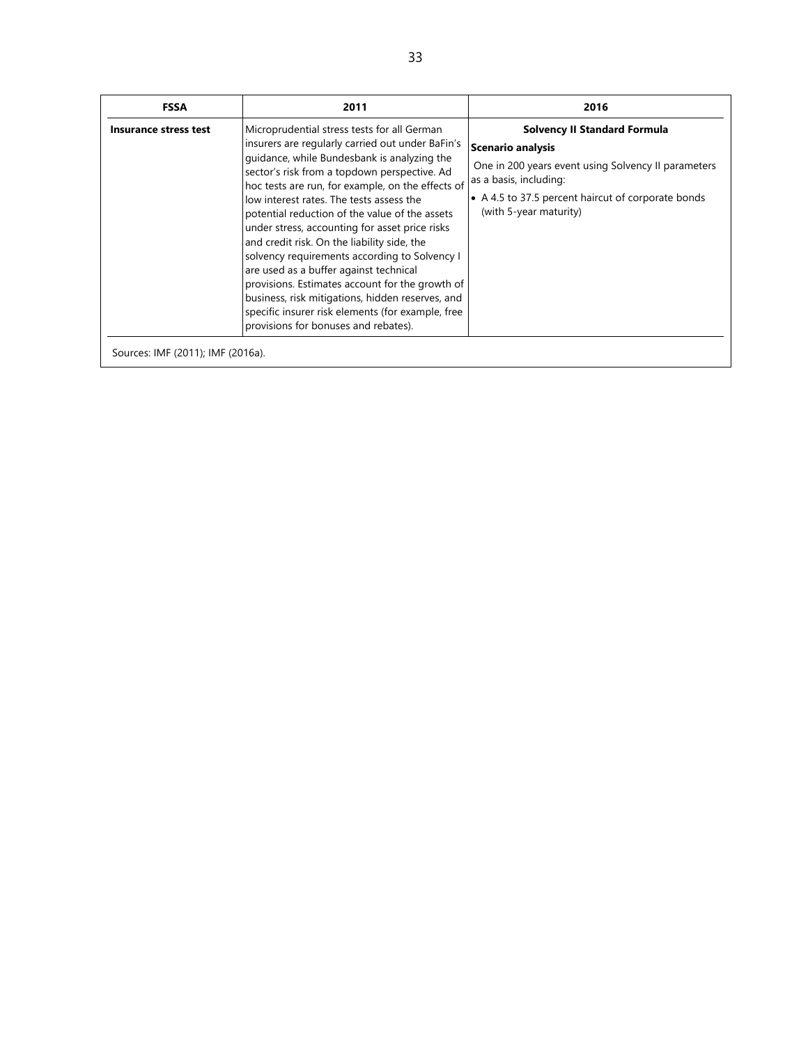| FSSA | 2011 | 2016 |
|---|---|---|
| **Insurance stress test** | Microprudential stress tests for all German insurers are regularly carried out under BaFin's guidance, while Bundesbank is analyzing the sector's risk from a topdown perspective. Ad hoc tests are run, for example, on the effects of low interest rates. The tests assess the potential reduction of the value of the assets under stress, accounting for asset price risks and credit risk. On the liability side, the solvency requirements according to Solvency I are used as a buffer against technical provisions. Estimates account for the growth of business, risk mitigations, hidden reserves, and specific insurer risk elements (for example, free provisions for bonuses and rebates). | **Solvency II Standard Formula**<br>**Scenario analysis**<br>One in 200 years event using Solvency II parameters as a basis, including:<br>• A 4.5 to 37.5 percent haircut of corporate bonds (with 5-year maturity) |

Sources: IMF (2011); IMF (2016a).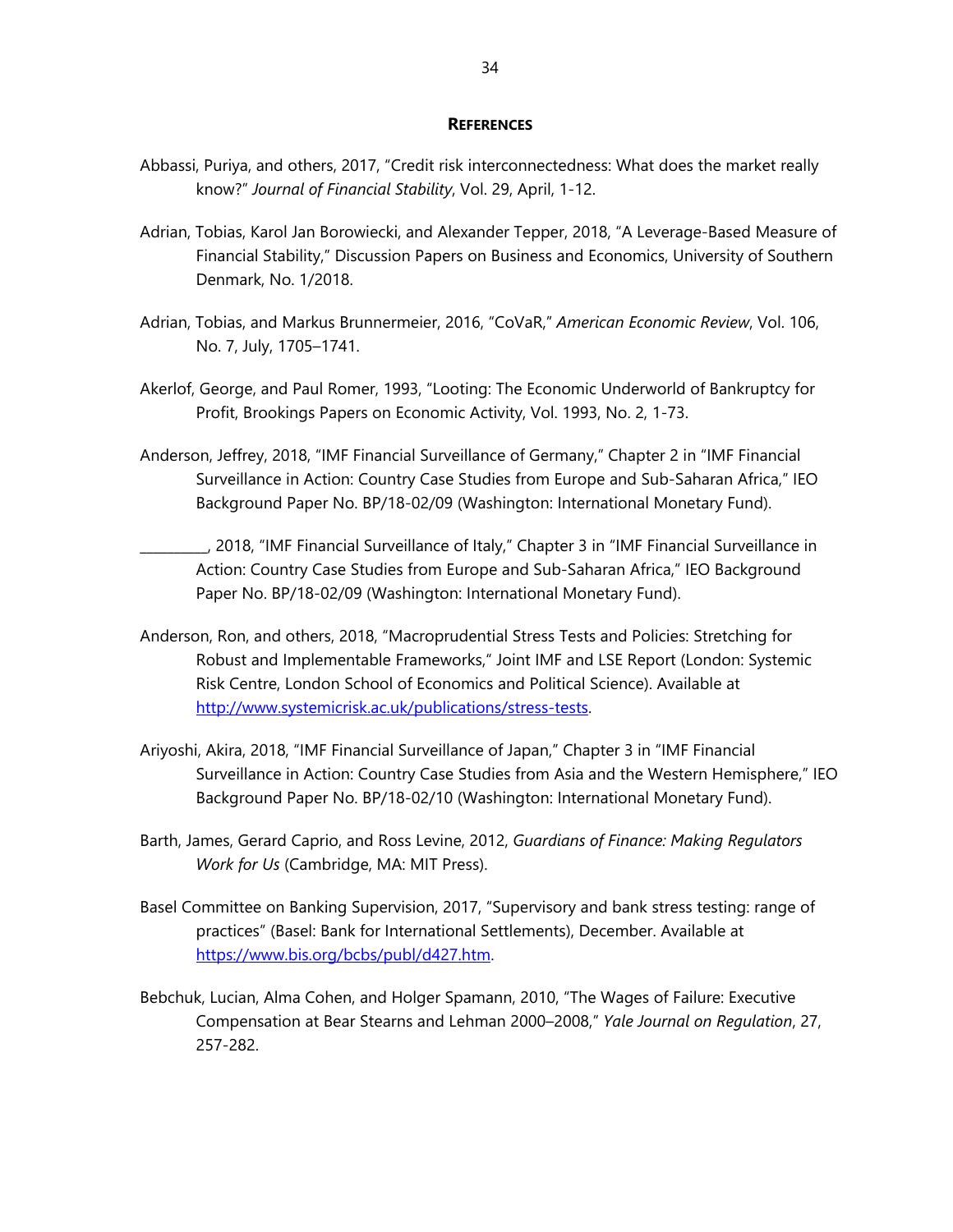## REFERENCES

Abbassi, Puriya, and others, 2017, "Credit risk interconnectedness: What does the market really know?" *Journal of Financial Stability*, Vol. 29, April, 1-12.

Adrian, Tobias, Karol Jan Borowiecki, and Alexander Tepper, 2018, "A Leverage-Based Measure of Financial Stability," Discussion Papers on Business and Economics, University of Southern Denmark, No. 1/2018.

Adrian, Tobias, and Markus Brunnermeier, 2016, "CoVaR," *American Economic Review*, Vol. 106, No. 7, July, 1705–1741.

Akerlof, George, and Paul Romer, 1993, "Looting: The Economic Underworld of Bankruptcy for Profit, Brookings Papers on Economic Activity, Vol. 1993, No. 2, 1-73.

Anderson, Jeffrey, 2018, "IMF Financial Surveillance of Germany," Chapter 2 in "IMF Financial Surveillance in Action: Country Case Studies from Europe and Sub-Saharan Africa," IEO Background Paper No. BP/18-02/09 (Washington: International Monetary Fund).

__________, 2018, "IMF Financial Surveillance of Italy," Chapter 3 in "IMF Financial Surveillance in Action: Country Case Studies from Europe and Sub-Saharan Africa," IEO Background Paper No. BP/18-02/09 (Washington: International Monetary Fund).

Anderson, Ron, and others, 2018, "Macroprudential Stress Tests and Policies: Stretching for Robust and Implementable Frameworks," Joint IMF and LSE Report (London: Systemic Risk Centre, London School of Economics and Political Science). Available at http://www.systemicrisk.ac.uk/publications/stress-tests.

Ariyoshi, Akira, 2018, "IMF Financial Surveillance of Japan," Chapter 3 in "IMF Financial Surveillance in Action: Country Case Studies from Asia and the Western Hemisphere," IEO Background Paper No. BP/18-02/10 (Washington: International Monetary Fund).

Barth, James, Gerard Caprio, and Ross Levine, 2012, *Guardians of Finance: Making Regulators Work for Us* (Cambridge, MA: MIT Press).

Basel Committee on Banking Supervision, 2017, "Supervisory and bank stress testing: range of practices" (Basel: Bank for International Settlements), December. Available at https://www.bis.org/bcbs/publ/d427.htm.

Bebchuk, Lucian, Alma Cohen, and Holger Spamann, 2010, "The Wages of Failure: Executive Compensation at Bear Stearns and Lehman 2000–2008," *Yale Journal on Regulation*, 27, 257-282.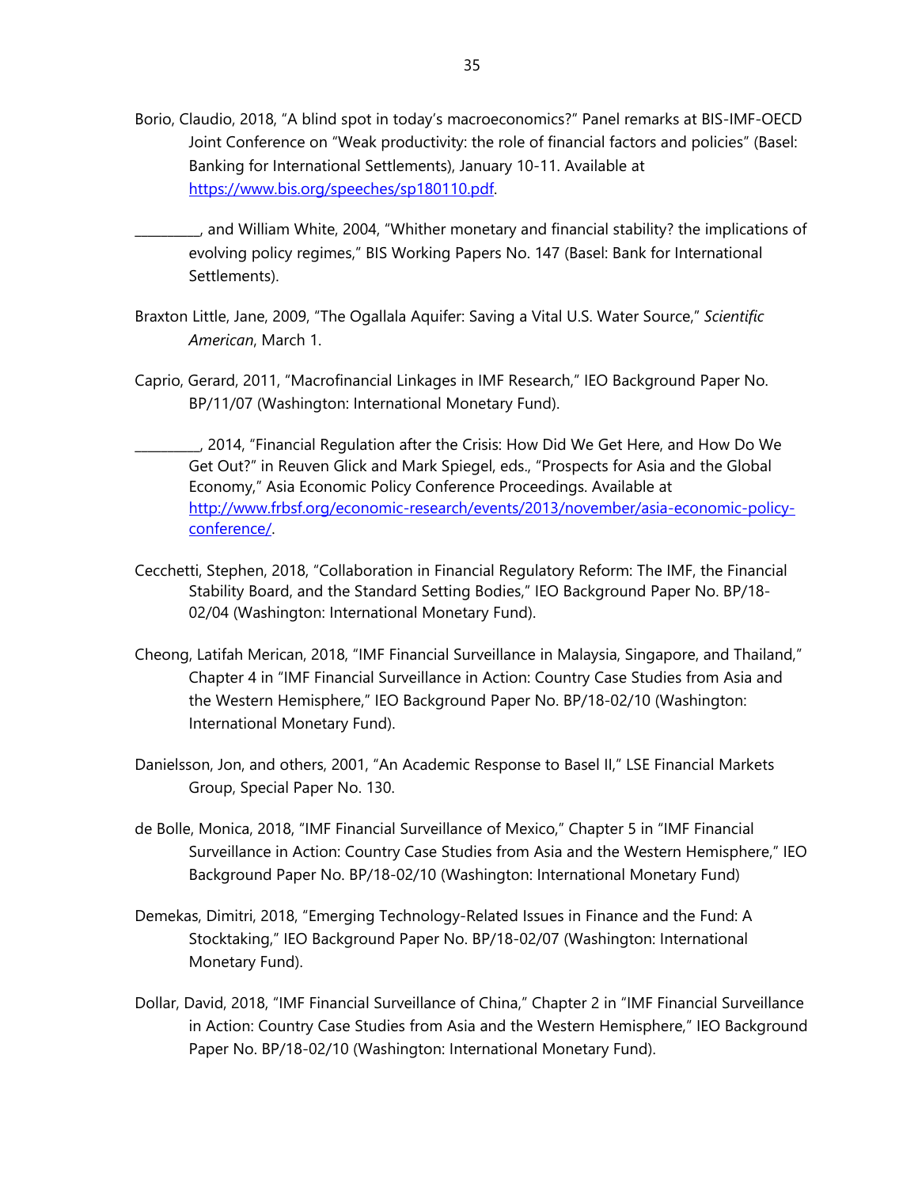Borio, Claudio, 2018, "A blind spot in today's macroeconomics?" Panel remarks at BIS-IMF-OECD Joint Conference on "Weak productivity: the role of financial factors and policies" (Basel: Banking for International Settlements), January 10-11. Available at [https://www.bis.org/speeches/sp180110.pdf](https://www.bis.org/speeches/sp180110.pdf).

__________, and William White, 2004, "Whither monetary and financial stability? the implications of evolving policy regimes," BIS Working Papers No. 147 (Basel: Bank for International Settlements).

Braxton Little, Jane, 2009, "The Ogallala Aquifer: Saving a Vital U.S. Water Source," *Scientific American*, March 1.

Caprio, Gerard, 2011, "Macrofinancial Linkages in IMF Research," IEO Background Paper No. BP/11/07 (Washington: International Monetary Fund).

__________, 2014, "Financial Regulation after the Crisis: How Did We Get Here, and How Do We Get Out?" in Reuven Glick and Mark Spiegel, eds., "Prospects for Asia and the Global Economy," Asia Economic Policy Conference Proceedings. Available at [http://www.frbsf.org/economic-research/events/2013/november/asia-economic-policy-conference/](http://www.frbsf.org/economic-research/events/2013/november/asia-economic-policy-conference/).

Cecchetti, Stephen, 2018, "Collaboration in Financial Regulatory Reform: The IMF, the Financial Stability Board, and the Standard Setting Bodies," IEO Background Paper No. BP/18-02/04 (Washington: International Monetary Fund).

Cheong, Latifah Merican, 2018, "IMF Financial Surveillance in Malaysia, Singapore, and Thailand," Chapter 4 in "IMF Financial Surveillance in Action: Country Case Studies from Asia and the Western Hemisphere," IEO Background Paper No. BP/18-02/10 (Washington: International Monetary Fund).

Danielsson, Jon, and others, 2001, "An Academic Response to Basel II," LSE Financial Markets Group, Special Paper No. 130.

de Bolle, Monica, 2018, "IMF Financial Surveillance of Mexico," Chapter 5 in "IMF Financial Surveillance in Action: Country Case Studies from Asia and the Western Hemisphere," IEO Background Paper No. BP/18-02/10 (Washington: International Monetary Fund)

Demekas, Dimitri, 2018, "Emerging Technology-Related Issues in Finance and the Fund: A Stocktaking," IEO Background Paper No. BP/18-02/07 (Washington: International Monetary Fund).

Dollar, David, 2018, "IMF Financial Surveillance of China," Chapter 2 in "IMF Financial Surveillance in Action: Country Case Studies from Asia and the Western Hemisphere," IEO Background Paper No. BP/18-02/10 (Washington: International Monetary Fund).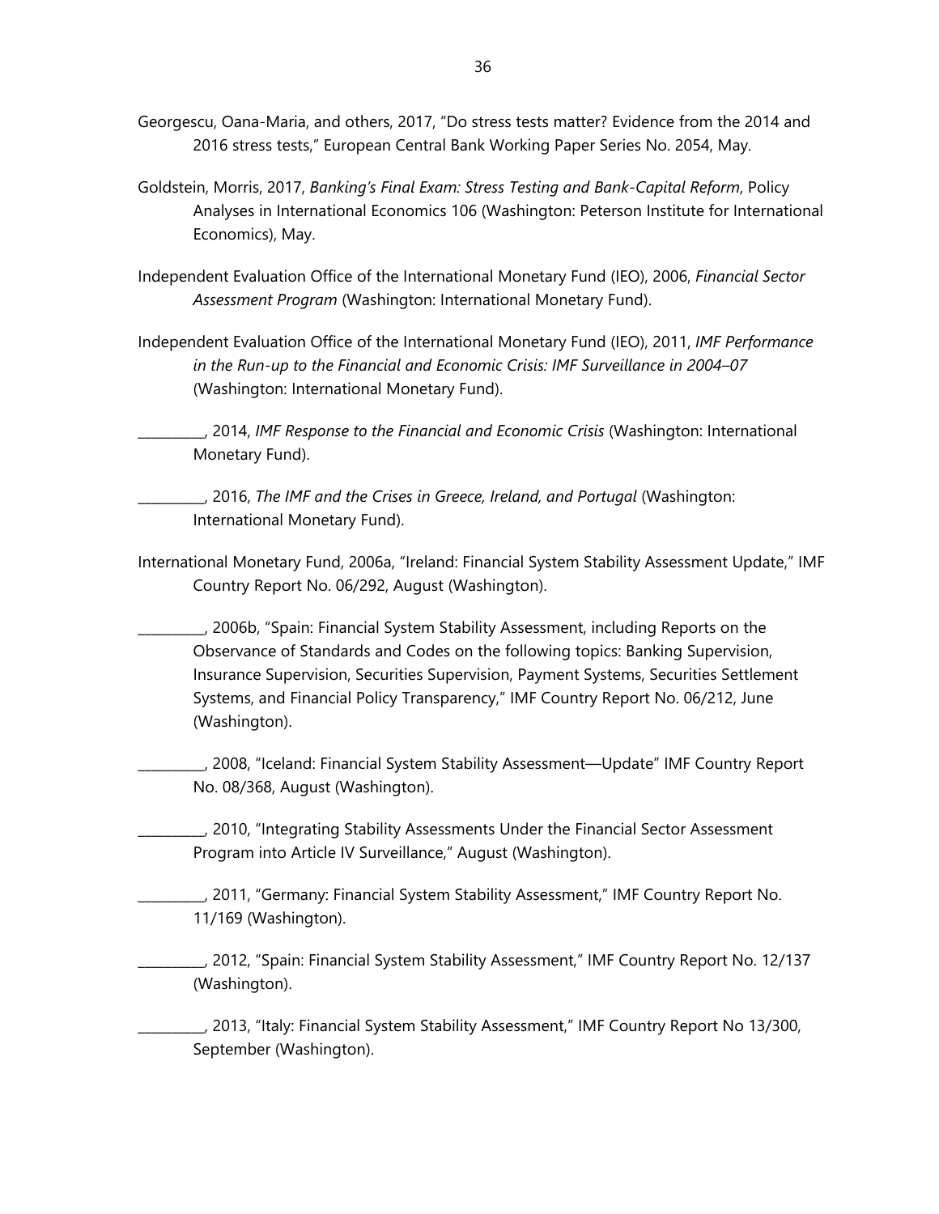Georgescu, Oana-Maria, and others, 2017, "Do stress tests matter? Evidence from the 2014 and 2016 stress tests," European Central Bank Working Paper Series No. 2054, May.

Goldstein, Morris, 2017, *Banking's Final Exam: Stress Testing and Bank-Capital Reform*, Policy Analyses in International Economics 106 (Washington: Peterson Institute for International Economics), May.

Independent Evaluation Office of the International Monetary Fund (IEO), 2006, *Financial Sector Assessment Program* (Washington: International Monetary Fund).

Independent Evaluation Office of the International Monetary Fund (IEO), 2011, *IMF Performance in the Run-up to the Financial and Economic Crisis: IMF Surveillance in 2004–07* (Washington: International Monetary Fund).

__________, 2014, *IMF Response to the Financial and Economic Crisis* (Washington: International Monetary Fund).

__________, 2016, *The IMF and the Crises in Greece, Ireland, and Portugal* (Washington: International Monetary Fund).

International Monetary Fund, 2006a, "Ireland: Financial System Stability Assessment Update," IMF Country Report No. 06/292, August (Washington).

__________, 2006b, "Spain: Financial System Stability Assessment, including Reports on the Observance of Standards and Codes on the following topics: Banking Supervision, Insurance Supervision, Securities Supervision, Payment Systems, Securities Settlement Systems, and Financial Policy Transparency," IMF Country Report No. 06/212, June (Washington).

__________, 2008, "Iceland: Financial System Stability Assessment—Update" IMF Country Report No. 08/368, August (Washington).

__________, 2010, "Integrating Stability Assessments Under the Financial Sector Assessment Program into Article IV Surveillance," August (Washington).

__________, 2011, "Germany: Financial System Stability Assessment," IMF Country Report No. 11/169 (Washington).

__________, 2012, "Spain: Financial System Stability Assessment," IMF Country Report No. 12/137 (Washington).

__________, 2013, "Italy: Financial System Stability Assessment," IMF Country Report No 13/300, September (Washington).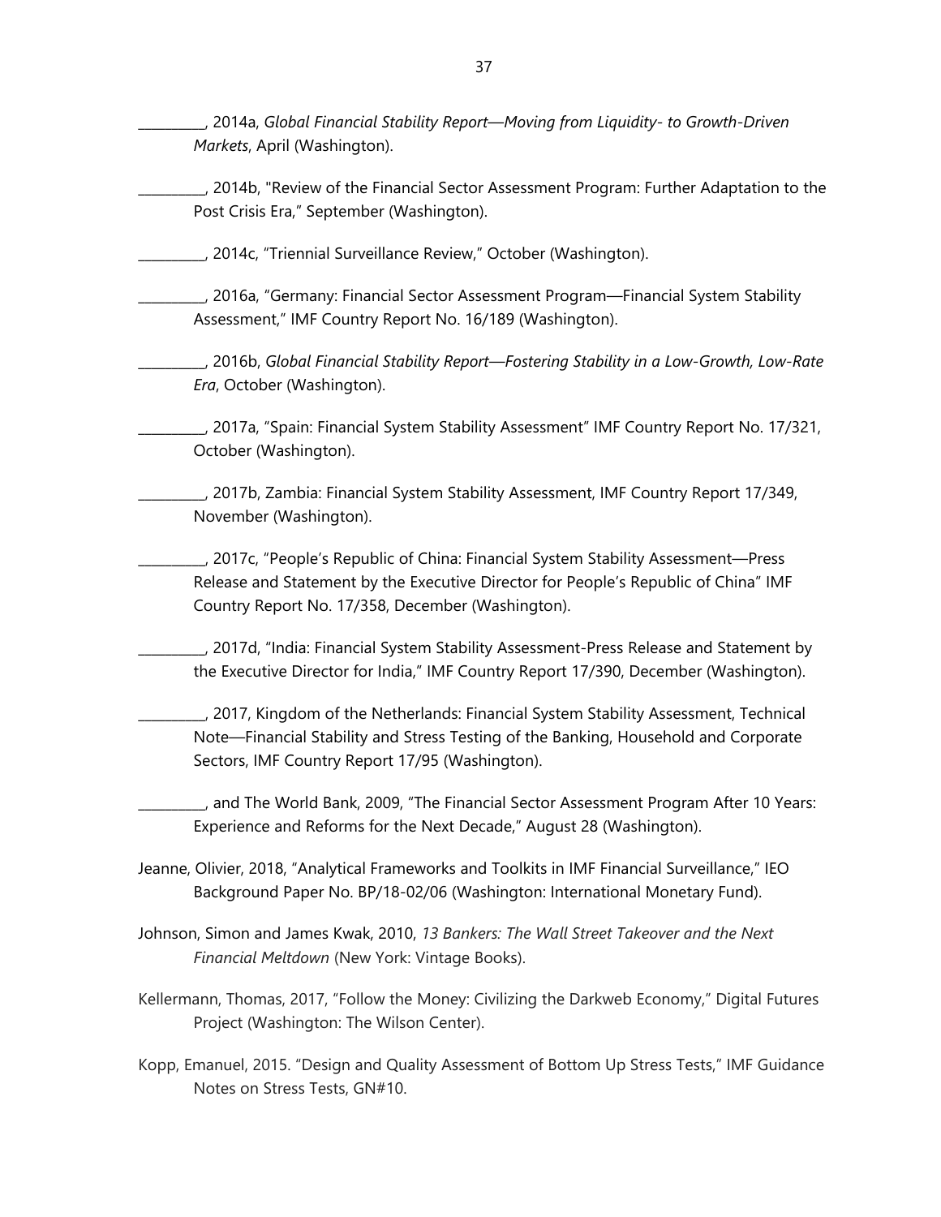__________, 2014a, *Global Financial Stability Report—Moving from Liquidity- to Growth-Driven Markets*, April (Washington).

__________, 2014b, "Review of the Financial Sector Assessment Program: Further Adaptation to the Post Crisis Era," September (Washington).

__________, 2014c, "Triennial Surveillance Review," October (Washington).

__________, 2016a, "Germany: Financial Sector Assessment Program—Financial System Stability Assessment," IMF Country Report No. 16/189 (Washington).

__________, 2016b, *Global Financial Stability Report—Fostering Stability in a Low-Growth, Low-Rate Era*, October (Washington).

__________, 2017a, "Spain: Financial System Stability Assessment" IMF Country Report No. 17/321, October (Washington).

__________, 2017b, Zambia: Financial System Stability Assessment, IMF Country Report 17/349, November (Washington).

__________, 2017c, "People's Republic of China: Financial System Stability Assessment—Press Release and Statement by the Executive Director for People's Republic of China" IMF Country Report No. 17/358, December (Washington).

__________, 2017d, "India: Financial System Stability Assessment-Press Release and Statement by the Executive Director for India," IMF Country Report 17/390, December (Washington).

__________, 2017, Kingdom of the Netherlands: Financial System Stability Assessment, Technical Note—Financial Stability and Stress Testing of the Banking, Household and Corporate Sectors, IMF Country Report 17/95 (Washington).

__________, and The World Bank, 2009, "The Financial Sector Assessment Program After 10 Years: Experience and Reforms for the Next Decade," August 28 (Washington).

Jeanne, Olivier, 2018, "Analytical Frameworks and Toolkits in IMF Financial Surveillance," IEO Background Paper No. BP/18-02/06 (Washington: International Monetary Fund).

Johnson, Simon and James Kwak, 2010, *13 Bankers: The Wall Street Takeover and the Next Financial Meltdown* (New York: Vintage Books).

Kellermann, Thomas, 2017, "Follow the Money: Civilizing the Darkweb Economy," Digital Futures Project (Washington: The Wilson Center).

Kopp, Emanuel, 2015. "Design and Quality Assessment of Bottom Up Stress Tests," IMF Guidance Notes on Stress Tests, GN#10.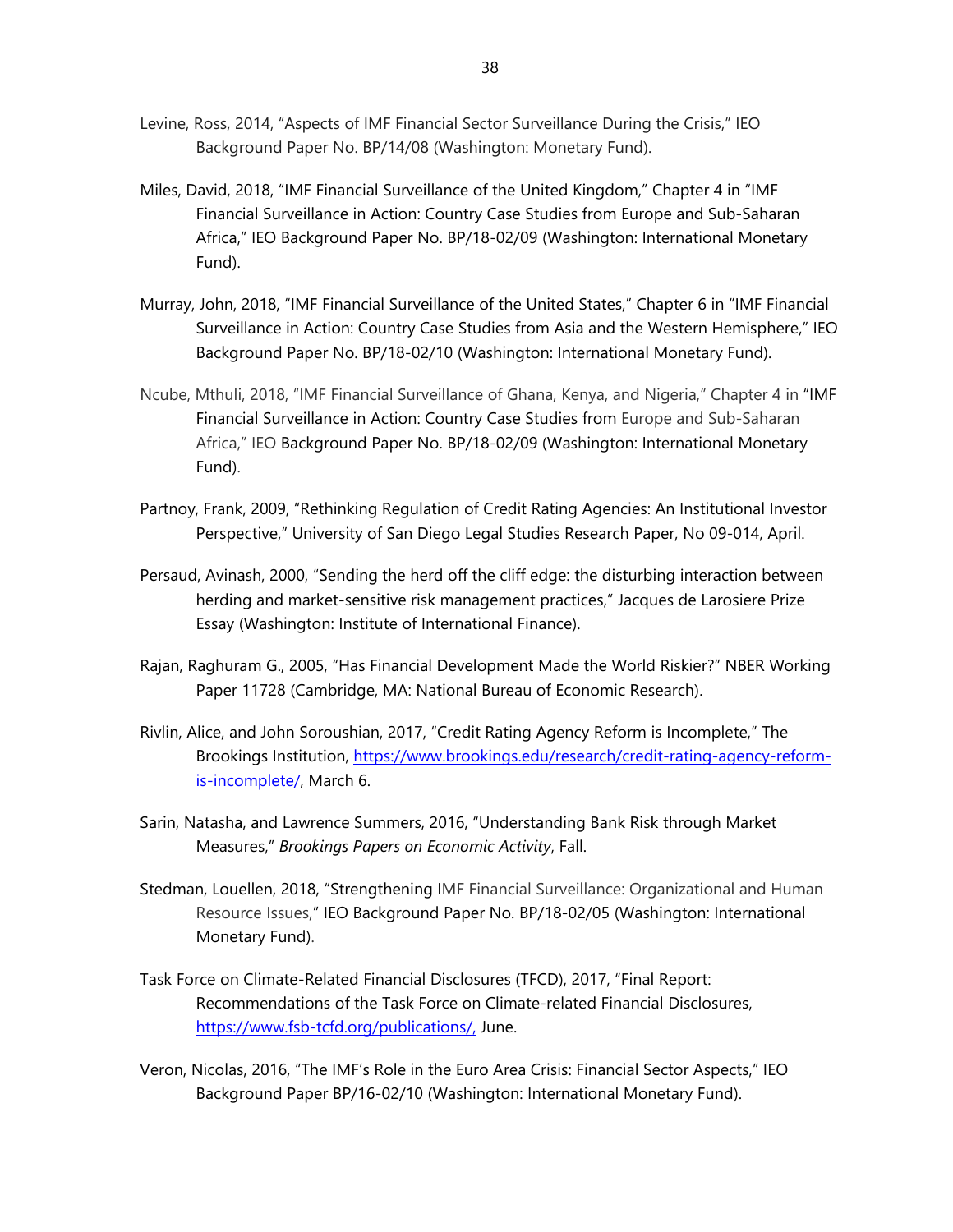Levine, Ross, 2014, "Aspects of IMF Financial Sector Surveillance During the Crisis," IEO Background Paper No. BP/14/08 (Washington: Monetary Fund).

Miles, David, 2018, "IMF Financial Surveillance of the United Kingdom," Chapter 4 in "IMF Financial Surveillance in Action: Country Case Studies from Europe and Sub-Saharan Africa," IEO Background Paper No. BP/18-02/09 (Washington: International Monetary Fund).

Murray, John, 2018, "IMF Financial Surveillance of the United States," Chapter 6 in "IMF Financial Surveillance in Action: Country Case Studies from Asia and the Western Hemisphere," IEO Background Paper No. BP/18-02/10 (Washington: International Monetary Fund).

Ncube, Mthuli, 2018, "IMF Financial Surveillance of Ghana, Kenya, and Nigeria," Chapter 4 in "IMF Financial Surveillance in Action: Country Case Studies from Europe and Sub-Saharan Africa," IEO Background Paper No. BP/18-02/09 (Washington: International Monetary Fund).

Partnoy, Frank, 2009, "Rethinking Regulation of Credit Rating Agencies: An Institutional Investor Perspective," University of San Diego Legal Studies Research Paper, No 09-014, April.

Persaud, Avinash, 2000, "Sending the herd off the cliff edge: the disturbing interaction between herding and market-sensitive risk management practices," Jacques de Larosiere Prize Essay (Washington: Institute of International Finance).

Rajan, Raghuram G., 2005, "Has Financial Development Made the World Riskier?" NBER Working Paper 11728 (Cambridge, MA: National Bureau of Economic Research).

Rivlin, Alice, and John Soroushian, 2017, "Credit Rating Agency Reform is Incomplete," The Brookings Institution, https://www.brookings.edu/research/credit-rating-agency-reform-is-incomplete/, March 6.

Sarin, Natasha, and Lawrence Summers, 2016, "Understanding Bank Risk through Market Measures," *Brookings Papers on Economic Activity*, Fall.

Stedman, Louellen, 2018, "Strengthening IMF Financial Surveillance: Organizational and Human Resource Issues," IEO Background Paper No. BP/18-02/05 (Washington: International Monetary Fund).

Task Force on Climate-Related Financial Disclosures (TFCD), 2017, "Final Report: Recommendations of the Task Force on Climate-related Financial Disclosures, https://www.fsb-tcfd.org/publications/, June.

Veron, Nicolas, 2016, "The IMF's Role in the Euro Area Crisis: Financial Sector Aspects," IEO Background Paper BP/16-02/10 (Washington: International Monetary Fund).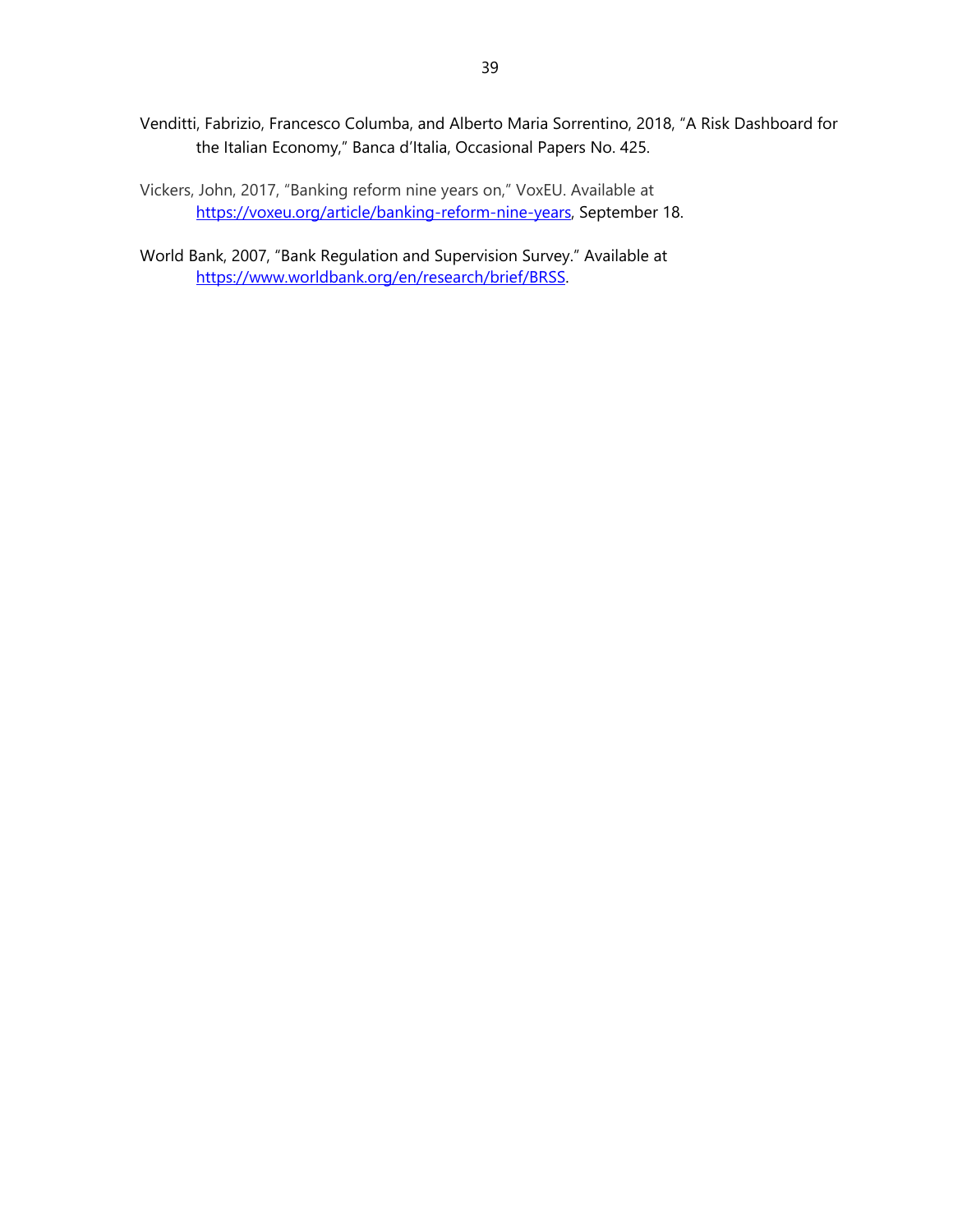Venditti, Fabrizio, Francesco Columba, and Alberto Maria Sorrentino, 2018, "A Risk Dashboard for the Italian Economy," Banca d'Italia, Occasional Papers No. 425.

Vickers, John, 2017, "Banking reform nine years on," VoxEU. Available at https://voxeu.org/article/banking-reform-nine-years, September 18.

World Bank, 2007, "Bank Regulation and Supervision Survey." Available at https://www.worldbank.org/en/research/brief/BRSS.